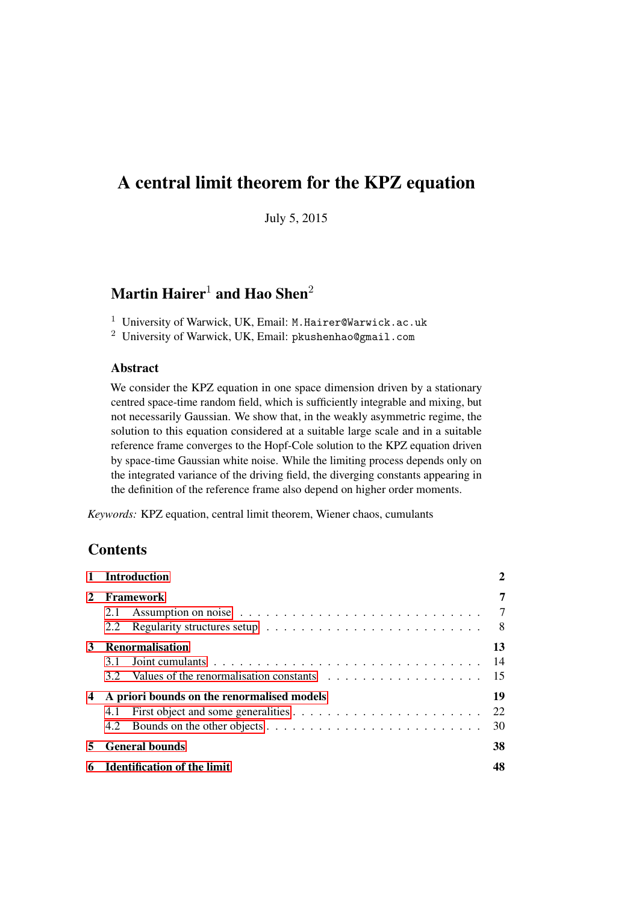# A central limit theorem for the KPZ equation

July 5, 2015

## Martin Hairer[1] and Hao Shen[2]

[1] University of Warwick, UK, Email: `M.Hairer@Warwick.ac.uk`
[2] University of Warwick, UK, Email: `pkushenhao@gmail.com`

### Abstract

We consider the KPZ equation in one space dimension driven by a stationary centred space-time random field, which is sufficiently integrable and mixing, but not necessarily Gaussian. We show that, in the weakly asymmetric regime, the solution to this equation considered at a suitable large scale and in a suitable reference frame converges to the Hopf-Cole solution to the KPZ equation driven by space-time Gaussian white noise. While the limiting process depends only on the integrated variance of the driving field, the diverging constants appearing in the definition of the reference frame also depend on higher order moments.

*Keywords:* KPZ equation, central limit theorem, Wiener chaos, cumulants

## Contents

| | |
|---|---|
| **1 Introduction** | **2** |
| **2 Framework** | **7** |
| 2.1 Assumption on noise | 7 |
| 2.2 Regularity structures setup | 8 |
| **3 Renormalisation** | **13** |
| 3.1 Joint cumulants | 14 |
| 3.2 Values of the renormalisation constants | 15 |
| **4 A priori bounds on the renormalised models** | **19** |
| 4.1 First object and some generalities | 22 |
| 4.2 Bounds on the other objects | 30 |
| **5 General bounds** | **38** |
| **6 Identification of the limit** | **48** |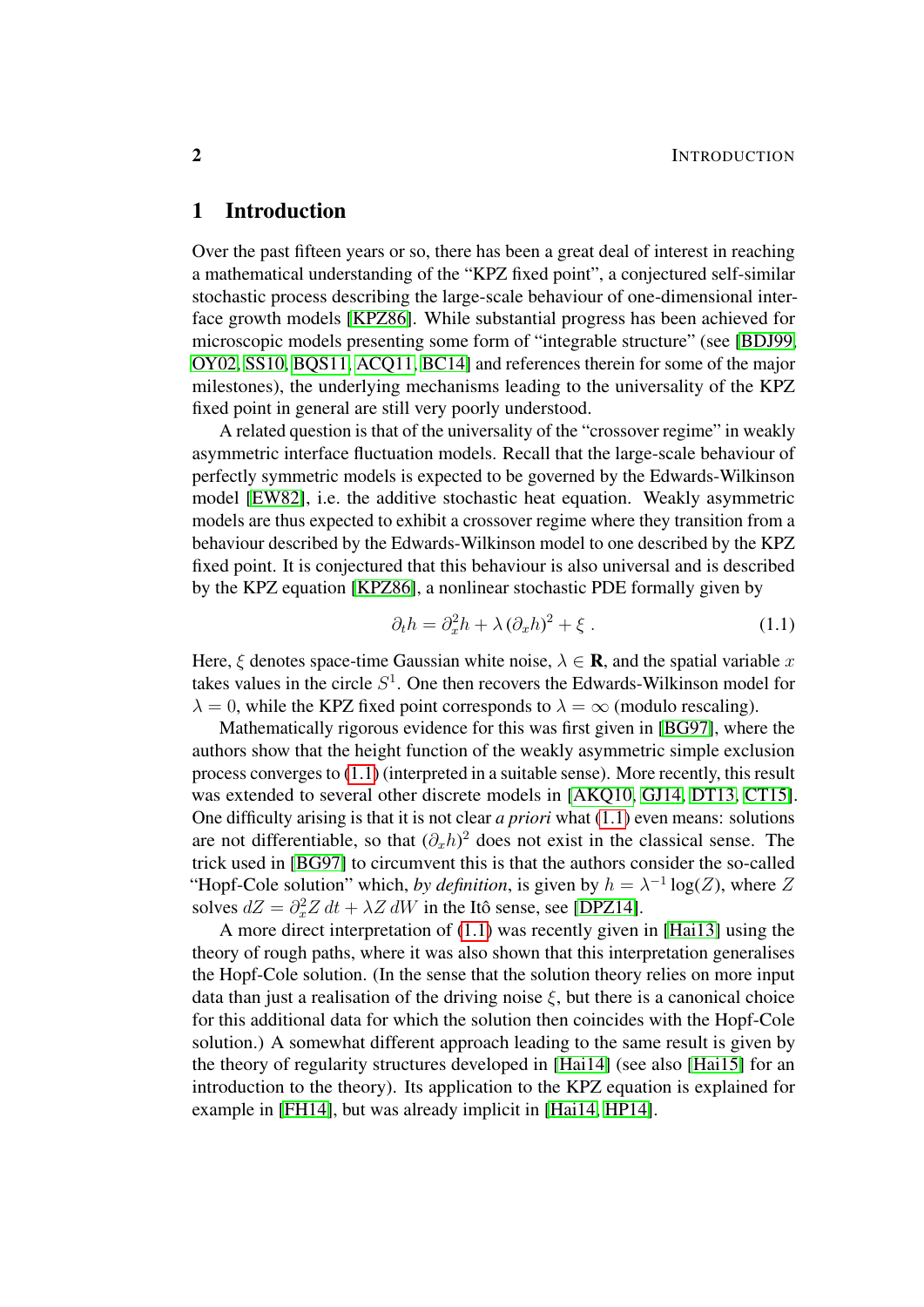# 1 Introduction

Over the past fifteen years or so, there has been a great deal of interest in reaching a mathematical understanding of the "KPZ fixed point", a conjectured self-similar stochastic process describing the large-scale behaviour of one-dimensional interface growth models [KPZ86]. While substantial progress has been achieved for microscopic models presenting some form of "integrable structure" (see [BDJ99, OY02, SS10, BQS11, ACQ11, BC14] and references therein for some of the major milestones), the underlying mechanisms leading to the universality of the KPZ fixed point in general are still very poorly understood.

A related question is that of the universality of the "crossover regime" in weakly asymmetric interface fluctuation models. Recall that the large-scale behaviour of perfectly symmetric models is expected to be governed by the Edwards-Wilkinson model [EW82], i.e. the additive stochastic heat equation. Weakly asymmetric models are thus expected to exhibit a crossover regime where they transition from a behaviour described by the Edwards-Wilkinson model to one described by the KPZ fixed point. It is conjectured that this behaviour is also universal and is described by the KPZ equation [KPZ86], a nonlinear stochastic PDE formally given by

$$\partial_t h = \partial_x^2 h + \lambda (\partial_x h)^2 + \xi \;. \tag{1.1}$$

Here, $\xi$ denotes space-time Gaussian white noise, $\lambda \in \mathbf{R}$, and the spatial variable $x$ takes values in the circle $S^1$. One then recovers the Edwards-Wilkinson model for $\lambda = 0$, while the KPZ fixed point corresponds to $\lambda = \infty$ (modulo rescaling).

Mathematically rigorous evidence for this was first given in [BG97], where the authors show that the height function of the weakly asymmetric simple exclusion process converges to (1.1) (interpreted in a suitable sense). More recently, this result was extended to several other discrete models in [AKQ10, GJ14, DT13, CT15]. One difficulty arising is that it is not clear *a priori* what (1.1) even means: solutions are not differentiable, so that $(\partial_x h)^2$ does not exist in the classical sense. The trick used in [BG97] to circumvent this is that the authors consider the so-called "Hopf-Cole solution" which, *by definition*, is given by $h = \lambda^{-1} \log(Z)$, where $Z$ solves $dZ = \partial_x^2 Z\, dt + \lambda Z\, dW$ in the Itô sense, see [DPZ14].

A more direct interpretation of (1.1) was recently given in [Hai13] using the theory of rough paths, where it was also shown that this interpretation generalises the Hopf-Cole solution. (In the sense that the solution theory relies on more input data than just a realisation of the driving noise $\xi$, but there is a canonical choice for this additional data for which the solution then coincides with the Hopf-Cole solution.) A somewhat different approach leading to the same result is given by the theory of regularity structures developed in [Hai14] (see also [Hai15] for an introduction to the theory). Its application to the KPZ equation is explained for example in [FH14], but was already implicit in [Hai14, HP14].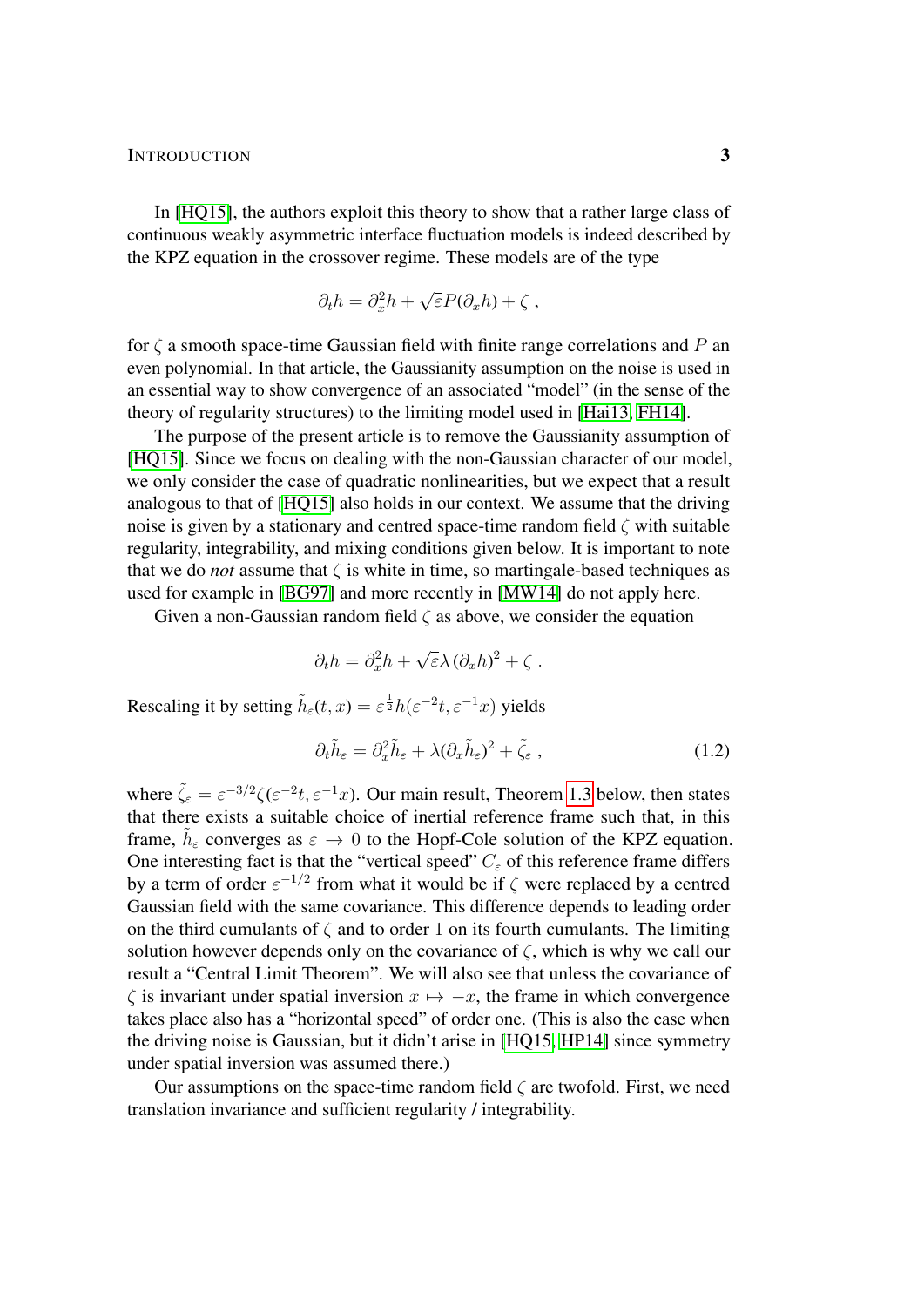In [HQ15], the authors exploit this theory to show that a rather large class of continuous weakly asymmetric interface fluctuation models is indeed described by the KPZ equation in the crossover regime. These models are of the type

$$\partial_t h = \partial_x^2 h + \sqrt{\varepsilon} P(\partial_x h) + \zeta ,$$

for $\zeta$ a smooth space-time Gaussian field with finite range correlations and $P$ an even polynomial. In that article, the Gaussianity assumption on the noise is used in an essential way to show convergence of an associated "model" (in the sense of the theory of regularity structures) to the limiting model used in [Hai13, FH14].

The purpose of the present article is to remove the Gaussianity assumption of [HQ15]. Since we focus on dealing with the non-Gaussian character of our model, we only consider the case of quadratic nonlinearities, but we expect that a result analogous to that of [HQ15] also holds in our context. We assume that the driving noise is given by a stationary and centred space-time random field $\zeta$ with suitable regularity, integrability, and mixing conditions given below. It is important to note that we do *not* assume that $\zeta$ is white in time, so martingale-based techniques as used for example in [BG97] and more recently in [MW14] do not apply here.

Given a non-Gaussian random field $\zeta$ as above, we consider the equation

$$\partial_t h = \partial_x^2 h + \sqrt{\varepsilon}\lambda\,(\partial_x h)^2 + \zeta .$$

Rescaling it by setting $\tilde{h}_\varepsilon(t,x) = \varepsilon^{\frac{1}{2}} h(\varepsilon^{-2}t, \varepsilon^{-1}x)$ yields

$$\partial_t \tilde{h}_\varepsilon = \partial_x^2 \tilde{h}_\varepsilon + \lambda(\partial_x \tilde{h}_\varepsilon)^2 + \tilde{\zeta}_\varepsilon , \tag{1.2}$$

where $\tilde{\zeta}_\varepsilon = \varepsilon^{-3/2}\zeta(\varepsilon^{-2}t, \varepsilon^{-1}x)$. Our main result, Theorem 1.3 below, then states that there exists a suitable choice of inertial reference frame such that, in this frame, $\tilde{h}_\varepsilon$ converges as $\varepsilon \to 0$ to the Hopf-Cole solution of the KPZ equation. One interesting fact is that the "vertical speed" $C_\varepsilon$ of this reference frame differs by a term of order $\varepsilon^{-1/2}$ from what it would be if $\zeta$ were replaced by a centred Gaussian field with the same covariance. This difference depends to leading order on the third cumulants of $\zeta$ and to order $1$ on its fourth cumulants. The limiting solution however depends only on the covariance of $\zeta$, which is why we call our result a "Central Limit Theorem". We will also see that unless the covariance of $\zeta$ is invariant under spatial inversion $x \mapsto -x$, the frame in which convergence takes place also has a "horizontal speed" of order one. (This is also the case when the driving noise is Gaussian, but it didn't arise in [HQ15, HP14] since symmetry under spatial inversion was assumed there.)

Our assumptions on the space-time random field $\zeta$ are twofold. First, we need translation invariance and sufficient regularity / integrability.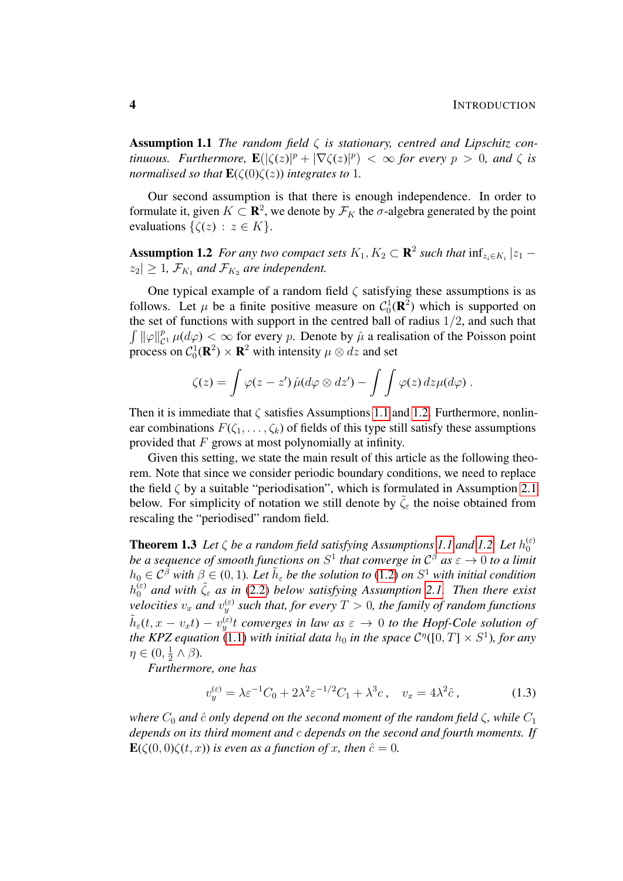**Assumption 1.1** *The random field $\zeta$ is stationary, centred and Lipschitz continuous. Furthermore, $\mathbf{E}(|\zeta(z)|^p + |\nabla\zeta(z)|^p) < \infty$ for every $p > 0$, and $\zeta$ is normalised so that $\mathbf{E}(\zeta(0)\zeta(z))$ integrates to $1$.*

Our second assumption is that there is enough independence. In order to formulate it, given $K \subset \mathbf{R}^2$, we denote by $\mathcal{F}_K$ the $\sigma$-algebra generated by the point evaluations $\{\zeta(z) : z \in K\}$.

**Assumption 1.2** *For any two compact sets $K_1, K_2 \subset \mathbf{R}^2$ such that $\inf_{z_i \in K_i} |z_1 - z_2| \geq 1$, $\mathcal{F}_{K_1}$ and $\mathcal{F}_{K_2}$ are independent.*

One typical example of a random field $\zeta$ satisfying these assumptions is as follows. Let $\mu$ be a finite positive measure on $\mathcal{C}_0^1(\mathbf{R}^2)$ which is supported on the set of functions with support in the centred ball of radius $1/2$, and such that $\int \|\varphi\|_{\mathcal{C}^1}^p \,\mu(d\varphi) < \infty$ for every $p$. Denote by $\hat{\mu}$ a realisation of the Poisson point process on $\mathcal{C}_0^1(\mathbf{R}^2) \times \mathbf{R}^2$ with intensity $\mu \otimes dz$ and set

$$\zeta(z) = \int \varphi(z - z')\, \hat{\mu}(d\varphi \otimes dz') - \int \int \varphi(z)\, dz \mu(d\varphi)\,.$$

Then it is immediate that $\zeta$ satisfies Assumptions 1.1 and 1.2. Furthermore, nonlinear combinations $F(\zeta_1, \ldots, \zeta_k)$ of fields of this type still satisfy these assumptions provided that $F$ grows at most polynomially at infinity.

Given this setting, we state the main result of this article as the following theorem. Note that since we consider periodic boundary conditions, we need to replace the field $\zeta$ by a suitable "periodisation", which is formulated in Assumption 2.1 below. For simplicity of notation we still denote by $\tilde{\zeta}_\varepsilon$ the noise obtained from rescaling the "periodised" random field.

**Theorem 1.3** *Let $\zeta$ be a random field satisfying Assumptions 1.1 and 1.2. Let $h_0^{(\varepsilon)}$ be a sequence of smooth functions on $S^1$ that converge in $\mathcal{C}^\beta$ as $\varepsilon \to 0$ to a limit $h_0 \in \mathcal{C}^\beta$ with $\beta \in (0, 1)$. Let $\tilde{h}_\varepsilon$ be the solution to (1.2) on $S^1$ with initial condition $h_0^{(\varepsilon)}$ and with $\tilde{\zeta}_\varepsilon$ as in (2.2) below satisfying Assumption 2.1. Then there exist velocities $v_x$ and $v_y^{(\varepsilon)}$ such that, for every $T > 0$, the family of random functions $\tilde{h}_\varepsilon(t, x - v_x t) - v_y^{(\varepsilon)} t$ converges in law as $\varepsilon \to 0$ to the Hopf-Cole solution of the KPZ equation (1.1) with initial data $h_0$ in the space $\mathcal{C}^\eta([0, T] \times S^1)$, for any $\eta \in (0, \frac{1}{2} \wedge \beta)$.*

*Furthermore, one has*

$$v_y^{(\varepsilon)} = \lambda \varepsilon^{-1} C_0 + 2\lambda^2 \varepsilon^{-1/2} C_1 + \lambda^3 c\,, \quad v_x = 4\lambda^2 \hat{c}\,, \tag{1.3}$$

*where $C_0$ and $\hat{c}$ only depend on the second moment of the random field $\zeta$, while $C_1$ depends on its third moment and $c$ depends on the second and fourth moments. If $\mathbf{E}(\zeta(0,0)\zeta(t,x))$ is even as a function of $x$, then $\hat{c} = 0$.*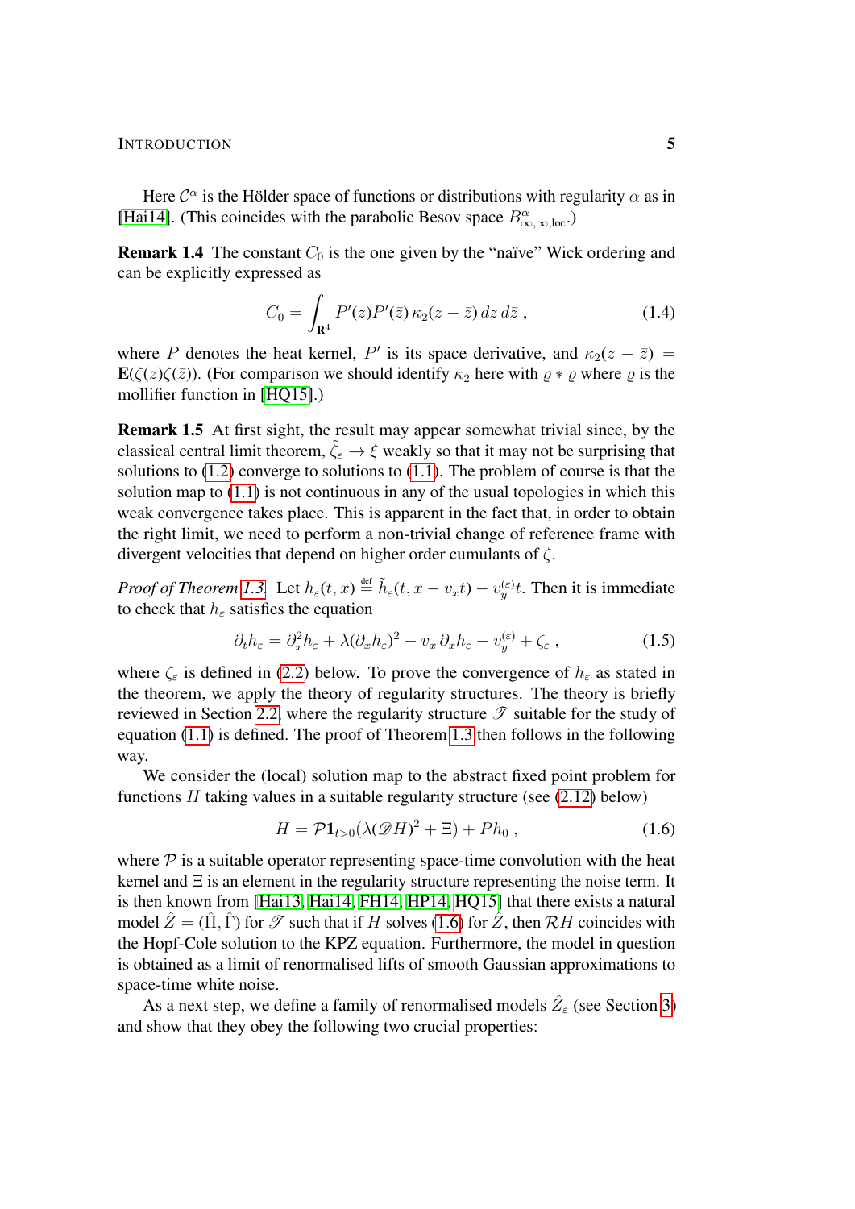Here $\mathcal{C}^\alpha$ is the Hölder space of functions or distributions with regularity $\alpha$ as in [Hai14]. (This coincides with the parabolic Besov space $B^\alpha_{\infty,\infty,\mathrm{loc}}$.)

**Remark 1.4** The constant $C_0$ is the one given by the "naïve" Wick ordering and can be explicitly expressed as

$$C_0 = \int_{\mathbf{R}^4} P'(z)P'(\bar z)\,\kappa_2(z-\bar z)\,dz\,d\bar z\;, \tag{1.4}$$

where $P$ denotes the heat kernel, $P'$ is its space derivative, and $\kappa_2(z-\bar z) = \mathbf{E}(\zeta(z)\zeta(\bar z))$. (For comparison we should identify $\kappa_2$ here with $\varrho * \varrho$ where $\varrho$ is the mollifier function in [HQ15].)

**Remark 1.5** At first sight, the result may appear somewhat trivial since, by the classical central limit theorem, $\tilde\zeta_\varepsilon \to \xi$ weakly so that it may not be surprising that solutions to (1.2) converge to solutions to (1.1). The problem of course is that the solution map to (1.1) is not continuous in any of the usual topologies in which this weak convergence takes place. This is apparent in the fact that, in order to obtain the right limit, we need to perform a non-trivial change of reference frame with divergent velocities that depend on higher order cumulants of $\zeta$.

*Proof of Theorem 1.3.* Let $h_\varepsilon(t,x) \stackrel{\text{def}}{=} \tilde h_\varepsilon(t, x - v_x t) - v_y^{(\varepsilon)} t$. Then it is immediate to check that $h_\varepsilon$ satisfies the equation

$$\partial_t h_\varepsilon = \partial_x^2 h_\varepsilon + \lambda(\partial_x h_\varepsilon)^2 - v_x\,\partial_x h_\varepsilon - v_y^{(\varepsilon)} + \zeta_\varepsilon\;, \tag{1.5}$$

where $\zeta_\varepsilon$ is defined in (2.2) below. To prove the convergence of $h_\varepsilon$ as stated in the theorem, we apply the theory of regularity structures. The theory is briefly reviewed in Section 2.2, where the regularity structure $\mathscr{T}$ suitable for the study of equation (1.1) is defined. The proof of Theorem 1.3 then follows in the following way.

We consider the (local) solution map to the abstract fixed point problem for functions $H$ taking values in a suitable regularity structure (see (2.12) below)

$$H = \mathcal{P}\mathbf{1}_{t>0}(\lambda(\mathscr{D}H)^2 + \Xi) + Ph_0\;, \tag{1.6}$$

where $\mathcal{P}$ is a suitable operator representing space-time convolution with the heat kernel and $\Xi$ is an element in the regularity structure representing the noise term. It is then known from [Hai13, Hai14, FH14, HP14, HQ15] that there exists a natural model $\hat Z = (\hat\Pi, \hat\Gamma)$ for $\mathscr{T}$ such that if $H$ solves (1.6) for $\hat Z$, then $\mathcal{R}H$ coincides with the Hopf-Cole solution to the KPZ equation. Furthermore, the model in question is obtained as a limit of renormalised lifts of smooth Gaussian approximations to space-time white noise.

As a next step, we define a family of renormalised models $\hat Z_\varepsilon$ (see Section 3) and show that they obey the following two crucial properties: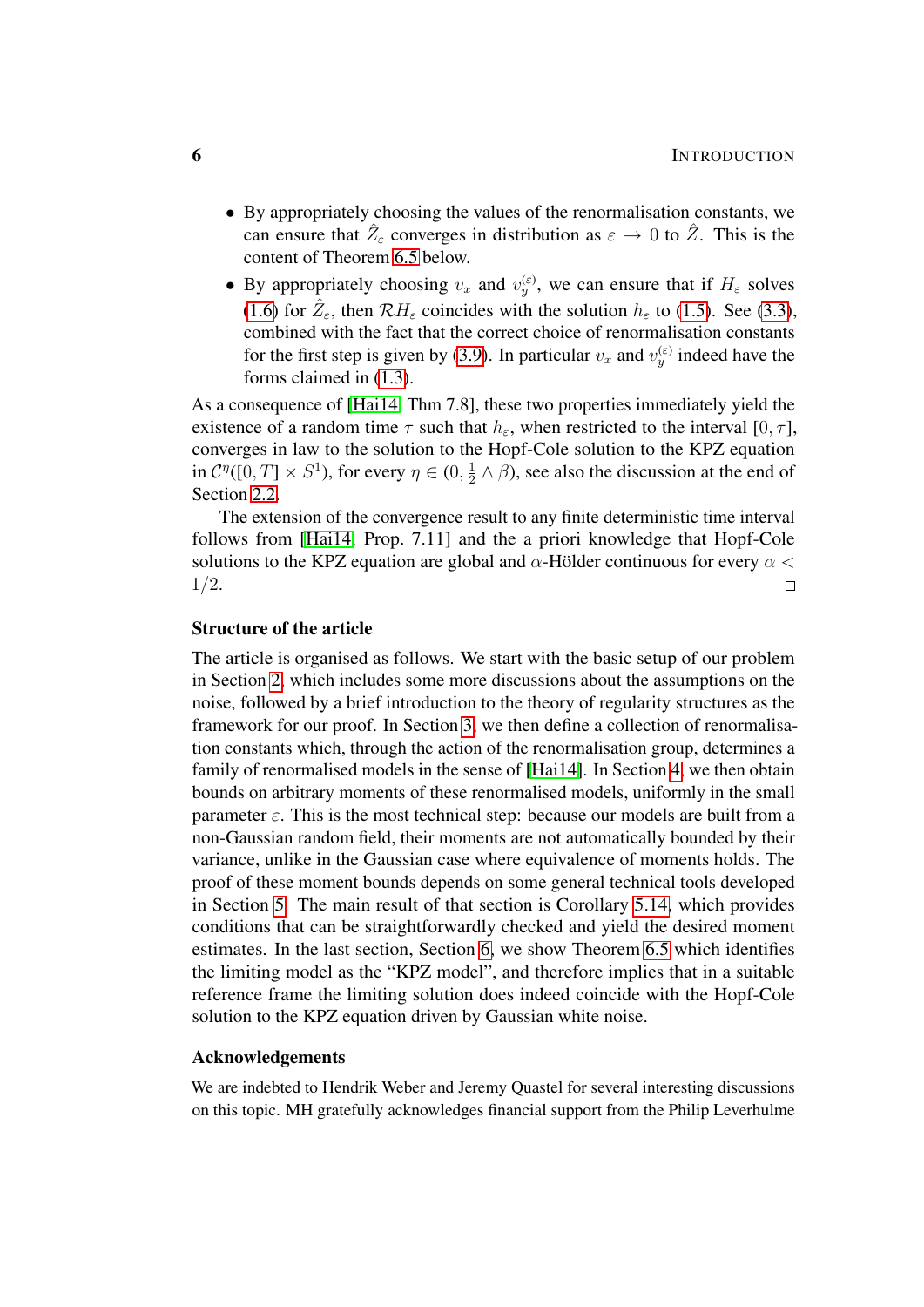- By appropriately choosing the values of the renormalisation constants, we can ensure that $\hat{Z}_\varepsilon$ converges in distribution as $\varepsilon \to 0$ to $\hat{Z}$. This is the content of Theorem 6.5 below.
- By appropriately choosing $v_x$ and $v_y^{(\varepsilon)}$, we can ensure that if $H_\varepsilon$ solves (1.6) for $\hat{Z}_\varepsilon$, then $\mathcal{R}H_\varepsilon$ coincides with the solution $h_\varepsilon$ to (1.5). See (3.3), combined with the fact that the correct choice of renormalisation constants for the first step is given by (3.9). In particular $v_x$ and $v_y^{(\varepsilon)}$ indeed have the forms claimed in (1.3).

As a consequence of [Hai14, Thm 7.8], these two properties immediately yield the existence of a random time $\tau$ such that $h_\varepsilon$, when restricted to the interval $[0, \tau]$, converges in law to the solution to the Hopf-Cole solution to the KPZ equation in $\mathcal{C}^\eta([0,T] \times S^1)$, for every $\eta \in (0, \frac{1}{2} \wedge \beta)$, see also the discussion at the end of Section 2.2.

The extension of the convergence result to any finite deterministic time interval follows from [Hai14, Prop. 7.11] and the a priori knowledge that Hopf-Cole solutions to the KPZ equation are global and $\alpha$-Hölder continuous for every $\alpha < 1/2$. $\square$

### Structure of the article

The article is organised as follows. We start with the basic setup of our problem in Section 2, which includes some more discussions about the assumptions on the noise, followed by a brief introduction to the theory of regularity structures as the framework for our proof. In Section 3, we then define a collection of renormalisation constants which, through the action of the renormalisation group, determines a family of renormalised models in the sense of [Hai14]. In Section 4, we then obtain bounds on arbitrary moments of these renormalised models, uniformly in the small parameter $\varepsilon$. This is the most technical step: because our models are built from a non-Gaussian random field, their moments are not automatically bounded by their variance, unlike in the Gaussian case where equivalence of moments holds. The proof of these moment bounds depends on some general technical tools developed in Section 5. The main result of that section is Corollary 5.14, which provides conditions that can be straightforwardly checked and yield the desired moment estimates. In the last section, Section 6, we show Theorem 6.5 which identifies the limiting model as the "KPZ model", and therefore implies that in a suitable reference frame the limiting solution does indeed coincide with the Hopf-Cole solution to the KPZ equation driven by Gaussian white noise.

### Acknowledgements

We are indebted to Hendrik Weber and Jeremy Quastel for several interesting discussions on this topic. MH gratefully acknowledges financial support from the Philip Leverhulme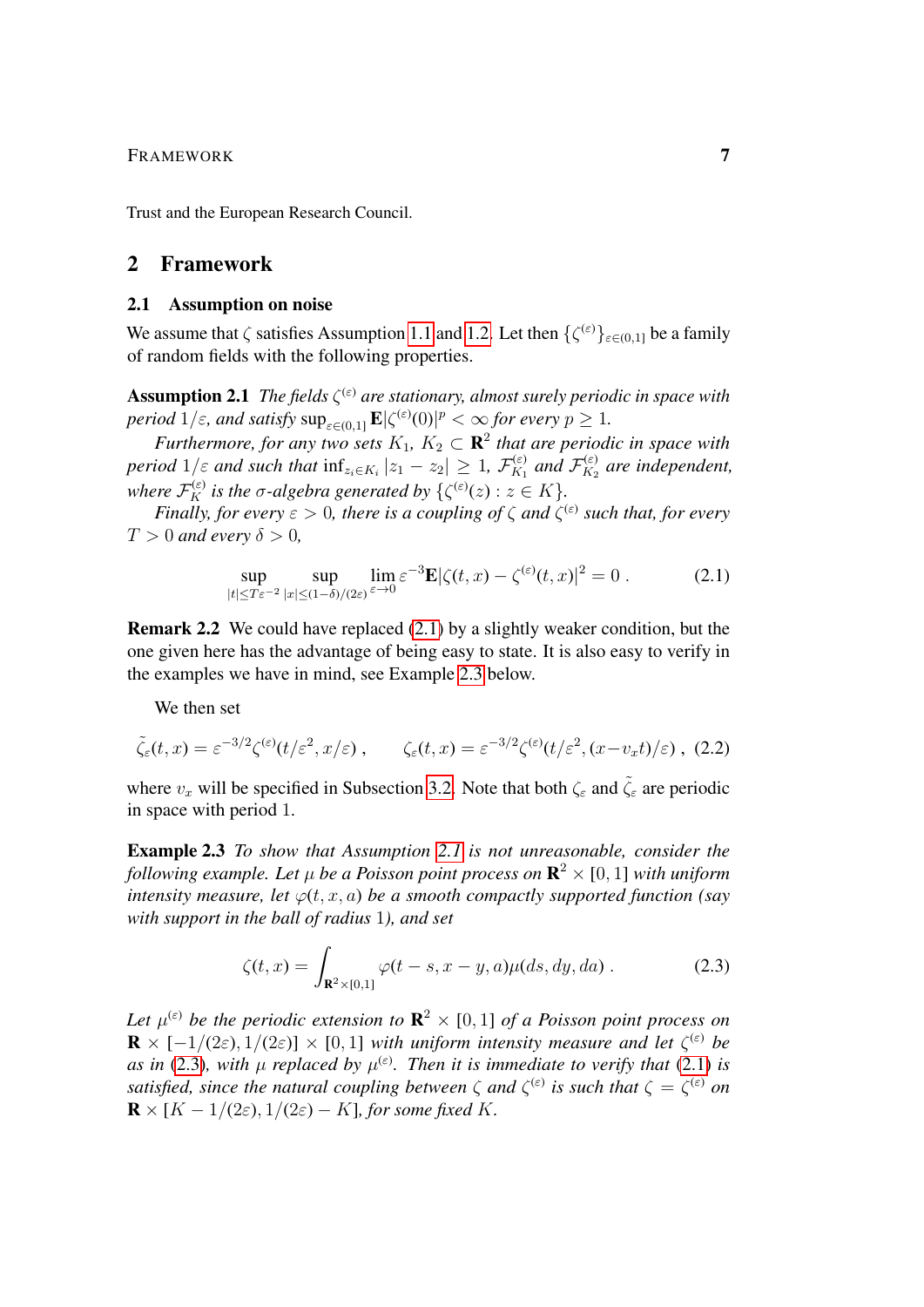Trust and the European Research Council.

## 2 Framework

### 2.1 Assumption on noise

We assume that $\zeta$ satisfies Assumption 1.1 and 1.2. Let then $\{\zeta^{(\varepsilon)}\}_{\varepsilon\in(0,1]}$ be a family of random fields with the following properties.

**Assumption 2.1** *The fields $\zeta^{(\varepsilon)}$ are stationary, almost surely periodic in space with period $1/\varepsilon$, and satisfy $\sup_{\varepsilon\in(0,1]} \mathbf{E}|\zeta^{(\varepsilon)}(0)|^p < \infty$ for every $p \geq 1$.*

*Furthermore, for any two sets $K_1$, $K_2 \subset \mathbf{R}^2$ that are periodic in space with period $1/\varepsilon$ and such that $\inf_{z_i\in K_i} |z_1 - z_2| \geq 1$, $\mathcal{F}^{(\varepsilon)}_{K_1}$ and $\mathcal{F}^{(\varepsilon)}_{K_2}$ are independent, where $\mathcal{F}^{(\varepsilon)}_K$ is the $\sigma$-algebra generated by $\{\zeta^{(\varepsilon)}(z) : z \in K\}$.*

*Finally, for every $\varepsilon > 0$, there is a coupling of $\zeta$ and $\zeta^{(\varepsilon)}$ such that, for every $T > 0$ and every $\delta > 0$,*

$$\sup_{|t|\leq T\varepsilon^{-2}} \sup_{|x|\leq(1-\delta)/(2\varepsilon)} \lim_{\varepsilon\to 0} \varepsilon^{-3}\mathbf{E}|\zeta(t,x) - \zeta^{(\varepsilon)}(t,x)|^2 = 0 \;. \tag{2.1}$$

**Remark 2.2** We could have replaced (2.1) by a slightly weaker condition, but the one given here has the advantage of being easy to state. It is also easy to verify in the examples we have in mind, see Example 2.3 below.

We then set

$$\tilde\zeta_\varepsilon(t,x) = \varepsilon^{-3/2}\zeta^{(\varepsilon)}(t/\varepsilon^2, x/\varepsilon) \;, \qquad \zeta_\varepsilon(t,x) = \varepsilon^{-3/2}\zeta^{(\varepsilon)}(t/\varepsilon^2, (x - v_x t)/\varepsilon) \;, \tag{2.2}$$

where $v_x$ will be specified in Subsection 3.2. Note that both $\zeta_\varepsilon$ and $\tilde\zeta_\varepsilon$ are periodic in space with period 1.

**Example 2.3** *To show that Assumption 2.1 is not unreasonable, consider the following example. Let $\mu$ be a Poisson point process on $\mathbf{R}^2 \times [0,1]$ with uniform intensity measure, let $\varphi(t,x,a)$ be a smooth compactly supported function (say with support in the ball of radius 1), and set*

$$\zeta(t,x) = \int_{\mathbf{R}^2\times[0,1]} \varphi(t-s, x-y, a)\mu(ds,dy,da) \;. \tag{2.3}$$

*Let $\mu^{(\varepsilon)}$ be the periodic extension to $\mathbf{R}^2 \times [0,1]$ of a Poisson point process on $\mathbf{R} \times [-1/(2\varepsilon), 1/(2\varepsilon)] \times [0,1]$ with uniform intensity measure and let $\zeta^{(\varepsilon)}$ be as in (2.3), with $\mu$ replaced by $\mu^{(\varepsilon)}$. Then it is immediate to verify that (2.1) is satisfied, since the natural coupling between $\zeta$ and $\zeta^{(\varepsilon)}$ is such that $\zeta = \zeta^{(\varepsilon)}$ on $\mathbf{R} \times [K - 1/(2\varepsilon), 1/(2\varepsilon) - K]$, for some fixed $K$.*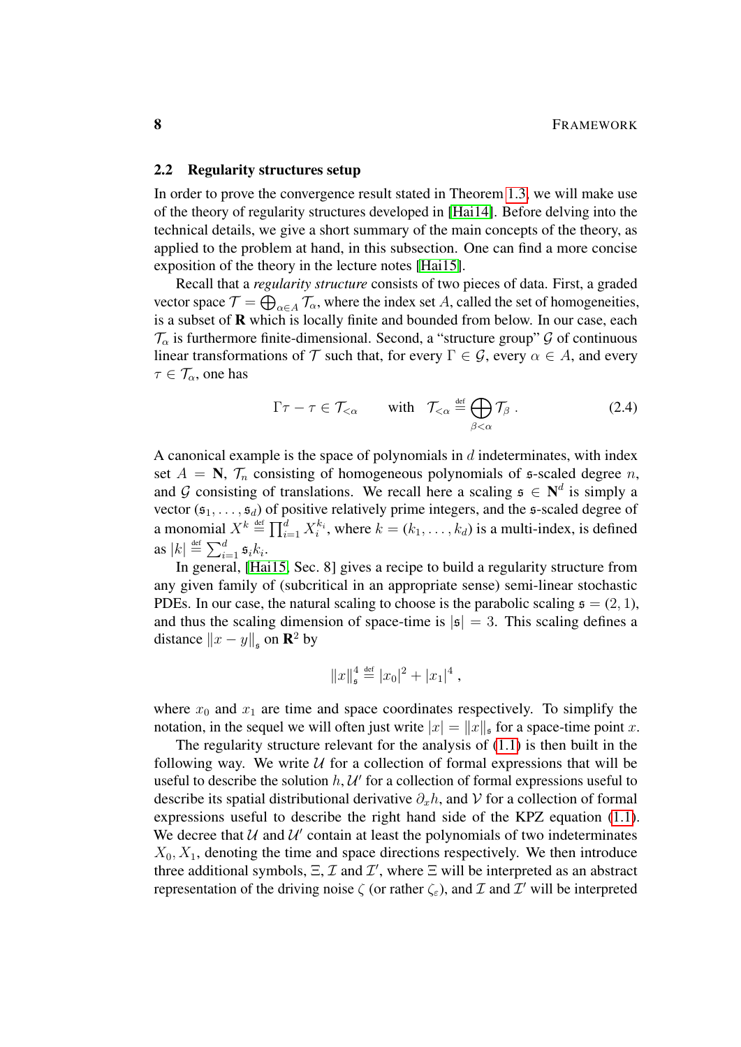## 2.2 Regularity structures setup

In order to prove the convergence result stated in Theorem 1.3, we will make use of the theory of regularity structures developed in [Hai14]. Before delving into the technical details, we give a short summary of the main concepts of the theory, as applied to the problem at hand, in this subsection. One can find a more concise exposition of the theory in the lecture notes [Hai15].

Recall that a *regularity structure* consists of two pieces of data. First, a graded vector space $\mathcal{T} = \bigoplus_{\alpha \in A} \mathcal{T}_\alpha$, where the index set $A$, called the set of homogeneities, is a subset of $\mathbf{R}$ which is locally finite and bounded from below. In our case, each $\mathcal{T}_\alpha$ is furthermore finite-dimensional. Second, a "structure group" $\mathcal{G}$ of continuous linear transformations of $\mathcal{T}$ such that, for every $\Gamma \in \mathcal{G}$, every $\alpha \in A$, and every $\tau \in \mathcal{T}_\alpha$, one has

$$\Gamma\tau - \tau \in \mathcal{T}_{<\alpha} \qquad \text{with} \quad \mathcal{T}_{<\alpha} \stackrel{\text{def}}{=} \bigoplus_{\beta<\alpha} \mathcal{T}_\beta \,. \tag{2.4}$$

A canonical example is the space of polynomials in $d$ indeterminates, with index set $A = \mathbf{N}$, $\mathcal{T}_n$ consisting of homogeneous polynomials of $\mathfrak{s}$-scaled degree $n$, and $\mathcal{G}$ consisting of translations. We recall here a scaling $\mathfrak{s} \in \mathbf{N}^d$ is simply a vector $(\mathfrak{s}_1, \ldots, \mathfrak{s}_d)$ of positive relatively prime integers, and the $\mathfrak{s}$-scaled degree of a monomial $X^k \stackrel{\text{def}}{=} \prod_{i=1}^d X_i^{k_i}$, where $k = (k_1, \ldots, k_d)$ is a multi-index, is defined as $|k| \stackrel{\text{def}}{=} \sum_{i=1}^d \mathfrak{s}_i k_i$.

In general, [Hai15, Sec. 8] gives a recipe to build a regularity structure from any given family of (subcritical in an appropriate sense) semi-linear stochastic PDEs. In our case, the natural scaling to choose is the parabolic scaling $\mathfrak{s} = (2,1)$, and thus the scaling dimension of space-time is $|\mathfrak{s}| = 3$. This scaling defines a distance $\|x - y\|_\mathfrak{s}$ on $\mathbf{R}^2$ by

$$\|x\|_\mathfrak{s}^4 \stackrel{\text{def}}{=} |x_0|^2 + |x_1|^4 \,,$$

where $x_0$ and $x_1$ are time and space coordinates respectively. To simplify the notation, in the sequel we will often just write $|x| = \|x\|_\mathfrak{s}$ for a space-time point $x$.

The regularity structure relevant for the analysis of (1.1) is then built in the following way. We write $\mathcal{U}$ for a collection of formal expressions that will be useful to describe the solution $h$, $\mathcal{U}'$ for a collection of formal expressions useful to describe its spatial distributional derivative $\partial_x h$, and $\mathcal{V}$ for a collection of formal expressions useful to describe the right hand side of the KPZ equation (1.1). We decree that $\mathcal{U}$ and $\mathcal{U}'$ contain at least the polynomials of two indeterminates $X_0, X_1$, denoting the time and space directions respectively. We then introduce three additional symbols, $\Xi$, $\mathcal{I}$ and $\mathcal{I}'$, where $\Xi$ will be interpreted as an abstract representation of the driving noise $\zeta$ (or rather $\zeta_\varepsilon$), and $\mathcal{I}$ and $\mathcal{I}'$ will be interpreted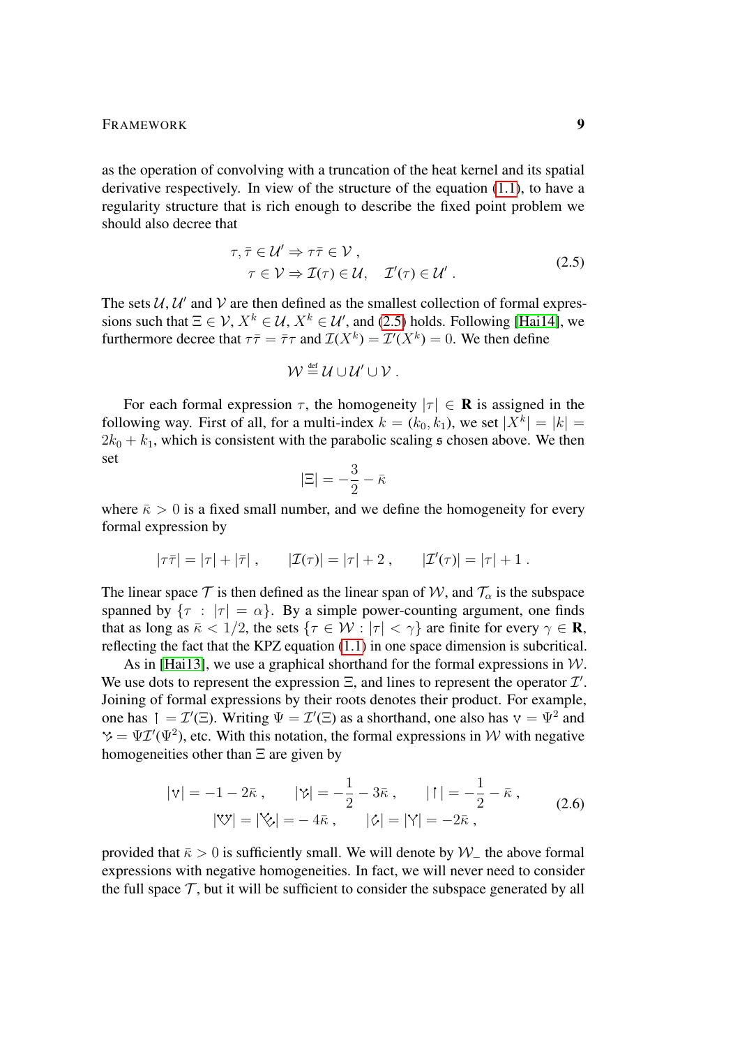as the operation of convolving with a truncation of the heat kernel and its spatial derivative respectively. In view of the structure of the equation (1.1), to have a regularity structure that is rich enough to describe the fixed point problem we should also decree that

$$
\begin{aligned}
\tau, \bar\tau \in \mathcal{U}' &\Rightarrow \tau\bar\tau \in \mathcal{V} , \\
\tau \in \mathcal{V} &\Rightarrow \mathcal{I}(\tau) \in \mathcal{U}, \quad \mathcal{I}'(\tau) \in \mathcal{U}' .
\end{aligned}
\tag{2.5}
$$

The sets $\mathcal{U}, \mathcal{U}'$ and $\mathcal{V}$ are then defined as the smallest collection of formal expressions such that $\Xi \in \mathcal{V}$, $X^k \in \mathcal{U}$, $X^k \in \mathcal{U}'$, and (2.5) holds. Following [Hai14], we furthermore decree that $\tau\bar\tau = \bar\tau\tau$ and $\mathcal{I}(X^k) = \mathcal{I}'(X^k) = 0$. We then define

$$
\mathcal{W} \stackrel{\text{def}}{=} \mathcal{U} \cup \mathcal{U}' \cup \mathcal{V} .
$$

For each formal expression $\tau$, the homogeneity $|\tau| \in \mathbf{R}$ is assigned in the following way. First of all, for a multi-index $k = (k_0, k_1)$, we set $|X^k| = |k| = 2k_0 + k_1$, which is consistent with the parabolic scaling $\mathfrak{s}$ chosen above. We then set

$$
|\Xi| = -\frac{3}{2} - \bar\kappa
$$

where $\bar\kappa > 0$ is a fixed small number, and we define the homogeneity for every formal expression by

$$
|\tau\bar\tau| = |\tau| + |\bar\tau| , \qquad |\mathcal{I}(\tau)| = |\tau| + 2 , \qquad |\mathcal{I}'(\tau)| = |\tau| + 1 .
$$

The linear space $\mathcal{T}$ is then defined as the linear span of $\mathcal{W}$, and $\mathcal{T}_\alpha$ is the subspace spanned by $\{\tau \,:\, |\tau| = \alpha\}$. By a simple power-counting argument, one finds that as long as $\bar\kappa < 1/2$, the sets $\{\tau \in \mathcal{W} : |\tau| < \gamma\}$ are finite for every $\gamma \in \mathbf{R}$, reflecting the fact that the KPZ equation (1.1) in one space dimension is subcritical.

As in [Hai13], we use a graphical shorthand for the formal expressions in $\mathcal{W}$. We use dots to represent the expression $\Xi$, and lines to represent the operator $\mathcal{I}'$. Joining of formal expressions by their roots denotes their product. For example, one has $\uparrow = \mathcal{I}'(\Xi)$. Writing $\Psi = \mathcal{I}'(\Xi)$ as a shorthand, one also has $\vee = \Psi^2$ and $\curlyvee = \Psi\mathcal{I}'(\Psi^2)$, etc. With this notation, the formal expressions in $\mathcal{W}$ with negative homogeneities other than $\Xi$ are given by

$$
\begin{gathered}
|\vee| = -1 - 2\bar\kappa , \qquad |\curlyvee| = -\frac{1}{2} - 3\bar\kappa , \qquad |\uparrow| = -\frac{1}{2} - \bar\kappa , \\
|\curlyvee\!\!\vee| = |\curlyvee\!\!\curlyvee| = -4\bar\kappa , \qquad |\diamond| = |\Upsilon| = -2\bar\kappa ,
\end{gathered}
\tag{2.6}
$$

provided that $\bar\kappa > 0$ is sufficiently small. We will denote by $\mathcal{W}_-$ the above formal expressions with negative homogeneities. In fact, we will never need to consider the full space $\mathcal{T}$, but it will be sufficient to consider the subspace generated by all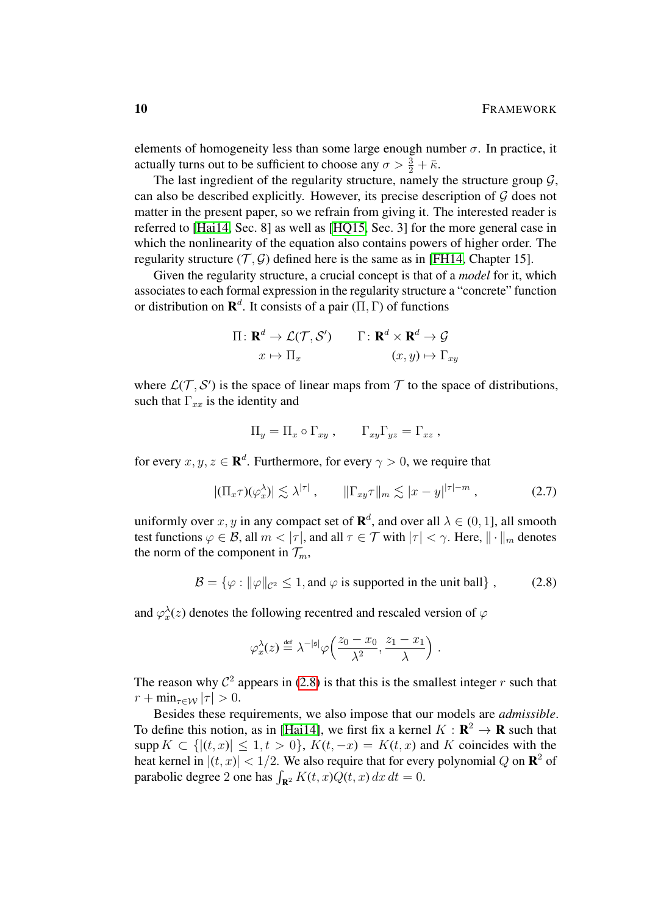elements of homogeneity less than some large enough number $\sigma$. In practice, it actually turns out to be sufficient to choose any $\sigma > \frac{3}{2} + \bar{\kappa}$.

The last ingredient of the regularity structure, namely the structure group $\mathcal{G}$, can also be described explicitly. However, its precise description of $\mathcal{G}$ does not matter in the present paper, so we refrain from giving it. The interested reader is referred to [Hai14, Sec. 8] as well as [HQ15, Sec. 3] for the more general case in which the nonlinearity of the equation also contains powers of higher order. The regularity structure $(\mathcal{T}, \mathcal{G})$ defined here is the same as in [FH14, Chapter 15].

Given the regularity structure, a crucial concept is that of a *model* for it, which associates to each formal expression in the regularity structure a "concrete" function or distribution on $\mathbf{R}^d$. It consists of a pair $(\Pi, \Gamma)$ of functions

$$
\begin{aligned}
\Pi \colon \mathbf{R}^d &\to \mathcal{L}(\mathcal{T}, \mathcal{S}') \qquad & \Gamma \colon \mathbf{R}^d \times \mathbf{R}^d &\to \mathcal{G} \\
x &\mapsto \Pi_x & (x,y) &\mapsto \Gamma_{xy}
\end{aligned}
$$

where $\mathcal{L}(\mathcal{T}, \mathcal{S}')$ is the space of linear maps from $\mathcal{T}$ to the space of distributions, such that $\Gamma_{xx}$ is the identity and

$$
\Pi_y = \Pi_x \circ \Gamma_{xy} \,, \qquad \Gamma_{xy}\Gamma_{yz} = \Gamma_{xz} \,,
$$

for every $x, y, z \in \mathbf{R}^d$. Furthermore, for every $\gamma > 0$, we require that

$$
|(\Pi_x \tau)(\varphi_x^\lambda)| \lesssim \lambda^{|\tau|} \,, \qquad \|\Gamma_{xy}\tau\|_m \lesssim |x-y|^{|\tau|-m} \,, \tag{2.7}
$$

uniformly over $x, y$ in any compact set of $\mathbf{R}^d$, and over all $\lambda \in (0,1]$, all smooth test functions $\varphi \in \mathcal{B}$, all $m < |\tau|$, and all $\tau \in \mathcal{T}$ with $|\tau| < \gamma$. Here, $\|\cdot\|_m$ denotes the norm of the component in $\mathcal{T}_m$,

$$
\mathcal{B} = \{\varphi : \|\varphi\|_{\mathcal{C}^2} \le 1, \text{and } \varphi \text{ is supported in the unit ball}\} \,, \tag{2.8}
$$

and $\varphi_x^\lambda(z)$ denotes the following recentred and rescaled version of $\varphi$

$$
\varphi_x^\lambda(z) \stackrel{\text{def}}{=} \lambda^{-|\mathfrak{s}|}\varphi\Big(\frac{z_0 - x_0}{\lambda^2}, \frac{z_1 - x_1}{\lambda}\Big) \,.
$$

The reason why $\mathcal{C}^2$ appears in (2.8) is that this is the smallest integer $r$ such that $r + \min_{\tau \in \mathcal{W}} |\tau| > 0$.

Besides these requirements, we also impose that our models are *admissible*. To define this notion, as in [Hai14], we first fix a kernel $K : \mathbf{R}^2 \to \mathbf{R}$ such that $\operatorname{supp} K \subset \{|(t,x)| \le 1, t > 0\}$, $K(t,-x) = K(t,x)$ and $K$ coincides with the heat kernel in $|(t,x)| < 1/2$. We also require that for every polynomial $Q$ on $\mathbf{R}^2$ of parabolic degree 2 one has $\int_{\mathbf{R}^2} K(t,x)Q(t,x)\,dx\,dt = 0$.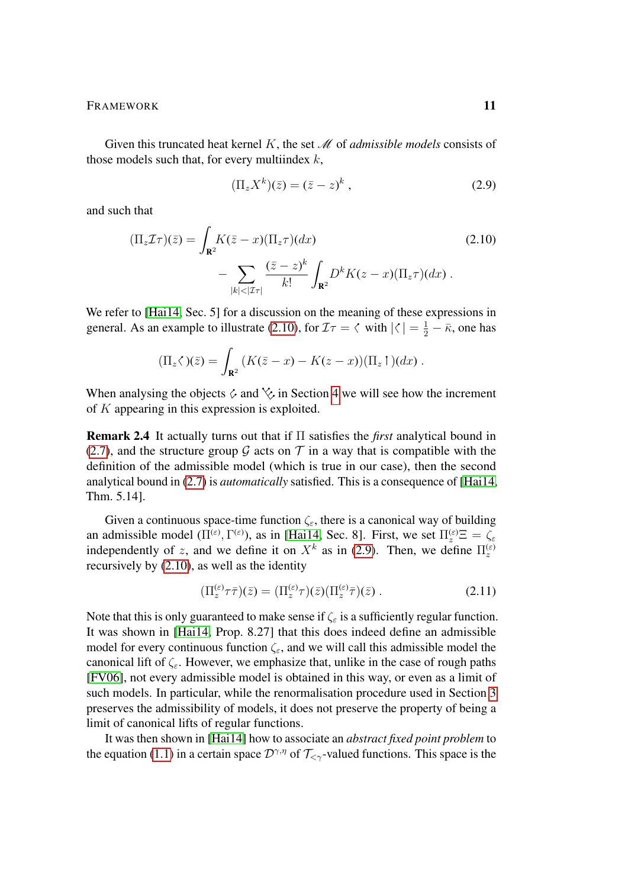Given this truncated heat kernel $K$, the set $\mathscr{M}$ of *admissible models* consists of those models such that, for every multiindex $k$,

$$(\Pi_z X^k)(\bar{z}) = (\bar{z} - z)^k \;, \tag{2.9}$$

and such that

$$\begin{aligned}(\Pi_z \mathcal{I}\tau)(\bar{z}) = \int_{\mathbf{R}^2} & K(\bar{z} - x)(\Pi_z \tau)(dx) \\ & - \sum_{|k| < |\mathcal{I}\tau|} \frac{(\bar{z} - z)^k}{k!} \int_{\mathbf{R}^2} D^k K(z - x)(\Pi_z \tau)(dx) \;.\end{aligned} \tag{2.10}$$

We refer to [Hai14, Sec. 5] for a discussion on the meaning of these expressions in general. As an example to illustrate (2.10), for $\mathcal{I}\tau = \,ᛌ$ with $|ᛌ| = \frac{1}{2} - \bar{\kappa}$, one has

$$(\Pi_z ᛌ)(\bar{z}) = \int_{\mathbf{R}^2} (K(\bar{z} - x) - K(z - x))(\Pi_z \,ǀ\,)(dx) \;.$$

When analysing the objects ᛌ and ᛌᛌ in Section 4 we will see how the increment of $K$ appearing in this expression is exploited.

**Remark 2.4** It actually turns out that if $\Pi$ satisfies the *first* analytical bound in (2.7), and the structure group $\mathcal{G}$ acts on $\mathcal{T}$ in a way that is compatible with the definition of the admissible model (which is true in our case), then the second analytical bound in (2.7) is *automatically* satisfied. This is a consequence of [Hai14, Thm. 5.14].

Given a continuous space-time function $\zeta_\varepsilon$, there is a canonical way of building an admissible model $(\Pi^{(\varepsilon)}, \Gamma^{(\varepsilon)})$, as in [Hai14, Sec. 8]. First, we set $\Pi_z^{(\varepsilon)}\Xi = \zeta_\varepsilon$ independently of $z$, and we define it on $X^k$ as in (2.9). Then, we define $\Pi_z^{(\varepsilon)}$ recursively by (2.10), as well as the identity

$$(\Pi_z^{(\varepsilon)} \tau\bar{\tau})(\bar{z}) = (\Pi_z^{(\varepsilon)} \tau)(\bar{z})(\Pi_z^{(\varepsilon)} \bar{\tau})(\bar{z}) \;. \tag{2.11}$$

Note that this is only guaranteed to make sense if $\zeta_\varepsilon$ is a sufficiently regular function. It was shown in [Hai14, Prop. 8.27] that this does indeed define an admissible model for every continuous function $\zeta_\varepsilon$, and we will call this admissible model the canonical lift of $\zeta_\varepsilon$. However, we emphasize that, unlike in the case of rough paths [FV06], not every admissible model is obtained in this way, or even as a limit of such models. In particular, while the renormalisation procedure used in Section 3 preserves the admissibility of models, it does not preserve the property of being a limit of canonical lifts of regular functions.

It was then shown in [Hai14] how to associate an *abstract fixed point problem* to the equation (1.1) in a certain space $\mathcal{D}^{\gamma,\eta}$ of $\mathcal{T}_{<\gamma}$-valued functions. This space is the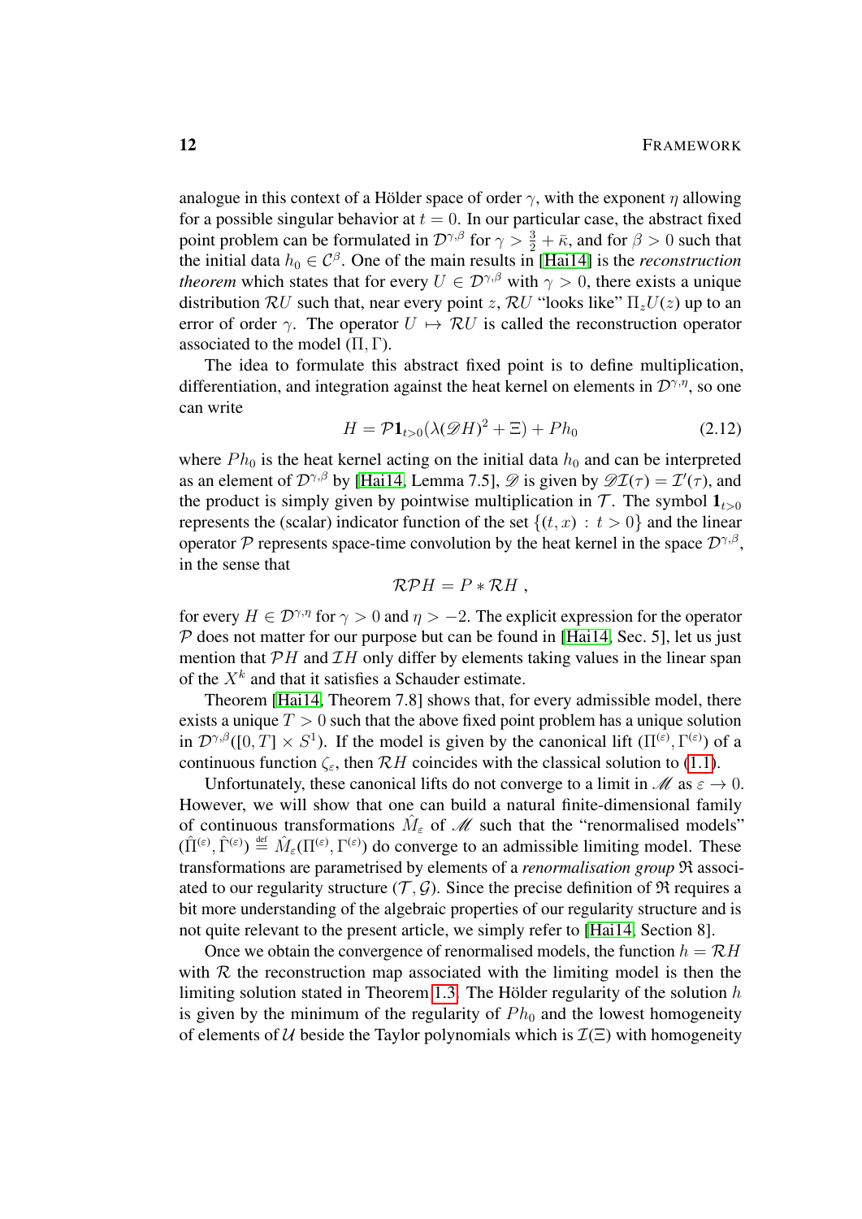analogue in this context of a Hölder space of order $\gamma$, with the exponent $\eta$ allowing for a possible singular behavior at $t = 0$. In our particular case, the abstract fixed point problem can be formulated in $\mathcal{D}^{\gamma,\beta}$ for $\gamma > \frac{3}{2} + \bar{\kappa}$, and for $\beta > 0$ such that the initial data $h_0 \in \mathcal{C}^\beta$. One of the main results in [Hai14] is the *reconstruction theorem* which states that for every $U \in \mathcal{D}^{\gamma,\beta}$ with $\gamma > 0$, there exists a unique distribution $\mathcal{R}U$ such that, near every point $z$, $\mathcal{R}U$ "looks like" $\Pi_z U(z)$ up to an error of order $\gamma$. The operator $U \mapsto \mathcal{R}U$ is called the reconstruction operator associated to the model $(\Pi, \Gamma)$.

The idea to formulate this abstract fixed point is to define multiplication, differentiation, and integration against the heat kernel on elements in $\mathcal{D}^{\gamma,\eta}$, so one can write

$$H = \mathcal{P}\mathbf{1}_{t>0}(\lambda(\mathscr{D}H)^2 + \Xi) + Ph_0 \tag{2.12}$$

where $Ph_0$ is the heat kernel acting on the initial data $h_0$ and can be interpreted as an element of $\mathcal{D}^{\gamma,\beta}$ by [Hai14, Lemma 7.5], $\mathscr{D}$ is given by $\mathscr{D}\mathcal{I}(\tau) = \mathcal{I}'(\tau)$, and the product is simply given by pointwise multiplication in $\mathcal{T}$. The symbol $\mathbf{1}_{t>0}$ represents the (scalar) indicator function of the set $\{(t,x) : t > 0\}$ and the linear operator $\mathcal{P}$ represents space-time convolution by the heat kernel in the space $\mathcal{D}^{\gamma,\beta}$, in the sense that

$$\mathcal{R}\mathcal{P}H = P * \mathcal{R}H ,$$

for every $H \in \mathcal{D}^{\gamma,\eta}$ for $\gamma > 0$ and $\eta > -2$. The explicit expression for the operator $\mathcal{P}$ does not matter for our purpose but can be found in [Hai14, Sec. 5], let us just mention that $\mathcal{P}H$ and $\mathcal{I}H$ only differ by elements taking values in the linear span of the $X^k$ and that it satisfies a Schauder estimate.

Theorem [Hai14, Theorem 7.8] shows that, for every admissible model, there exists a unique $T > 0$ such that the above fixed point problem has a unique solution in $\mathcal{D}^{\gamma,\beta}([0,T] \times S^1)$. If the model is given by the canonical lift $(\Pi^{(\varepsilon)}, \Gamma^{(\varepsilon)})$ of a continuous function $\zeta_\varepsilon$, then $\mathcal{R}H$ coincides with the classical solution to (1.1).

Unfortunately, these canonical lifts do not converge to a limit in $\mathscr{M}$ as $\varepsilon \to 0$. However, we will show that one can build a natural finite-dimensional family of continuous transformations $\hat{M}_\varepsilon$ of $\mathscr{M}$ such that the "renormalised models" $(\hat{\Pi}^{(\varepsilon)}, \hat{\Gamma}^{(\varepsilon)}) \stackrel{\text{def}}{=} \hat{M}_\varepsilon(\Pi^{(\varepsilon)}, \Gamma^{(\varepsilon)})$ do converge to an admissible limiting model. These transformations are parametrised by elements of a *renormalisation group* $\mathfrak{R}$ associated to our regularity structure $(\mathcal{T}, \mathcal{G})$. Since the precise definition of $\mathfrak{R}$ requires a bit more understanding of the algebraic properties of our regularity structure and is not quite relevant to the present article, we simply refer to [Hai14, Section 8].

Once we obtain the convergence of renormalised models, the function $h = \mathcal{R}H$ with $\mathcal{R}$ the reconstruction map associated with the limiting model is then the limiting solution stated in Theorem 1.3. The Hölder regularity of the solution $h$ is given by the minimum of the regularity of $Ph_0$ and the lowest homogeneity of elements of $\mathcal{U}$ beside the Taylor polynomials which is $\mathcal{I}(\Xi)$ with homogeneity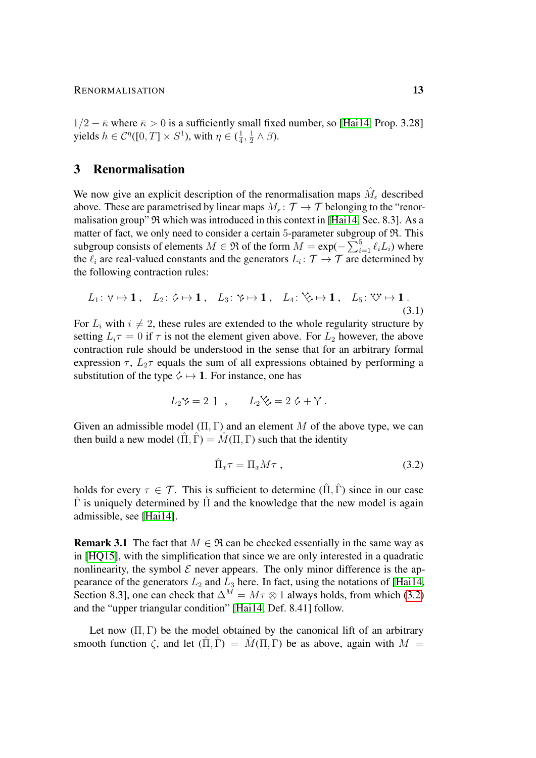$1/2 - \bar\kappa$ where $\bar\kappa > 0$ is a sufficiently small fixed number, so [Hai14, Prop. 3.28] yields $h \in \mathcal{C}^\eta([0,T]\times S^1)$, with $\eta \in (\frac14, \frac12 \wedge \beta)$.

## 3 Renormalisation

We now give an explicit description of the renormalisation maps $\hat M_\varepsilon$ described above. These are parametrised by linear maps $M_\varepsilon\colon \mathcal{T} \to \mathcal{T}$ belonging to the "renormalisation group" $\mathfrak{R}$ which was introduced in this context in [Hai14, Sec. 8.3]. As a matter of fact, we only need to consider a certain 5-parameter subgroup of $\mathfrak{R}$. This subgroup consists of elements $M \in \mathfrak{R}$ of the form $M = \exp(-\sum_{i=1}^5 \ell_i L_i)$ where the $\ell_i$ are real-valued constants and the generators $L_i\colon \mathcal{T}\to\mathcal{T}$ are determined by the following contraction rules:

$$L_1\colon \vee \mapsto \mathbf{1}\;, \quad L_2\colon ⸮ \mapsto \mathbf{1}\;, \quad L_3\colon ⸮ \mapsto \mathbf{1}\;, \quad L_4\colon ⸮ \mapsto \mathbf{1}\;, \quad L_5\colon ⸮ \mapsto \mathbf{1}\;. \tag{3.1}$$

For $L_i$ with $i \neq 2$, these rules are extended to the whole regularity structure by setting $L_i\tau = 0$ if $\tau$ is not the element given above. For $L_2$ however, the above contraction rule should be understood in the sense that for an arbitrary formal expression $\tau$, $L_2\tau$ equals the sum of all expressions obtained by performing a substitution of the type $⸮ \mapsto \mathbf{1}$. For instance, one has

$$L_2 ⸮ = 2\, ⸮\;, \qquad L_2 ⸮ = 2\, ⸮ + \curlyvee\;.$$

Given an admissible model $(\Pi,\Gamma)$ and an element $M$ of the above type, we can then build a new model $(\hat\Pi,\hat\Gamma) = \hat M(\Pi,\Gamma)$ such that the identity

$$\hat\Pi_x \tau = \Pi_x M\tau\;, \tag{3.2}$$

holds for every $\tau \in \mathcal{T}$. This is sufficient to determine $(\hat\Pi,\hat\Gamma)$ since in our case $\hat\Gamma$ is uniquely determined by $\hat\Pi$ and the knowledge that the new model is again admissible, see [Hai14].

**Remark 3.1** The fact that $M \in \mathfrak{R}$ can be checked essentially in the same way as in [HQ15], with the simplification that since we are only interested in a quadratic nonlinearity, the symbol $\mathcal{E}$ never appears. The only minor difference is the appearance of the generators $L_2$ and $L_3$ here. In fact, using the notations of [Hai14, Section 8.3], one can check that $\Delta^M = M\tau\otimes 1$ always holds, from which (3.2) and the "upper triangular condition" [Hai14, Def. 8.41] follow.

Let now $(\Pi,\Gamma)$ be the model obtained by the canonical lift of an arbitrary smooth function $\zeta$, and let $(\hat\Pi,\hat\Gamma) = \hat M(\Pi,\Gamma)$ be as above, again with $M =$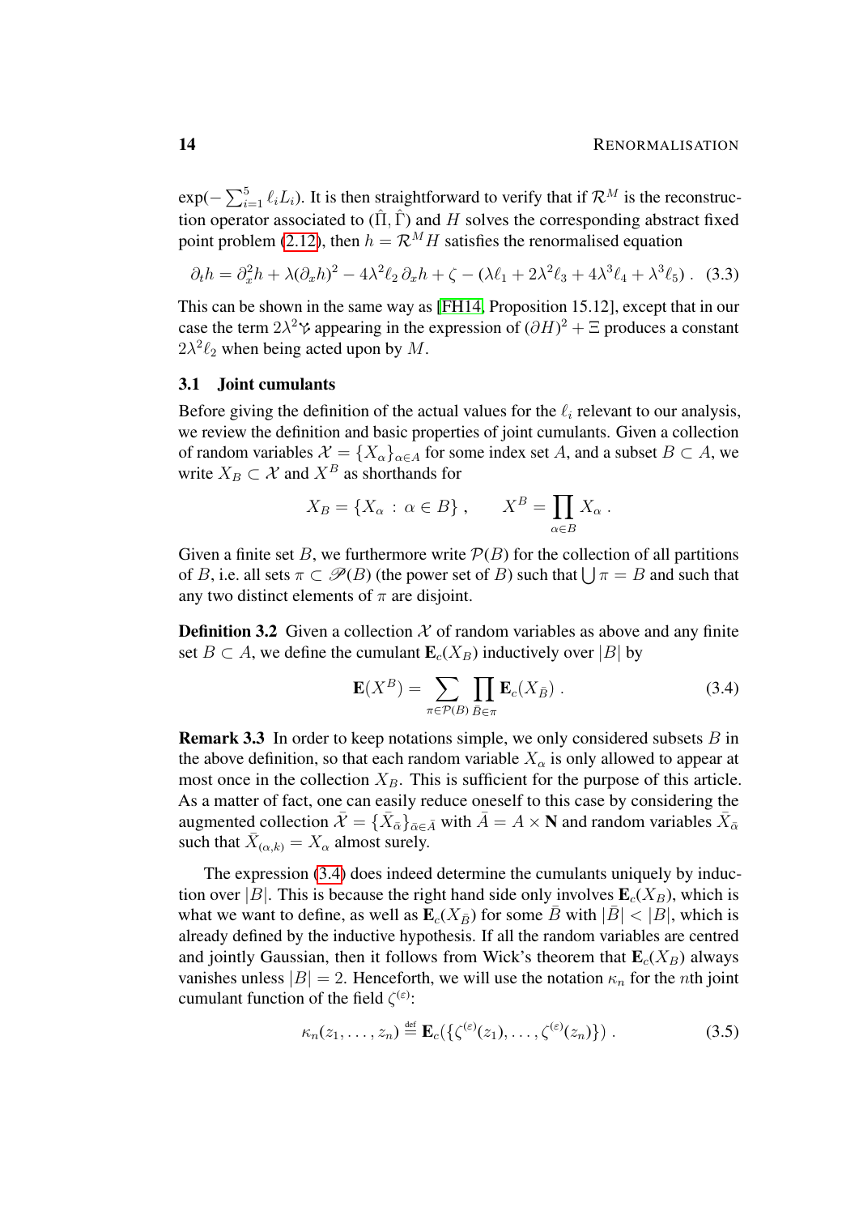$\exp(-\sum_{i=1}^5 \ell_i L_i)$. It is then straightforward to verify that if $\mathcal{R}^M$ is the reconstruction operator associated to $(\hat\Pi, \hat\Gamma)$ and $H$ solves the corresponding abstract fixed point problem (2.12), then $h = \mathcal{R}^M H$ satisfies the renormalised equation

$$\partial_t h = \partial_x^2 h + \lambda(\partial_x h)^2 - 4\lambda^2 \ell_2\, \partial_x h + \zeta - (\lambda\ell_1 + 2\lambda^2\ell_3 + 4\lambda^3\ell_4 + \lambda^3\ell_5)\;. \tag{3.3}$$

This can be shown in the same way as [FH14, Proposition 15.12], except that in our case the term $2\lambda^2 \curlyvee$ appearing in the expression of $(\partial H)^2 + \Xi$ produces a constant $2\lambda^2\ell_2$ when being acted upon by $M$.

### 3.1 Joint cumulants

Before giving the definition of the actual values for the $\ell_i$ relevant to our analysis, we review the definition and basic properties of joint cumulants. Given a collection of random variables $\mathcal{X} = \{X_\alpha\}_{\alpha\in A}$ for some index set $A$, and a subset $B \subset A$, we write $X_B \subset \mathcal{X}$ and $X^B$ as shorthands for

$$X_B = \{X_\alpha \,:\, \alpha \in B\}\;, \qquad X^B = \prod_{\alpha\in B} X_\alpha\;.$$

Given a finite set $B$, we furthermore write $\mathcal{P}(B)$ for the collection of all partitions of $B$, i.e. all sets $\pi \subset \mathscr{P}(B)$ (the power set of $B$) such that $\bigcup \pi = B$ and such that any two distinct elements of $\pi$ are disjoint.

**Definition 3.2** Given a collection $\mathcal{X}$ of random variables as above and any finite set $B \subset A$, we define the cumulant $\mathbf{E}_c(X_B)$ inductively over $|B|$ by

$$\mathbf{E}(X^B) = \sum_{\pi\in\mathcal{P}(B)} \prod_{\bar B\in\pi} \mathbf{E}_c(X_{\bar B})\;. \tag{3.4}$$

**Remark 3.3** In order to keep notations simple, we only considered subsets $B$ in the above definition, so that each random variable $X_\alpha$ is only allowed to appear at most once in the collection $X_B$. This is sufficient for the purpose of this article. As a matter of fact, one can easily reduce oneself to this case by considering the augmented collection $\bar{\mathcal{X}} = \{\bar X_{\bar\alpha}\}_{\bar\alpha\in\bar A}$ with $\bar A = A \times \mathbf{N}$ and random variables $\bar X_{\bar\alpha}$ such that $\bar X_{(\alpha,k)} = X_\alpha$ almost surely.

The expression (3.4) does indeed determine the cumulants uniquely by induction over $|B|$. This is because the right hand side only involves $\mathbf{E}_c(X_B)$, which is what we want to define, as well as $\mathbf{E}_c(X_{\bar B})$ for some $\bar B$ with $|\bar B| < |B|$, which is already defined by the inductive hypothesis. If all the random variables are centred and jointly Gaussian, then it follows from Wick's theorem that $\mathbf{E}_c(X_B)$ always vanishes unless $|B| = 2$. Henceforth, we will use the notation $\kappa_n$ for the $n$th joint cumulant function of the field $\zeta^{(\varepsilon)}$:

$$\kappa_n(z_1,\ldots,z_n) \stackrel{\text{def}}{=} \mathbf{E}_c(\{\zeta^{(\varepsilon)}(z_1),\ldots,\zeta^{(\varepsilon)}(z_n)\})\;. \tag{3.5}$$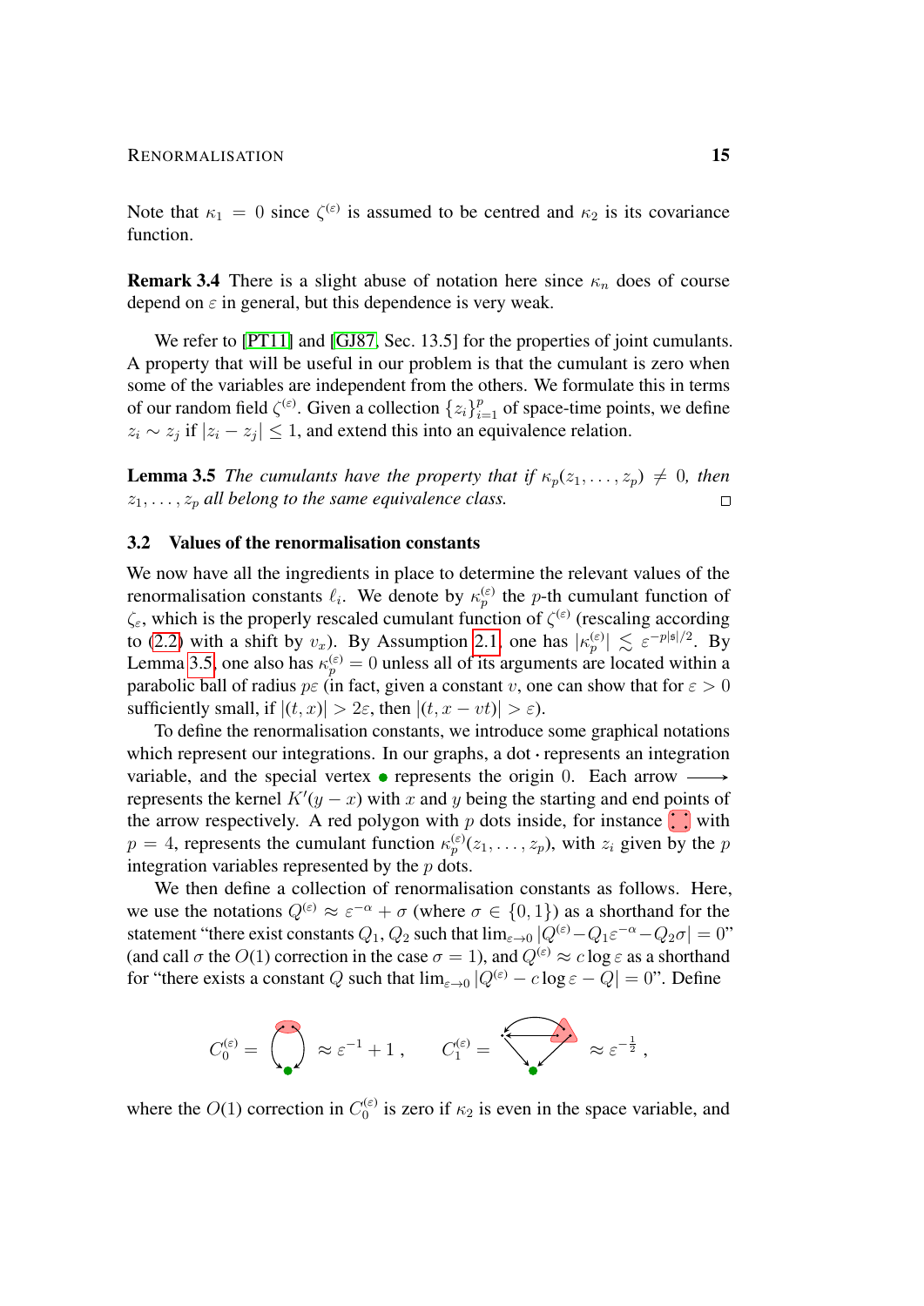Note that $\kappa_1 = 0$ since $\zeta^{(\varepsilon)}$ is assumed to be centred and $\kappa_2$ is its covariance function.

**Remark 3.4** There is a slight abuse of notation here since $\kappa_n$ does of course depend on $\varepsilon$ in general, but this dependence is very weak.

We refer to [PT11] and [GJ87, Sec. 13.5] for the properties of joint cumulants. A property that will be useful in our problem is that the cumulant is zero when some of the variables are independent from the others. We formulate this in terms of our random field $\zeta^{(\varepsilon)}$. Given a collection $\{z_i\}_{i=1}^p$ of space-time points, we define $z_i \sim z_j$ if $|z_i - z_j| \leq 1$, and extend this into an equivalence relation.

**Lemma 3.5** *The cumulants have the property that if $\kappa_p(z_1, \ldots, z_p) \neq 0$, then $z_1, \ldots, z_p$ all belong to the same equivalence class.* □

### 3.2 Values of the renormalisation constants

We now have all the ingredients in place to determine the relevant values of the renormalisation constants $\ell_i$. We denote by $\kappa_p^{(\varepsilon)}$ the $p$-th cumulant function of $\zeta_\varepsilon$, which is the properly rescaled cumulant function of $\zeta^{(\varepsilon)}$ (rescaling according to (2.2) with a shift by $v_x$). By Assumption 2.1, one has $|\kappa_p^{(\varepsilon)}| \lesssim \varepsilon^{-p|\mathfrak{s}|/2}$. By Lemma 3.5, one also has $\kappa_p^{(\varepsilon)} = 0$ unless all of its arguments are located within a parabolic ball of radius $p\varepsilon$ (in fact, given a constant $v$, one can show that for $\varepsilon > 0$ sufficiently small, if $|(t,x)| > 2\varepsilon$, then $|(t, x - vt)| > \varepsilon$).

To define the renormalisation constants, we introduce some graphical notations which represent our integrations. In our graphs, a dot $\cdot$ represents an integration variable, and the special vertex $\bullet$ represents the origin $0$. Each arrow $\longrightarrow$ represents the kernel $K'(y-x)$ with $x$ and $y$ being the starting and end points of the arrow respectively. A red polygon with $p$ dots inside, for instance ⁘ with $p = 4$, represents the cumulant function $\kappa_p^{(\varepsilon)}(z_1, \ldots, z_p)$, with $z_i$ given by the $p$ integration variables represented by the $p$ dots.

We then define a collection of renormalisation constants as follows. Here, we use the notations $Q^{(\varepsilon)} \approx \varepsilon^{-\alpha} + \sigma$ (where $\sigma \in \{0,1\}$) as a shorthand for the statement "there exist constants $Q_1, Q_2$ such that $\lim_{\varepsilon\to 0} |Q^{(\varepsilon)} - Q_1\varepsilon^{-\alpha} - Q_2\sigma| = 0$" (and call $\sigma$ the $O(1)$ correction in the case $\sigma = 1$), and $Q^{(\varepsilon)} \approx c\log\varepsilon$ as a shorthand for "there exists a constant $Q$ such that $\lim_{\varepsilon\to 0}|Q^{(\varepsilon)} - c\log\varepsilon - Q| = 0$". Define

$$C_0^{(\varepsilon)} = [\text{graph}] \approx \varepsilon^{-1} + 1\,, \qquad C_1^{(\varepsilon)} = [\text{graph}] \approx \varepsilon^{-\frac{1}{2}}\,,$$

where the $O(1)$ correction in $C_0^{(\varepsilon)}$ is zero if $\kappa_2$ is even in the space variable, and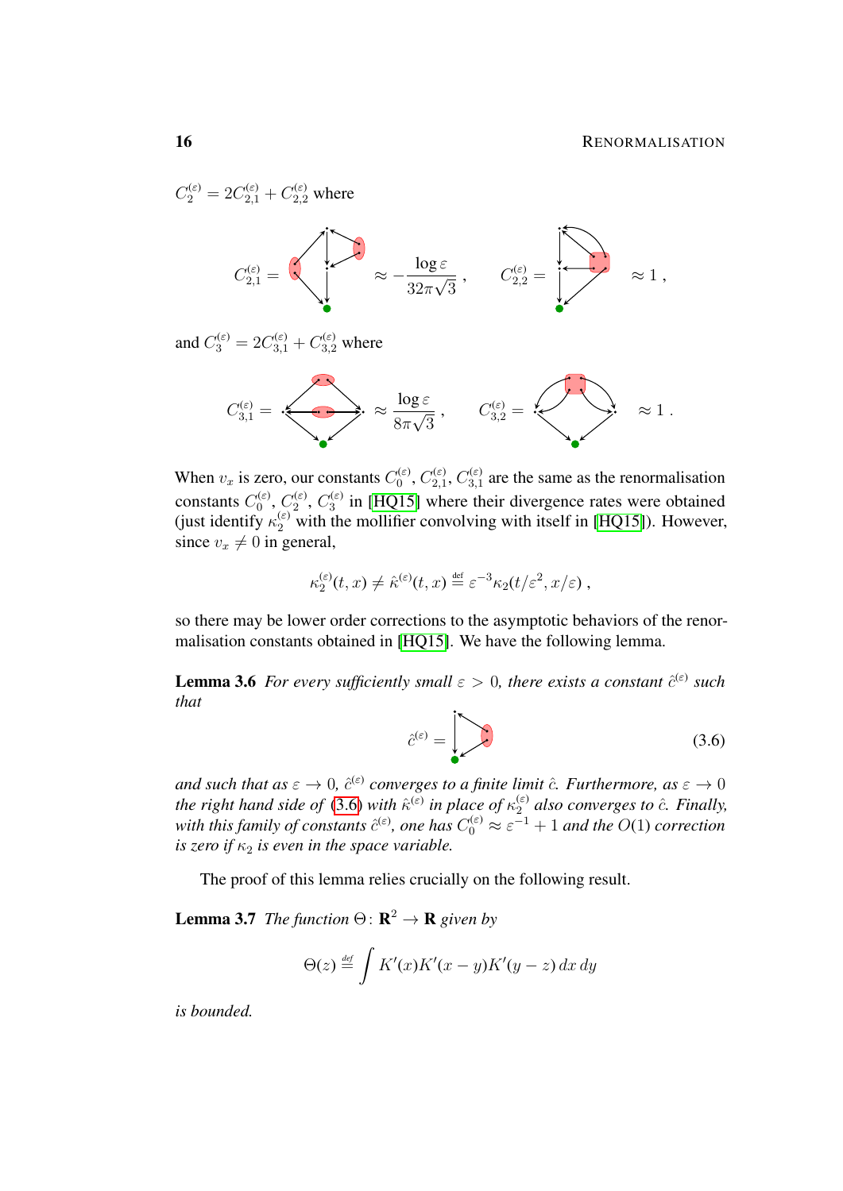$C_2^{(\varepsilon)} = 2C_{2,1}^{(\varepsilon)} + C_{2,2}^{(\varepsilon)}$ where

$$C_{2,1}^{(\varepsilon)} = \quad \approx -\frac{\log \varepsilon}{32\pi\sqrt{3}}\;, \qquad C_{2,2}^{(\varepsilon)} = \quad \approx 1\;,$$

and $C_3^{(\varepsilon)} = 2C_{3,1}^{(\varepsilon)} + C_{3,2}^{(\varepsilon)}$ where

$$C_{3,1}^{(\varepsilon)} = \quad \approx \frac{\log \varepsilon}{8\pi\sqrt{3}}\;, \qquad C_{3,2}^{(\varepsilon)} = \quad \approx 1\;.$$

When $v_x$ is zero, our constants $C_0^{(\varepsilon)}$, $C_{2,1}^{(\varepsilon)}$, $C_{3,1}^{(\varepsilon)}$ are the same as the renormalisation constants $C_0^{(\varepsilon)}$, $C_2^{(\varepsilon)}$, $C_3^{(\varepsilon)}$ in [HQ15] where their divergence rates were obtained (just identify $\kappa_2^{(\varepsilon)}$ with the mollifier convolving with itself in [HQ15]). However, since $v_x \neq 0$ in general,

$$\kappa_2^{(\varepsilon)}(t,x) \neq \hat{\kappa}^{(\varepsilon)}(t,x) \stackrel{\text{def}}{=} \varepsilon^{-3}\kappa_2(t/\varepsilon^2, x/\varepsilon)\;,$$

so there may be lower order corrections to the asymptotic behaviors of the renormalisation constants obtained in [HQ15]. We have the following lemma.

**Lemma 3.6** *For every sufficiently small $\varepsilon > 0$, there exists a constant $\hat{c}^{(\varepsilon)}$ such that*

$$\hat{c}^{(\varepsilon)} = \tag{3.6}$$

*and such that as $\varepsilon \to 0$, $\hat{c}^{(\varepsilon)}$ converges to a finite limit $\hat{c}$. Furthermore, as $\varepsilon \to 0$ the right hand side of (3.6) with $\hat{\kappa}^{(\varepsilon)}$ in place of $\kappa_2^{(\varepsilon)}$ also converges to $\hat{c}$. Finally, with this family of constants $\hat{c}^{(\varepsilon)}$, one has $C_0^{(\varepsilon)} \approx \varepsilon^{-1} + 1$ and the $O(1)$ correction is zero if $\kappa_2$ is even in the space variable.*

The proof of this lemma relies crucially on the following result.

**Lemma 3.7** *The function $\Theta \colon \mathbf{R}^2 \to \mathbf{R}$ given by*

$$\Theta(z) \stackrel{\text{def}}{=} \int K'(x)K'(x-y)K'(y-z)\,dx\,dy$$

*is bounded.*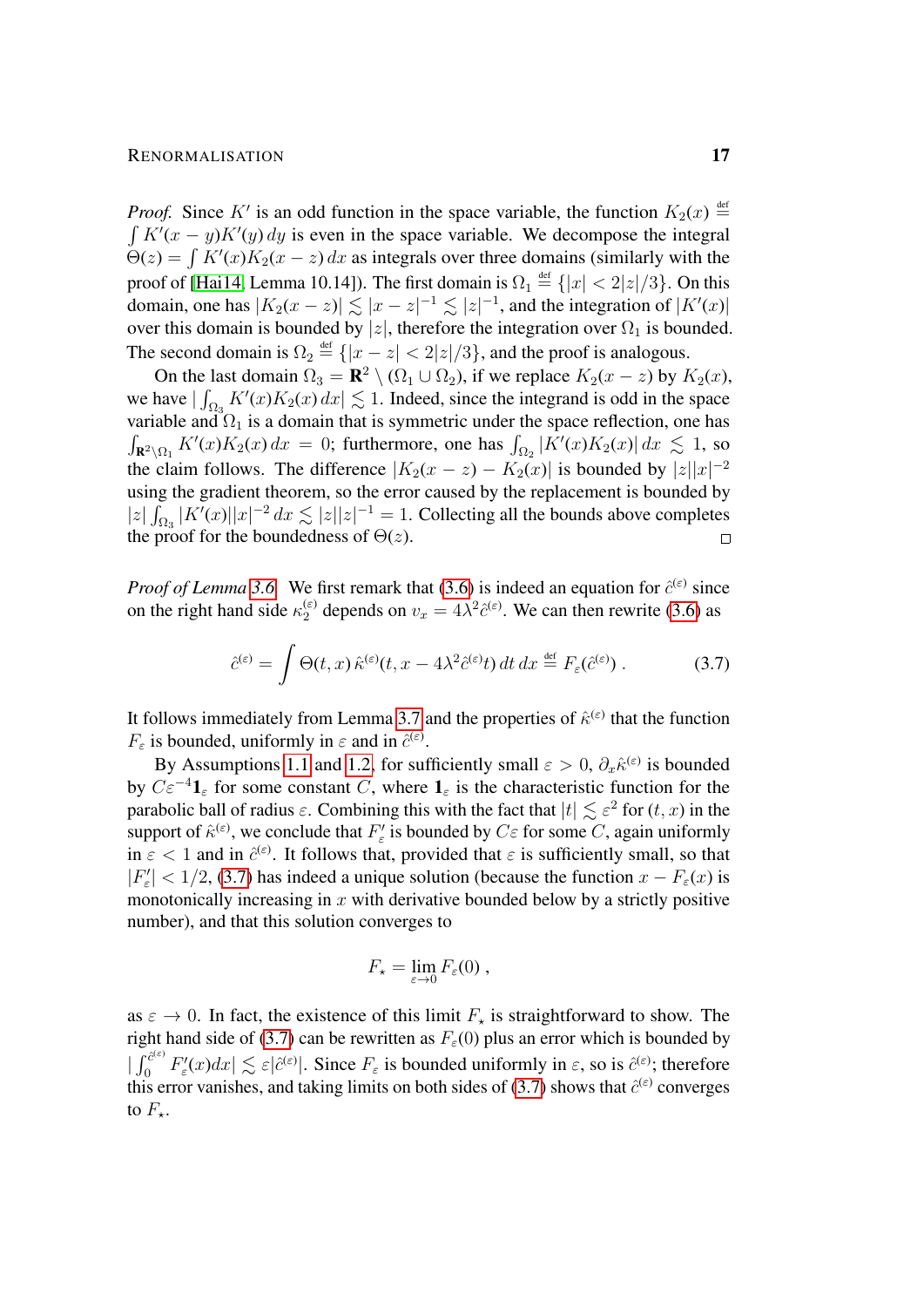*Proof.* Since $K'$ is an odd function in the space variable, the function $K_2(x) \stackrel{\text{def}}{=} \int K'(x-y)K'(y)\,dy$ is even in the space variable. We decompose the integral $\Theta(z) = \int K'(x)K_2(x-z)\,dx$ as integrals over three domains (similarly with the proof of [Hai14, Lemma 10.14]). The first domain is $\Omega_1 \stackrel{\text{def}}{=} \{|x| < 2|z|/3\}$. On this domain, one has $|K_2(x-z)| \lesssim |x-z|^{-1} \lesssim |z|^{-1}$, and the integration of $|K'(x)|$ over this domain is bounded by $|z|$, therefore the integration over $\Omega_1$ is bounded. The second domain is $\Omega_2 \stackrel{\text{def}}{=} \{|x-z| < 2|z|/3\}$, and the proof is analogous.

On the last domain $\Omega_3 = \mathbf{R}^2 \setminus (\Omega_1 \cup \Omega_2)$, if we replace $K_2(x-z)$ by $K_2(x)$, we have $|\int_{\Omega_3} K'(x)K_2(x)\,dx| \lesssim 1$. Indeed, since the integrand is odd in the space variable and $\Omega_1$ is a domain that is symmetric under the space reflection, one has $\int_{\mathbf{R}^2\setminus\Omega_1} K'(x)K_2(x)\,dx = 0$; furthermore, one has $\int_{\Omega_2} |K'(x)K_2(x)|\,dx \lesssim 1$, so the claim follows. The difference $|K_2(x-z) - K_2(x)|$ is bounded by $|z||x|^{-2}$ using the gradient theorem, so the error caused by the replacement is bounded by $|z|\int_{\Omega_3} |K'(x)||x|^{-2}\,dx \lesssim |z||z|^{-1} = 1$. Collecting all the bounds above completes the proof for the boundedness of $\Theta(z)$. $\square$

*Proof of Lemma 3.6.* We first remark that (3.6) is indeed an equation for $\hat{c}^{(\varepsilon)}$ since on the right hand side $\kappa_2^{(\varepsilon)}$ depends on $v_x = 4\lambda^2\hat{c}^{(\varepsilon)}$. We can then rewrite (3.6) as

$$\hat{c}^{(\varepsilon)} = \int \Theta(t,x)\,\hat{\kappa}^{(\varepsilon)}(t, x - 4\lambda^2\hat{c}^{(\varepsilon)}t)\,dt\,dx \stackrel{\text{def}}{=} F_\varepsilon(\hat{c}^{(\varepsilon)})\;. \tag{3.7}$$

It follows immediately from Lemma 3.7 and the properties of $\hat{\kappa}^{(\varepsilon)}$ that the function $F_\varepsilon$ is bounded, uniformly in $\varepsilon$ and in $\hat{c}^{(\varepsilon)}$.

By Assumptions 1.1 and 1.2, for sufficiently small $\varepsilon > 0$, $\partial_x\hat{\kappa}^{(\varepsilon)}$ is bounded by $C\varepsilon^{-4}\mathbf{1}_\varepsilon$ for some constant $C$, where $\mathbf{1}_\varepsilon$ is the characteristic function for the parabolic ball of radius $\varepsilon$. Combining this with the fact that $|t| \lesssim \varepsilon^2$ for $(t,x)$ in the support of $\hat{\kappa}^{(\varepsilon)}$, we conclude that $F_\varepsilon'$ is bounded by $C\varepsilon$ for some $C$, again uniformly in $\varepsilon < 1$ and in $\hat{c}^{(\varepsilon)}$. It follows that, provided that $\varepsilon$ is sufficiently small, so that $|F_\varepsilon'| < 1/2$, (3.7) has indeed a unique solution (because the function $x - F_\varepsilon(x)$ is monotonically increasing in $x$ with derivative bounded below by a strictly positive number), and that this solution converges to

$$F_\star = \lim_{\varepsilon\to 0} F_\varepsilon(0)\;,$$

as $\varepsilon \to 0$. In fact, the existence of this limit $F_\star$ is straightforward to show. The right hand side of (3.7) can be rewritten as $F_\varepsilon(0)$ plus an error which is bounded by $|\int_0^{\hat{c}^{(\varepsilon)}} F_\varepsilon'(x)dx| \lesssim \varepsilon|\hat{c}^{(\varepsilon)}|$. Since $F_\varepsilon$ is bounded uniformly in $\varepsilon$, so is $\hat{c}^{(\varepsilon)}$; therefore this error vanishes, and taking limits on both sides of (3.7) shows that $\hat{c}^{(\varepsilon)}$ converges to $F_\star$.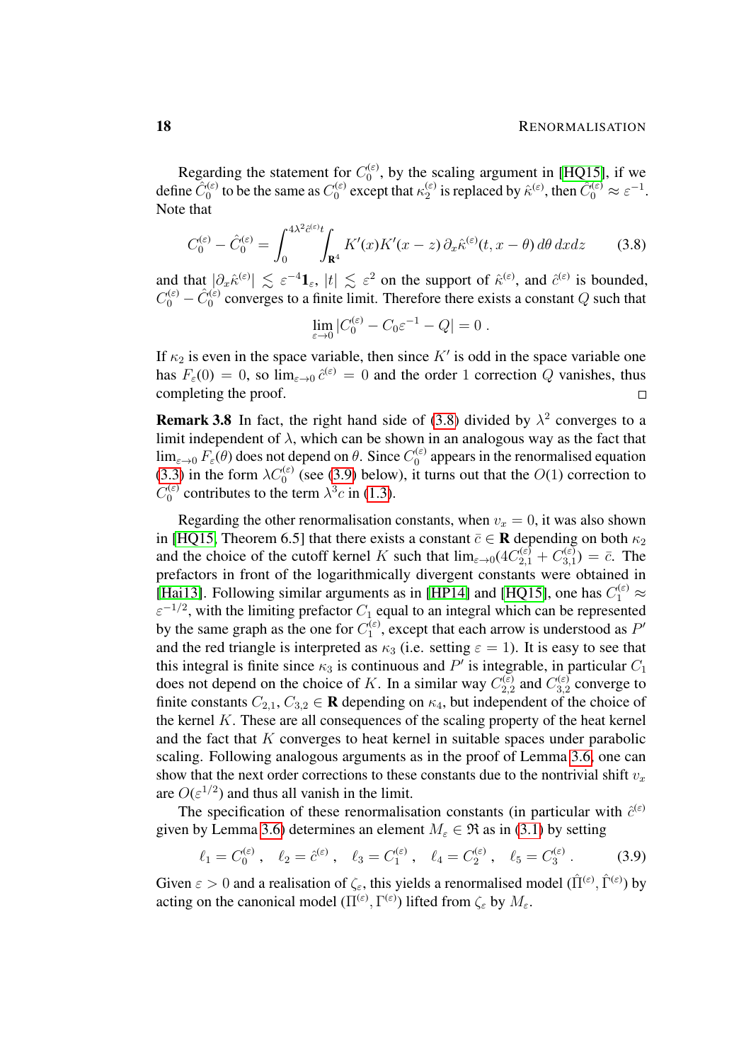Regarding the statement for $C_0^{(\varepsilon)}$, by the scaling argument in [HQ15], if we define $\hat{C}_0^{(\varepsilon)}$ to be the same as $C_0^{(\varepsilon)}$ except that $\kappa_2^{(\varepsilon)}$ is replaced by $\hat{\kappa}^{(\varepsilon)}$, then $\hat{C}_0^{(\varepsilon)} \approx \varepsilon^{-1}$. Note that

$$C_0^{(\varepsilon)} - \hat{C}_0^{(\varepsilon)} = \int_0^{4\lambda^2 \hat{c}^{(\varepsilon)} t} \int_{\mathbf{R}^4} K'(x) K'(x-z)\, \partial_x \hat{\kappa}^{(\varepsilon)}(t, x-\theta)\, d\theta\, dx dz \tag{3.8}$$

and that $|\partial_x \hat{\kappa}^{(\varepsilon)}| \lesssim \varepsilon^{-4} \mathbf{1}_\varepsilon$, $|t| \lesssim \varepsilon^2$ on the support of $\hat{\kappa}^{(\varepsilon)}$, and $\hat{c}^{(\varepsilon)}$ is bounded, $C_0^{(\varepsilon)} - \hat{C}_0^{(\varepsilon)}$ converges to a finite limit. Therefore there exists a constant $Q$ such that

$$\lim_{\varepsilon \to 0} |C_0^{(\varepsilon)} - C_0 \varepsilon^{-1} - Q| = 0 \;.$$

If $\kappa_2$ is even in the space variable, then since $K'$ is odd in the space variable one has $F_\varepsilon(0) = 0$, so $\lim_{\varepsilon \to 0} \hat{c}^{(\varepsilon)} = 0$ and the order 1 correction $Q$ vanishes, thus completing the proof. □

**Remark 3.8** In fact, the right hand side of (3.8) divided by $\lambda^2$ converges to a limit independent of $\lambda$, which can be shown in an analogous way as the fact that $\lim_{\varepsilon \to 0} F_\varepsilon(\theta)$ does not depend on $\theta$. Since $C_0^{(\varepsilon)}$ appears in the renormalised equation (3.3) in the form $\lambda C_0^{(\varepsilon)}$ (see (3.9) below), it turns out that the $O(1)$ correction to $C_0^{(\varepsilon)}$ contributes to the term $\lambda^3 c$ in (1.3).

Regarding the other renormalisation constants, when $v_x = 0$, it was also shown in [HQ15, Theorem 6.5] that there exists a constant $\bar{c} \in \mathbf{R}$ depending on both $\kappa_2$ and the choice of the cutoff kernel $K$ such that $\lim_{\varepsilon \to 0} (4C_{2,1}^{(\varepsilon)} + C_{3,1}^{(\varepsilon)}) = \bar{c}$. The prefactors in front of the logarithmically divergent constants were obtained in [Hai13]. Following similar arguments as in [HP14] and [HQ15], one has $C_1^{(\varepsilon)} \approx \varepsilon^{-1/2}$, with the limiting prefactor $C_1$ equal to an integral which can be represented by the same graph as the one for $C_1^{(\varepsilon)}$, except that each arrow is understood as $P'$ and the red triangle is interpreted as $\kappa_3$ (i.e. setting $\varepsilon = 1$). It is easy to see that this integral is finite since $\kappa_3$ is continuous and $P'$ is integrable, in particular $C_1$ does not depend on the choice of $K$. In a similar way $C_{2,2}^{(\varepsilon)}$ and $C_{3,2}^{(\varepsilon)}$ converge to finite constants $C_{2,1}, C_{3,2} \in \mathbf{R}$ depending on $\kappa_4$, but independent of the choice of the kernel $K$. These are all consequences of the scaling property of the heat kernel and the fact that $K$ converges to heat kernel in suitable spaces under parabolic scaling. Following analogous arguments as in the proof of Lemma 3.6, one can show that the next order corrections to these constants due to the nontrivial shift $v_x$ are $O(\varepsilon^{1/2})$ and thus all vanish in the limit.

The specification of these renormalisation constants (in particular with $\hat{c}^{(\varepsilon)}$ given by Lemma 3.6) determines an element $M_\varepsilon \in \mathfrak{R}$ as in (3.1) by setting

$$\ell_1 = C_0^{(\varepsilon)} \;, \quad \ell_2 = \hat{c}^{(\varepsilon)} \;, \quad \ell_3 = C_1^{(\varepsilon)} \;, \quad \ell_4 = C_2^{(\varepsilon)} \;, \quad \ell_5 = C_3^{(\varepsilon)} \;. \tag{3.9}$$

Given $\varepsilon > 0$ and a realisation of $\zeta_\varepsilon$, this yields a renormalised model $(\hat{\Pi}^{(\varepsilon)}, \hat{\Gamma}^{(\varepsilon)})$ by acting on the canonical model $(\Pi^{(\varepsilon)}, \Gamma^{(\varepsilon)})$ lifted from $\zeta_\varepsilon$ by $M_\varepsilon$.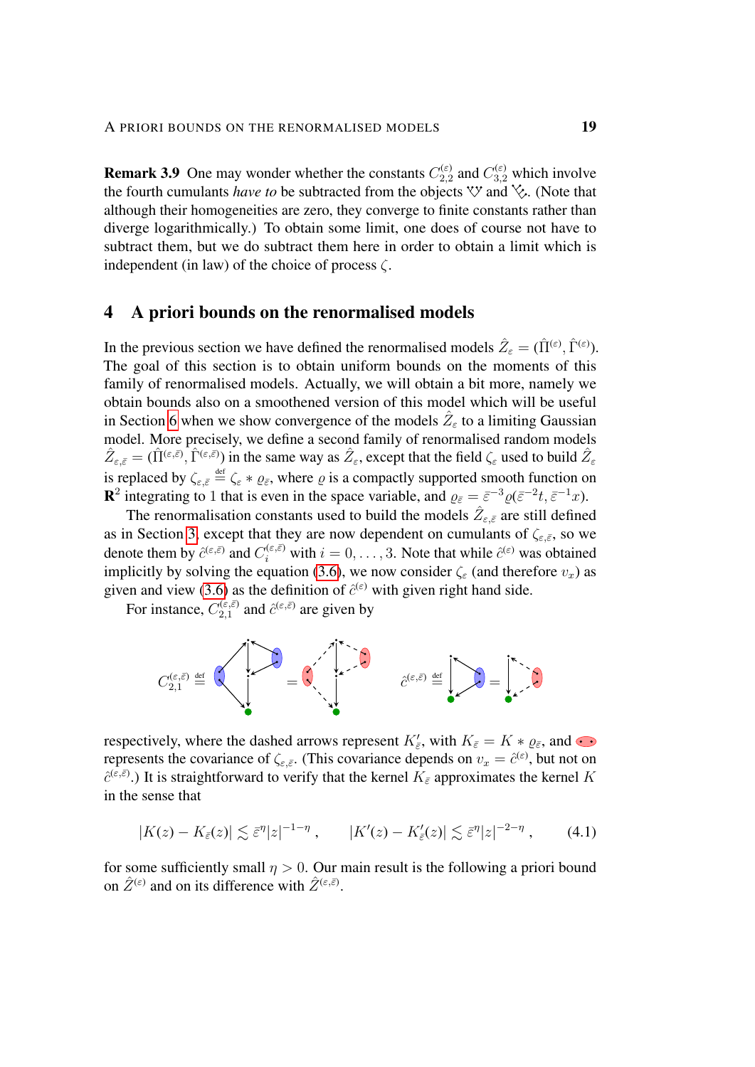**Remark 3.9** One may wonder whether the constants $C_{2,2}^{(\varepsilon)}$ and $C_{3,2}^{(\varepsilon)}$ which involve the fourth cumulants *have to* be subtracted from the objects and . (Note that although their homogeneities are zero, they converge to finite constants rather than diverge logarithmically.) To obtain some limit, one does of course not have to subtract them, but we do subtract them here in order to obtain a limit which is independent (in law) of the choice of process $\zeta$.

## 4 A priori bounds on the renormalised models

In the previous section we have defined the renormalised models $\hat{Z}_\varepsilon = (\hat{\Pi}^{(\varepsilon)}, \hat{\Gamma}^{(\varepsilon)})$. The goal of this section is to obtain uniform bounds on the moments of this family of renormalised models. Actually, we will obtain a bit more, namely we obtain bounds also on a smoothened version of this model which will be useful in Section 6 when we show convergence of the models $\hat{Z}_\varepsilon$ to a limiting Gaussian model. More precisely, we define a second family of renormalised random models $\hat{Z}_{\varepsilon,\bar{\varepsilon}} = (\hat{\Pi}^{(\varepsilon,\bar{\varepsilon})}, \hat{\Gamma}^{(\varepsilon,\bar{\varepsilon})})$ in the same way as $\hat{Z}_\varepsilon$, except that the field $\zeta_\varepsilon$ used to build $\hat{Z}_\varepsilon$ is replaced by $\zeta_{\varepsilon,\bar{\varepsilon}} \stackrel{\text{def}}{=} \zeta_\varepsilon * \varrho_{\bar{\varepsilon}}$, where $\varrho$ is a compactly supported smooth function on $\mathbf{R}^2$ integrating to $1$ that is even in the space variable, and $\varrho_{\bar{\varepsilon}} = \bar{\varepsilon}^{-3}\varrho(\bar{\varepsilon}^{-2}t, \bar{\varepsilon}^{-1}x)$.

The renormalisation constants used to build the models $\hat{Z}_{\varepsilon,\bar{\varepsilon}}$ are still defined as in Section 3, except that they are now dependent on cumulants of $\zeta_{\varepsilon,\bar{\varepsilon}}$, so we denote them by $\hat{c}^{(\varepsilon,\bar{\varepsilon})}$ and $C_i^{(\varepsilon,\bar{\varepsilon})}$ with $i = 0, \ldots, 3$. Note that while $\hat{c}^{(\varepsilon)}$ was obtained implicitly by solving the equation (3.6), we now consider $\zeta_\varepsilon$ (and therefore $v_x$) as given and view (3.6) as the definition of $\hat{c}^{(\varepsilon)}$ with given right hand side.

For instance, $C_{2,1}^{(\varepsilon,\bar{\varepsilon})}$ and $\hat{c}^{(\varepsilon,\bar{\varepsilon})}$ are given by

$$C_{2,1}^{(\varepsilon,\bar{\varepsilon})} \stackrel{\text{def}}{=} \quad = \quad \qquad \hat{c}^{(\varepsilon,\bar{\varepsilon})} \stackrel{\text{def}}{=} \quad = $$

respectively, where the dashed arrows represent $K_{\bar{\varepsilon}}'$, with $K_{\bar{\varepsilon}} = K * \varrho_{\bar{\varepsilon}}$, and represents the covariance of $\zeta_{\varepsilon,\bar{\varepsilon}}$. (This covariance depends on $v_x = \hat{c}^{(\varepsilon)}$, but not on $\hat{c}^{(\varepsilon,\bar{\varepsilon})}$.) It is straightforward to verify that the kernel $K_{\bar{\varepsilon}}$ approximates the kernel $K$ in the sense that

$$|K(z) - K_{\bar{\varepsilon}}(z)| \lesssim \bar{\varepsilon}^\eta |z|^{-1-\eta}\;, \qquad |K'(z) - K_{\bar{\varepsilon}}'(z)| \lesssim \bar{\varepsilon}^\eta |z|^{-2-\eta}\;, \tag{4.1}$$

for some sufficiently small $\eta > 0$. Our main result is the following a priori bound on $\hat{Z}^{(\varepsilon)}$ and on its difference with $\hat{Z}^{(\varepsilon,\bar{\varepsilon})}$.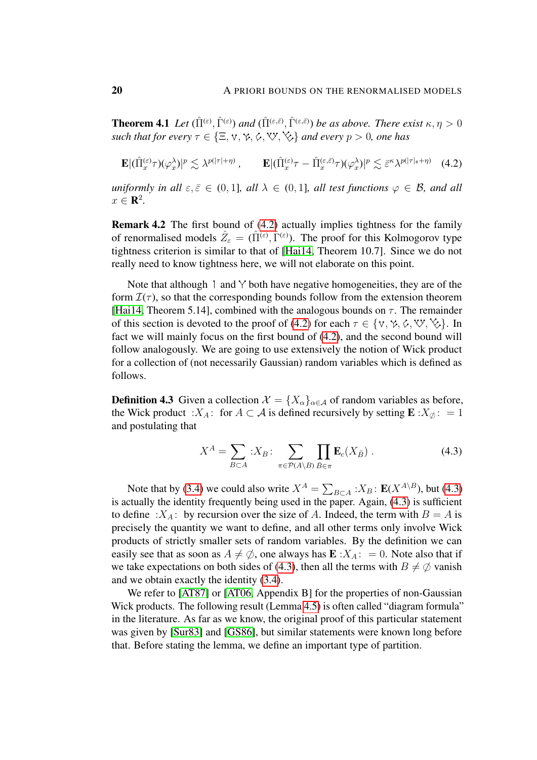**Theorem 4.1** *Let* $(\hat{\Pi}^{(\varepsilon)}, \hat{\Gamma}^{(\varepsilon)})$ *and* $(\hat{\Pi}^{(\varepsilon,\bar{\varepsilon})}, \hat{\Gamma}^{(\varepsilon,\bar{\varepsilon})})$ *be as above. There exist* $\kappa, \eta > 0$ *such that for every* $\tau \in \{\Xi, \vee, \curlyvee, \diamond, \vee\!\vee, \curlyvee\!\curlyvee\}$ *and every* $p > 0$*, one has*

$$\mathbf{E}|(\hat{\Pi}^{(\varepsilon)}_x \tau)(\varphi^\lambda_x)|^p \lesssim \lambda^{p(|\tau|+\eta)}\;, \qquad \mathbf{E}|(\hat{\Pi}^{(\varepsilon)}_x \tau - \hat{\Pi}^{(\varepsilon,\bar{\varepsilon})}_x \tau)(\varphi^\lambda_x)|^p \lesssim \bar{\varepsilon}^\kappa \lambda^{p(|\tau|_s+\eta)} \tag{4.2}$$

*uniformly in all* $\varepsilon, \bar{\varepsilon} \in (0,1]$*, all* $\lambda \in (0,1]$*, all test functions* $\varphi \in \mathcal{B}$*, and all* $x \in \mathbf{R}^2$*.*

**Remark 4.2** The first bound of (4.2) actually implies tightness for the family of renormalised models $\hat{Z}_\varepsilon = (\hat{\Pi}^{(\varepsilon)}, \hat{\Gamma}^{(\varepsilon)})$. The proof for this Kolmogorov type tightness criterion is similar to that of [Hai14, Theorem 10.7]. Since we do not really need to know tightness here, we will not elaborate on this point.

Note that although $\upharpoonleft$ and $\curlyvee$ both have negative homogeneities, they are of the form $\mathcal{I}(\tau)$, so that the corresponding bounds follow from the extension theorem [Hai14, Theorem 5.14], combined with the analogous bounds on $\tau$. The remainder of this section is devoted to the proof of (4.2) for each $\tau \in \{\vee, \curlyvee, \diamond, \vee\!\vee, \curlyvee\!\curlyvee\}$. In fact we will mainly focus on the first bound of (4.2), and the second bound will follow analogously. We are going to use extensively the notion of Wick product for a collection of (not necessarily Gaussian) random variables which is defined as follows.

**Definition 4.3** Given a collection $\mathcal{X} = \{X_\alpha\}_{\alpha \in \mathcal{A}}$ of random variables as before, the Wick product $:X_A:$ for $A \subset \mathcal{A}$ is defined recursively by setting $\mathbf{E}:X_\emptyset: = 1$ and postulating that

$$X^A = \sum_{B \subset A} :X_B: \sum_{\pi \in \mathcal{P}(A \setminus B)} \prod_{\bar{B} \in \pi} \mathbf{E}_c(X_{\bar{B}})\;. \tag{4.3}$$

Note that by (3.4) we could also write $X^A = \sum_{B \subset A} :X_B: \mathbf{E}(X^{A \setminus B})$, but (4.3) is actually the identity frequently being used in the paper. Again, (4.3) is sufficient to define $:X_A:$ by recursion over the size of $A$. Indeed, the term with $B = A$ is precisely the quantity we want to define, and all other terms only involve Wick products of strictly smaller sets of random variables. By the definition we can easily see that as soon as $A \neq \emptyset$, one always has $\mathbf{E}:X_A: = 0$. Note also that if we take expectations on both sides of (4.3), then all the terms with $B \neq \emptyset$ vanish and we obtain exactly the identity (3.4).

We refer to [AT87] or [AT06, Appendix B] for the properties of non-Gaussian Wick products. The following result (Lemma 4.5) is often called "diagram formula" in the literature. As far as we know, the original proof of this particular statement was given by [Sur83] and [GS86], but similar statements were known long before that. Before stating the lemma, we define an important type of partition.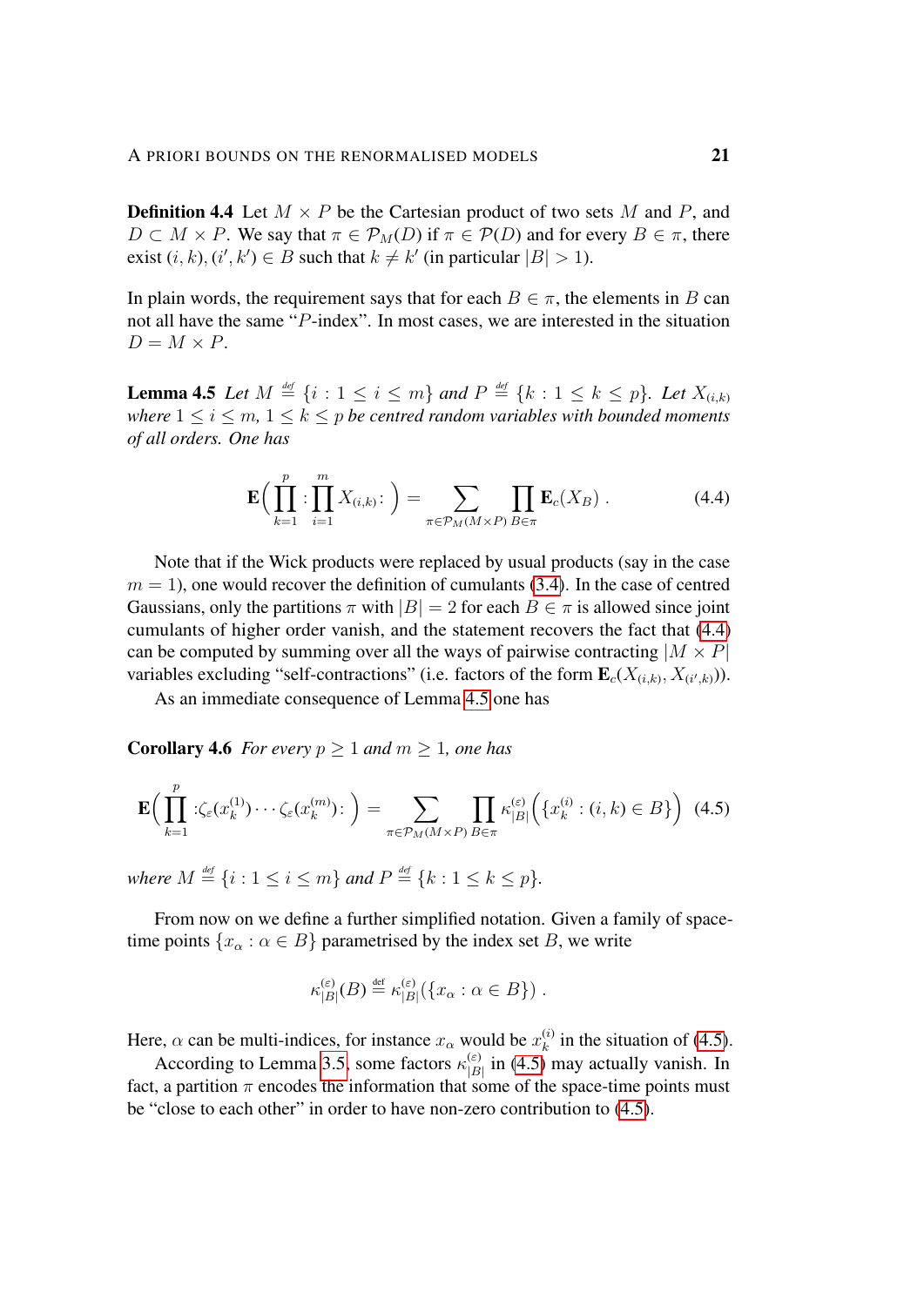**Definition 4.4** Let $M \times P$ be the Cartesian product of two sets $M$ and $P$, and $D \subset M \times P$. We say that $\pi \in \mathcal{P}_M(D)$ if $\pi \in \mathcal{P}(D)$ and for every $B \in \pi$, there exist $(i,k), (i',k') \in B$ such that $k \neq k'$ (in particular $|B| > 1$).

In plain words, the requirement says that for each $B \in \pi$, the elements in $B$ can not all have the same "$P$-index". In most cases, we are interested in the situation $D = M \times P$.

**Lemma 4.5** *Let $M \stackrel{\text{def}}{=} \{i : 1 \leq i \leq m\}$ and $P \stackrel{\text{def}}{=} \{k : 1 \leq k \leq p\}$. Let $X_{(i,k)}$ where $1 \leq i \leq m$, $1 \leq k \leq p$ be centred random variables with bounded moments of all orders. One has*

$$\mathbf{E}\Big(\prod_{k=1}^{p} :\prod_{i=1}^{m} X_{(i,k)}:\Big) = \sum_{\pi \in \mathcal{P}_M(M\times P)} \prod_{B \in \pi} \mathbf{E}_c(X_B)\;. \tag{4.4}$$

Note that if the Wick products were replaced by usual products (say in the case $m = 1$), one would recover the definition of cumulants (3.4). In the case of centred Gaussians, only the partitions $\pi$ with $|B| = 2$ for each $B \in \pi$ is allowed since joint cumulants of higher order vanish, and the statement recovers the fact that (4.4) can be computed by summing over all the ways of pairwise contracting $|M \times P|$ variables excluding "self-contractions" (i.e. factors of the form $\mathbf{E}_c(X_{(i,k)}, X_{(i',k)})$).

As an immediate consequence of Lemma 4.5 one has

**Corollary 4.6** *For every $p \geq 1$ and $m \geq 1$, one has*

$$\mathbf{E}\Big(\prod_{k=1}^{p} :\zeta_\varepsilon(x_k^{(1)})\cdots\zeta_\varepsilon(x_k^{(m)}):\Big) = \sum_{\pi \in \mathcal{P}_M(M\times P)} \prod_{B\in\pi} \kappa_{|B|}^{(\varepsilon)}\Big(\big\{x_k^{(i)} : (i,k) \in B\big\}\Big) \tag{4.5}$$

*where $M \stackrel{\text{def}}{=} \{i : 1 \leq i \leq m\}$ and $P \stackrel{\text{def}}{=} \{k : 1 \leq k \leq p\}$.*

From now on we define a further simplified notation. Given a family of space-time points $\{x_\alpha : \alpha \in B\}$ parametrised by the index set $B$, we write

$$\kappa_{|B|}^{(\varepsilon)}(B) \stackrel{\text{def}}{=} \kappa_{|B|}^{(\varepsilon)}(\{x_\alpha : \alpha \in B\})\;.$$

Here, $\alpha$ can be multi-indices, for instance $x_\alpha$ would be $x_k^{(i)}$ in the situation of (4.5).

According to Lemma 3.5, some factors $\kappa_{|B|}^{(\varepsilon)}$ in (4.5) may actually vanish. In fact, a partition $\pi$ encodes the information that some of the space-time points must be "close to each other" in order to have non-zero contribution to (4.5).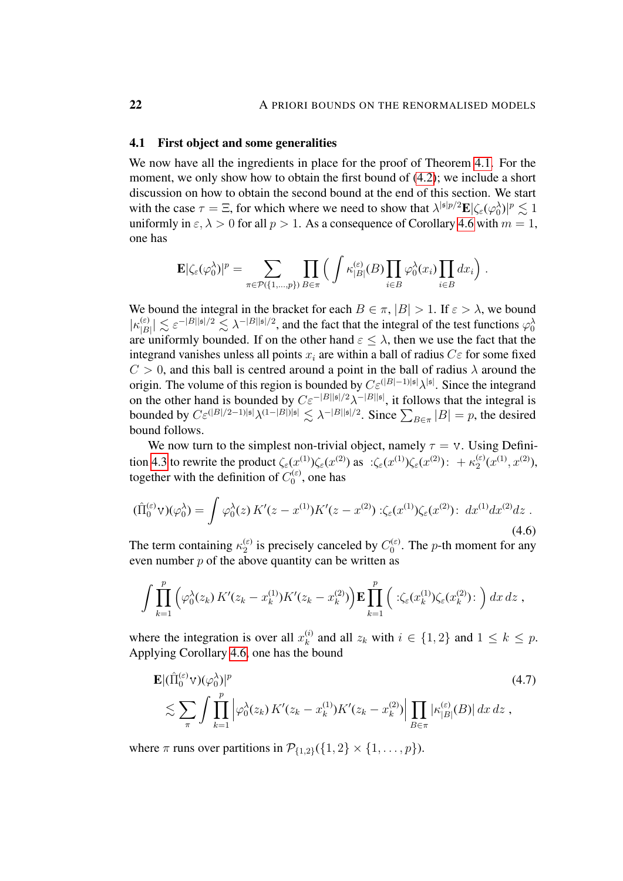## 4.1 First object and some generalities

We now have all the ingredients in place for the proof of Theorem 4.1. For the moment, we only show how to obtain the first bound of (4.2); we include a short discussion on how to obtain the second bound at the end of this section. We start with the case $\tau = \Xi$, for which where we need to show that $\lambda^{|\mathfrak{s}|p/2}\mathbf{E}|\zeta_\varepsilon(\varphi_0^\lambda)|^p \lesssim 1$ uniformly in $\varepsilon, \lambda > 0$ for all $p > 1$. As a consequence of Corollary 4.6 with $m = 1$, one has

$$\mathbf{E}|\zeta_\varepsilon(\varphi_0^\lambda)|^p = \sum_{\pi\in\mathcal{P}(\{1,\ldots,p\})}\prod_{B\in\pi}\Big(\int \kappa_{|B|}^{(\varepsilon)}(B)\prod_{i\in B}\varphi_0^\lambda(x_i)\prod_{i\in B}dx_i\Big)\;.$$

We bound the integral in the bracket for each $B \in \pi$, $|B| > 1$. If $\varepsilon > \lambda$, we bound $|\kappa_{|B|}^{(\varepsilon)}| \lesssim \varepsilon^{-|B||\mathfrak{s}|/2} \lesssim \lambda^{-|B||\mathfrak{s}|/2}$, and the fact that the integral of the test functions $\varphi_0^\lambda$ are uniformly bounded. If on the other hand $\varepsilon \le \lambda$, then we use the fact that the integrand vanishes unless all points $x_i$ are within a ball of radius $C\varepsilon$ for some fixed $C > 0$, and this ball is centred around a point in the ball of radius $\lambda$ around the origin. The volume of this region is bounded by $C\varepsilon^{(|B|-1)|\mathfrak{s}|}\lambda^{|\mathfrak{s}|}$. Since the integrand on the other hand is bounded by $C\varepsilon^{-|B||\mathfrak{s}|/2}\lambda^{-|B||\mathfrak{s}|}$, it follows that the integral is bounded by $C\varepsilon^{(|B|/2-1)|\mathfrak{s}|}\lambda^{(1-|B|)|\mathfrak{s}|} \lesssim \lambda^{-|B||\mathfrak{s}|/2}$. Since $\sum_{B\in\pi}|B| = p$, the desired bound follows.

We now turn to the simplest non-trivial object, namely $\tau = \mathsf{V}$. Using Definition 4.3 to rewrite the product $\zeta_\varepsilon(x^{(1)})\zeta_\varepsilon(x^{(2)})$ as $:\!\zeta_\varepsilon(x^{(1)})\zeta_\varepsilon(x^{(2)})\!: + \kappa_2^{(\varepsilon)}(x^{(1)},x^{(2)})$, together with the definition of $C_0^{(\varepsilon)}$, one has

$$(\hat\Pi_0^{(\varepsilon)}\mathsf{V})(\varphi_0^\lambda) = \int \varphi_0^\lambda(z)\,K'(z-x^{(1)})K'(z-x^{(2)})\;:\!\zeta_\varepsilon(x^{(1)})\zeta_\varepsilon(x^{(2)})\!:\;dx^{(1)}dx^{(2)}dz\;. \tag{4.6}$$

The term containing $\kappa_2^{(\varepsilon)}$ is precisely canceled by $C_0^{(\varepsilon)}$. The $p$-th moment for any even number $p$ of the above quantity can be written as

$$\int\prod_{k=1}^p\Big(\varphi_0^\lambda(z_k)\,K'(z_k-x_k^{(1)})K'(z_k-x_k^{(2)})\Big)\mathbf{E}\prod_{k=1}^p\Big(\;:\!\zeta_\varepsilon(x_k^{(1)})\zeta_\varepsilon(x_k^{(2)})\!:\;\Big)\,dx\,dz\;,$$

where the integration is over all $x_k^{(i)}$ and all $z_k$ with $i\in\{1,2\}$ and $1\le k\le p$. Applying Corollary 4.6, one has the bound

$$\begin{aligned}&\mathbf{E}|(\hat\Pi_0^{(\varepsilon)}\mathsf{V})(\varphi_0^\lambda)|^p \\ &\quad\lesssim \sum_\pi\int\prod_{k=1}^p\Big|\varphi_0^\lambda(z_k)\,K'(z_k-x_k^{(1)})K'(z_k-x_k^{(2)})\Big|\prod_{B\in\pi}|\kappa_{|B|}^{(\varepsilon)}(B)|\,dx\,dz\;,\end{aligned} \tag{4.7}$$

where $\pi$ runs over partitions in $\mathcal{P}_{\{1,2\}}(\{1,2\}\times\{1,\ldots,p\})$.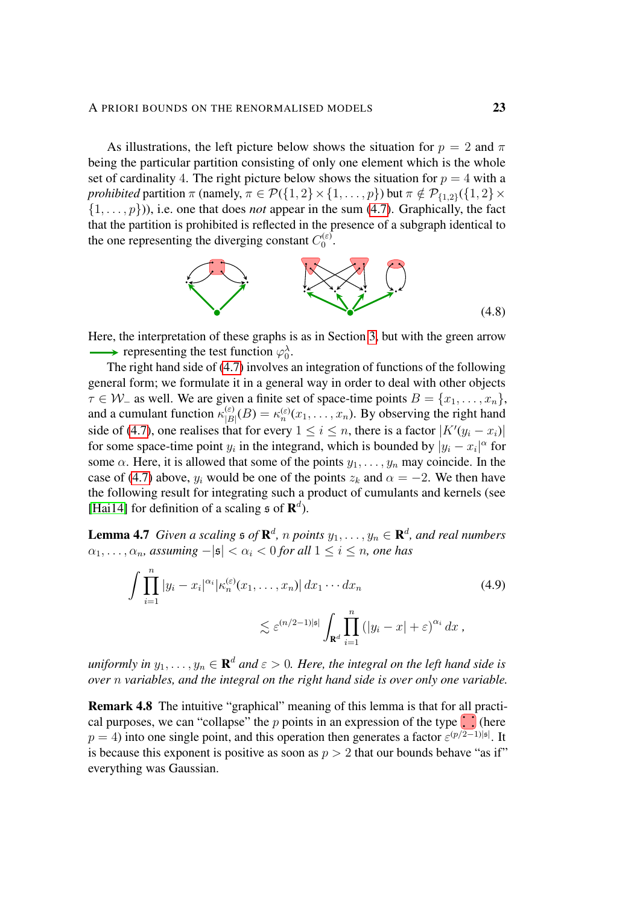As illustrations, the left picture below shows the situation for $p = 2$ and $\pi$ being the particular partition consisting of only one element which is the whole set of cardinality 4. The right picture below shows the situation for $p = 4$ with a *prohibited* partition $\pi$ (namely, $\pi \in \mathcal{P}(\{1,2\} \times \{1,\ldots,p\})$ but $\pi \notin \mathcal{P}_{\{1,2\}}(\{1,2\} \times \{1,\ldots,p\})$), i.e. one that does *not* appear in the sum (4.7). Graphically, the fact that the partition is prohibited is reflected in the presence of a subgraph identical to the one representing the diverging constant $C_0^{(\varepsilon)}$.

$$(4.8)$$

Here, the interpretation of these graphs is as in Section 3, but with the green arrow representing the test function $\varphi_0^\lambda$.

The right hand side of (4.7) involves an integration of functions of the following general form; we formulate it in a general way in order to deal with other objects $\tau \in \mathcal{W}_-$ as well. We are given a finite set of space-time points $B = \{x_1, \ldots, x_n\}$, and a cumulant function $\kappa_{|B|}^{(\varepsilon)}(B) = \kappa_n^{(\varepsilon)}(x_1, \ldots, x_n)$. By observing the right hand side of (4.7), one realises that for every $1 \le i \le n$, there is a factor $|K'(y_i - x_i)|$ for some space-time point $y_i$ in the integrand, which is bounded by $|y_i - x_i|^\alpha$ for some $\alpha$. Here, it is allowed that some of the points $y_1, \ldots, y_n$ may coincide. In the case of (4.7) above, $y_i$ would be one of the points $z_k$ and $\alpha = -2$. We then have the following result for integrating such a product of cumulants and kernels (see [Hai14] for definition of a scaling $\mathfrak{s}$ of $\mathbf{R}^d$).

**Lemma 4.7** *Given a scaling $\mathfrak{s}$ of $\mathbf{R}^d$, $n$ points $y_1, \ldots, y_n \in \mathbf{R}^d$, and real numbers $\alpha_1, \ldots, \alpha_n$, assuming $-|\mathfrak{s}| < \alpha_i < 0$ for all $1 \le i \le n$, one has*

$$\int \prod_{i=1}^n |y_i - x_i|^{\alpha_i} |\kappa_n^{(\varepsilon)}(x_1, \ldots, x_n)| \, dx_1 \cdots dx_n \qquad (4.9)$$
$$\lesssim \varepsilon^{(n/2-1)|\mathfrak{s}|} \int_{\mathbf{R}^d} \prod_{i=1}^n (|y_i - x| + \varepsilon)^{\alpha_i} \, dx \,,$$

*uniformly in $y_1, \ldots, y_n \in \mathbf{R}^d$ and $\varepsilon > 0$. Here, the integral on the left hand side is over $n$ variables, and the integral on the right hand side is over only one variable.*

**Remark 4.8** The intuitive "graphical" meaning of this lemma is that for all practical purposes, we can "collapse" the $p$ points in an expression of the type (here $p = 4$) into one single point, and this operation then generates a factor $\varepsilon^{(p/2-1)|\mathfrak{s}|}$. It is because this exponent is positive as soon as $p > 2$ that our bounds behave "as if" everything was Gaussian.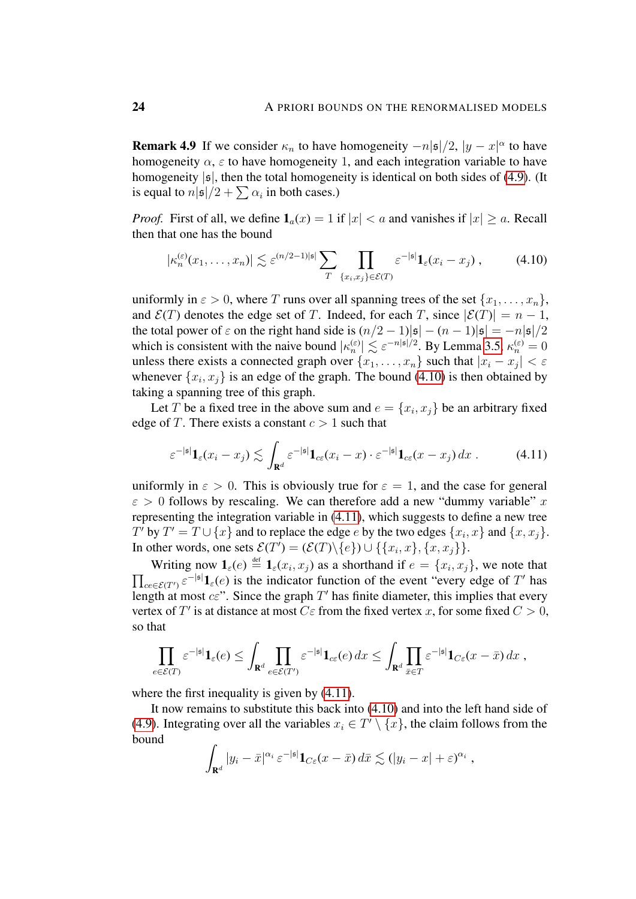**Remark 4.9** If we consider $\kappa_n$ to have homogeneity $-n|\mathfrak{s}|/2$, $|y-x|^\alpha$ to have homogeneity $\alpha$, $\varepsilon$ to have homogeneity $1$, and each integration variable to have homogeneity $|\mathfrak{s}|$, then the total homogeneity is identical on both sides of (4.9). (It is equal to $n|\mathfrak{s}|/2 + \sum \alpha_i$ in both cases.)

*Proof.* First of all, we define $\mathbf{1}_a(x) = 1$ if $|x| < a$ and vanishes if $|x| \geq a$. Recall then that one has the bound

$$|\kappa_n^{(\varepsilon)}(x_1,\ldots,x_n)| \lesssim \varepsilon^{(n/2-1)|\mathfrak{s}|} \sum_T \prod_{\{x_i,x_j\}\in\mathcal{E}(T)} \varepsilon^{-|\mathfrak{s}|}\mathbf{1}_\varepsilon(x_i - x_j)\;, \tag{4.10}$$

uniformly in $\varepsilon > 0$, where $T$ runs over all spanning trees of the set $\{x_1,\ldots,x_n\}$, and $\mathcal{E}(T)$ denotes the edge set of $T$. Indeed, for each $T$, since $|\mathcal{E}(T)| = n-1$, the total power of $\varepsilon$ on the right hand side is $(n/2-1)|\mathfrak{s}| - (n-1)|\mathfrak{s}| = -n|\mathfrak{s}|/2$ which is consistent with the naive bound $|\kappa_n^{(\varepsilon)}| \lesssim \varepsilon^{-n|\mathfrak{s}|/2}$. By Lemma 3.5, $\kappa_n^{(\varepsilon)} = 0$ unless there exists a connected graph over $\{x_1,\ldots,x_n\}$ such that $|x_i - x_j| < \varepsilon$ whenever $\{x_i,x_j\}$ is an edge of the graph. The bound (4.10) is then obtained by taking a spanning tree of this graph.

Let $T$ be a fixed tree in the above sum and $e = \{x_i,x_j\}$ be an arbitrary fixed edge of $T$. There exists a constant $c > 1$ such that

$$\varepsilon^{-|\mathfrak{s}|}\mathbf{1}_\varepsilon(x_i - x_j) \lesssim \int_{\mathbf{R}^d} \varepsilon^{-|\mathfrak{s}|}\mathbf{1}_{c\varepsilon}(x_i - x)\cdot\varepsilon^{-|\mathfrak{s}|}\mathbf{1}_{c\varepsilon}(x - x_j)\,dx\;. \tag{4.11}$$

uniformly in $\varepsilon > 0$. This is obviously true for $\varepsilon = 1$, and the case for general $\varepsilon > 0$ follows by rescaling. We can therefore add a new "dummy variable" $x$ representing the integration variable in (4.11), which suggests to define a new tree $T'$ by $T' = T \cup \{x\}$ and to replace the edge $e$ by the two edges $\{x_i, x\}$ and $\{x, x_j\}$. In other words, one sets $\mathcal{E}(T') = (\mathcal{E}(T)\backslash\{e\}) \cup \{\{x_i,x\},\{x,x_j\}\}$.

Writing now $\mathbf{1}_\varepsilon(e) \stackrel{\text{def}}{=} \mathbf{1}_\varepsilon(x_i,x_j)$ as a shorthand if $e = \{x_i,x_j\}$, we note that $\prod_{ce\in\mathcal{E}(T')}\varepsilon^{-|\mathfrak{s}|}\mathbf{1}_\varepsilon(e)$ is the indicator function of the event "every edge of $T'$ has length at most $c\varepsilon$". Since the graph $T'$ has finite diameter, this implies that every vertex of $T'$ is at distance at most $C\varepsilon$ from the fixed vertex $x$, for some fixed $C > 0$, so that

$$\prod_{e\in\mathcal{E}(T)}\varepsilon^{-|\mathfrak{s}|}\mathbf{1}_\varepsilon(e) \leq \int_{\mathbf{R}^d}\prod_{e\in\mathcal{E}(T')}\varepsilon^{-|\mathfrak{s}|}\mathbf{1}_{c\varepsilon}(e)\,dx \leq \int_{\mathbf{R}^d}\prod_{\bar{x}\in T}\varepsilon^{-|\mathfrak{s}|}\mathbf{1}_{C\varepsilon}(x-\bar{x})\,dx\;,$$

where the first inequality is given by (4.11).

It now remains to substitute this back into (4.10) and into the left hand side of (4.9). Integrating over all the variables $x_i \in T'\setminus\{x\}$, the claim follows from the bound

$$\int_{\mathbf{R}^d}|y_i - \bar{x}|^{\alpha_i}\,\varepsilon^{-|\mathfrak{s}|}\mathbf{1}_{C\varepsilon}(x-\bar{x})\,d\bar{x} \lesssim (|y_i - x| + \varepsilon)^{\alpha_i}\;,$$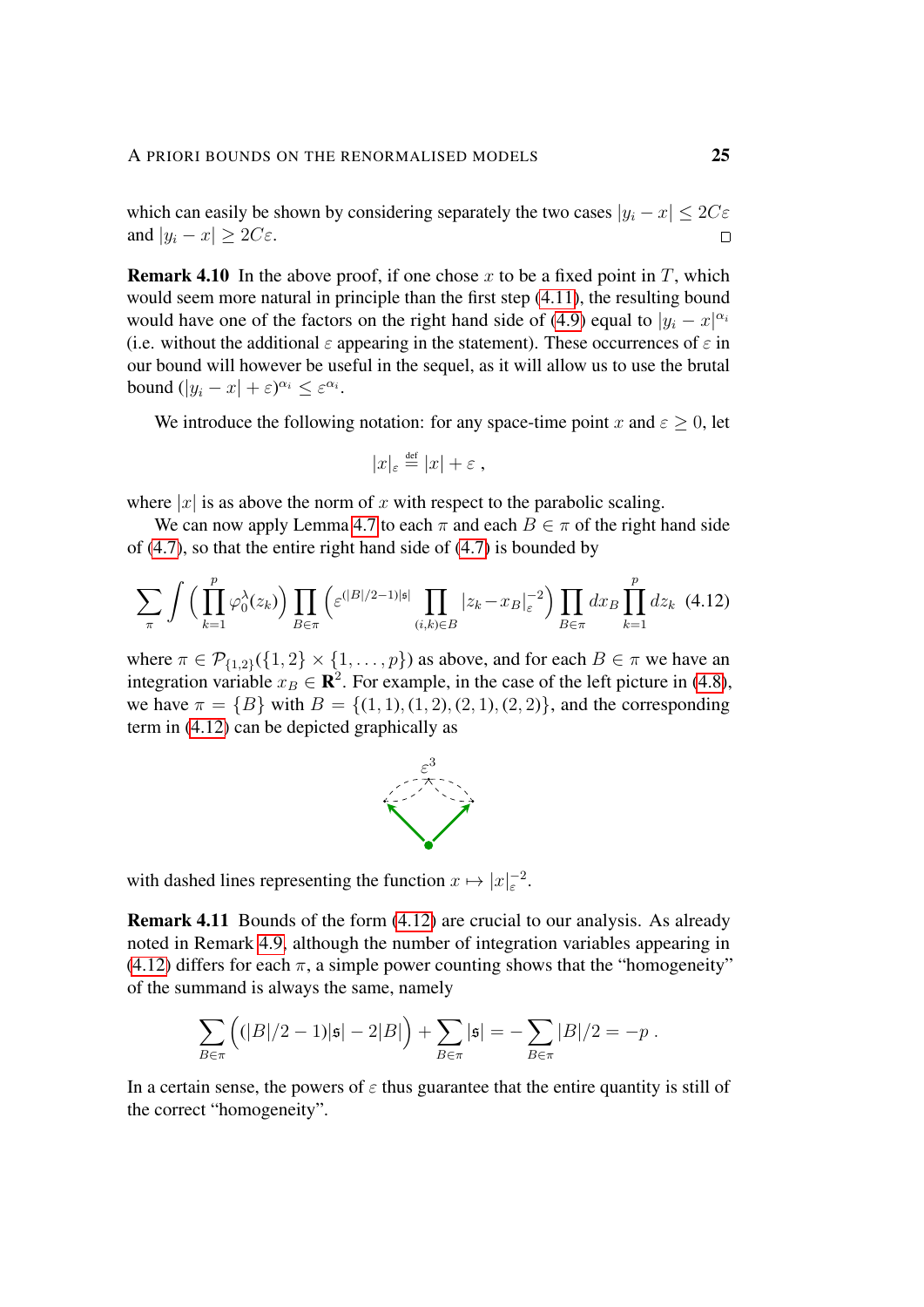which can easily be shown by considering separately the two cases $|y_i - x| \le 2C\varepsilon$ and $|y_i - x| \ge 2C\varepsilon$. □

**Remark 4.10** In the above proof, if one chose $x$ to be a fixed point in $T$, which would seem more natural in principle than the first step (4.11), the resulting bound would have one of the factors on the right hand side of (4.9) equal to $|y_i - x|^{\alpha_i}$ (i.e. without the additional $\varepsilon$ appearing in the statement). These occurrences of $\varepsilon$ in our bound will however be useful in the sequel, as it will allow us to use the brutal bound $(|y_i - x| + \varepsilon)^{\alpha_i} \le \varepsilon^{\alpha_i}$.

We introduce the following notation: for any space-time point $x$ and $\varepsilon \ge 0$, let

$$|x|_\varepsilon \stackrel{\text{def}}{=} |x| + \varepsilon \;,$$

where $|x|$ is as above the norm of $x$ with respect to the parabolic scaling.

We can now apply Lemma 4.7 to each $\pi$ and each $B \in \pi$ of the right hand side of (4.7), so that the entire right hand side of (4.7) is bounded by

$$\sum_\pi \int \Big(\prod_{k=1}^p \varphi_0^\lambda(z_k)\Big) \prod_{B\in\pi} \Big(\varepsilon^{(|B|/2-1)|\mathfrak{s}|} \prod_{(i,k)\in B} |z_k - x_B|_\varepsilon^{-2}\Big) \prod_{B\in\pi} dx_B \prod_{k=1}^p dz_k \quad (4.12)$$

where $\pi \in \mathcal{P}_{\{1,2\}}(\{1,2\}\times\{1,\dots,p\})$ as above, and for each $B \in \pi$ we have an integration variable $x_B \in \mathbf{R}^2$. For example, in the case of the left picture in (4.8), we have $\pi = \{B\}$ with $B = \{(1,1),(1,2),(2,1),(2,2)\}$, and the corresponding term in (4.12) can be depicted graphically as

with dashed lines representing the function $x \mapsto |x|_\varepsilon^{-2}$.

**Remark 4.11** Bounds of the form (4.12) are crucial to our analysis. As already noted in Remark 4.9, although the number of integration variables appearing in (4.12) differs for each $\pi$, a simple power counting shows that the "homogeneity" of the summand is always the same, namely

$$\sum_{B\in\pi} \Big((|B|/2-1)|\mathfrak{s}| - 2|B|\Big) + \sum_{B\in\pi} |\mathfrak{s}| = -\sum_{B\in\pi} |B|/2 = -p \;.$$

In a certain sense, the powers of $\varepsilon$ thus guarantee that the entire quantity is still of the correct "homogeneity".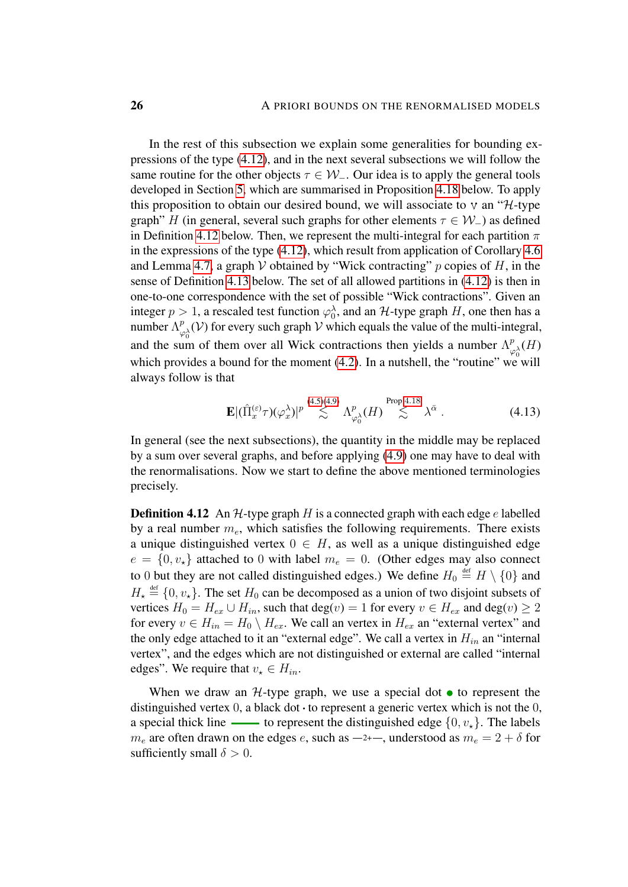In the rest of this subsection we explain some generalities for bounding expressions of the type (4.12), and in the next several subsections we will follow the same routine for the other objects $\tau \in \mathcal{W}_-$. Our idea is to apply the general tools developed in Section 5, which are summarised in Proposition 4.18 below. To apply this proposition to obtain our desired bound, we will associate to $\mathsf{v}$ an "$\mathcal{H}$-type graph" $H$ (in general, several such graphs for other elements $\tau \in \mathcal{W}_-$) as defined in Definition 4.12 below. Then, we represent the multi-integral for each partition $\pi$ in the expressions of the type (4.12), which result from application of Corollary 4.6 and Lemma 4.7, a graph $\mathcal{V}$ obtained by "Wick contracting" $p$ copies of $H$, in the sense of Definition 4.13 below. The set of all allowed partitions in (4.12) is then in one-to-one correspondence with the set of possible "Wick contractions". Given an integer $p > 1$, a rescaled test function $\varphi_0^\lambda$, and an $\mathcal{H}$-type graph $H$, one then has a number $\Lambda^p_{\varphi_0^\lambda}(\mathcal{V})$ for every such graph $\mathcal{V}$ which equals the value of the multi-integral, and the sum of them over all Wick contractions then yields a number $\Lambda^p_{\varphi_0^\lambda}(H)$ which provides a bound for the moment (4.2). In a nutshell, the "routine" we will always follow is that

$$
\mathbf{E}|(\hat{\Pi}_x^{(\varepsilon)}\tau)(\varphi_x^\lambda)|^p \overset{(4.5)(4.9)}{\lesssim} \Lambda^p_{\varphi_0^\lambda}(H) \overset{\text{Prop 4.18}}{\lesssim} \lambda^{\bar{\alpha}} . \tag{4.13}
$$

In general (see the next subsections), the quantity in the middle may be replaced by a sum over several graphs, and before applying (4.9) one may have to deal with the renormalisations. Now we start to define the above mentioned terminologies precisely.

**Definition 4.12** An $\mathcal{H}$-type graph $H$ is a connected graph with each edge $e$ labelled by a real number $m_e$, which satisfies the following requirements. There exists a unique distinguished vertex $0 \in H$, as well as a unique distinguished edge $e = \{0, v_\star\}$ attached to $0$ with label $m_e = 0$. (Other edges may also connect to $0$ but they are not called distinguished edges.) We define $H_0 \overset{\text{def}}{=} H \setminus \{0\}$ and $H_\star \overset{\text{def}}{=} \{0, v_\star\}$. The set $H_0$ can be decomposed as a union of two disjoint subsets of vertices $H_0 = H_{ex} \cup H_{in}$, such that $\deg(v) = 1$ for every $v \in H_{ex}$ and $\deg(v) \geq 2$ for every $v \in H_{in} = H_0 \setminus H_{ex}$. We call an vertex in $H_{ex}$ an "external vertex" and the only edge attached to it an "external edge". We call a vertex in $H_{in}$ an "internal vertex", and the edges which are not distinguished or external are called "internal edges". We require that $v_\star \in H_{in}$.

When we draw an $\mathcal{H}$-type graph, we use a special dot • to represent the distinguished vertex $0$, a black dot · to represent a generic vertex which is not the $0$, a special thick line ▬▬ to represent the distinguished edge $\{0, v_\star\}$. The labels $m_e$ are often drawn on the edges $e$, such as —2+—, understood as $m_e = 2 + \delta$ for sufficiently small $\delta > 0$.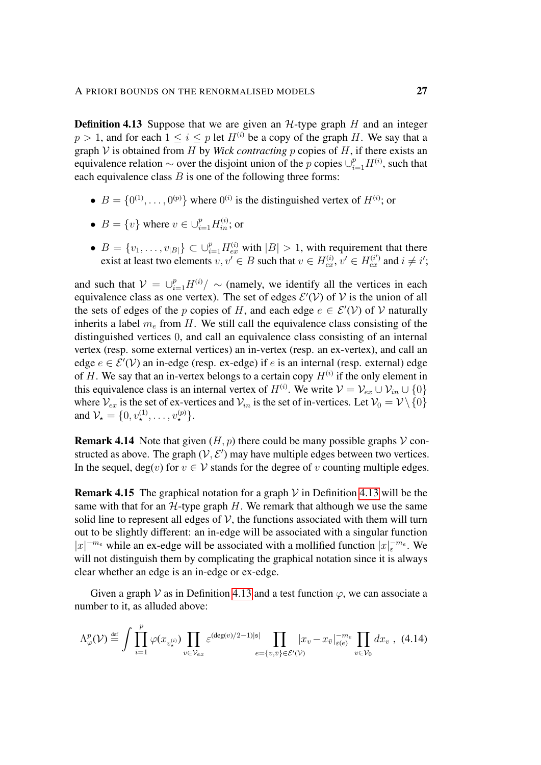**Definition 4.13** Suppose that we are given an $\mathcal{H}$-type graph $H$ and an integer $p > 1$, and for each $1 \leq i \leq p$ let $H^{(i)}$ be a copy of the graph $H$. We say that a graph $\mathcal{V}$ is obtained from $H$ by *Wick contracting* $p$ copies of $H$, if there exists an equivalence relation $\sim$ over the disjoint union of the $p$ copies $\cup_{i=1}^{p} H^{(i)}$, such that each equivalence class $B$ is one of the following three forms:

- $B = \{0^{(1)}, \dots, 0^{(p)}\}$ where $0^{(i)}$ is the distinguished vertex of $H^{(i)}$; or
- $B = \{v\}$ where $v \in \cup_{i=1}^{p} H_{in}^{(i)}$; or
- $B = \{v_1, \dots, v_{|B|}\} \subset \cup_{i=1}^{p} H_{ex}^{(i)}$ with $|B| > 1$, with requirement that there exist at least two elements $v, v' \in B$ such that $v \in H_{ex}^{(i)}$, $v' \in H_{ex}^{(i')}$ and $i \neq i'$;

and such that $\mathcal{V} = \cup_{i=1}^{p} H^{(i)}/\sim$ (namely, we identify all the vertices in each equivalence class as one vertex). The set of edges $\mathcal{E}'(\mathcal{V})$ of $\mathcal{V}$ is the union of all the sets of edges of the $p$ copies of $H$, and each edge $e \in \mathcal{E}'(\mathcal{V})$ of $\mathcal{V}$ naturally inherits a label $m_e$ from $H$. We still call the equivalence class consisting of the distinguished vertices $0$, and call an equivalence class consisting of an internal vertex (resp. some external vertices) an in-vertex (resp. an ex-vertex), and call an edge $e \in \mathcal{E}'(\mathcal{V})$ an in-edge (resp. ex-edge) if $e$ is an internal (resp. external) edge of $H$. We say that an in-vertex belongs to a certain copy $H^{(i)}$ if the only element in this equivalence class is an internal vertex of $H^{(i)}$. We write $\mathcal{V} = \mathcal{V}_{ex} \cup \mathcal{V}_{in} \cup \{0\}$ where $\mathcal{V}_{ex}$ is the set of ex-vertices and $\mathcal{V}_{in}$ is the set of in-vertices. Let $\mathcal{V}_0 = \mathcal{V} \setminus \{0\}$ and $\mathcal{V}_\star = \{0, v_\star^{(1)}, \dots, v_\star^{(p)}\}$.

**Remark 4.14** Note that given $(H, p)$ there could be many possible graphs $\mathcal{V}$ constructed as above. The graph $(\mathcal{V}, \mathcal{E}')$ may have multiple edges between two vertices. In the sequel, $\deg(v)$ for $v \in \mathcal{V}$ stands for the degree of $v$ counting multiple edges.

**Remark 4.15** The graphical notation for a graph $\mathcal{V}$ in Definition 4.13 will be the same with that for an $\mathcal{H}$-type graph $H$. We remark that although we use the same solid line to represent all edges of $\mathcal{V}$, the functions associated with them will turn out to be slightly different: an in-edge will be associated with a singular function $|x|^{-m_e}$ while an ex-edge will be associated with a mollified function $|x|_\varepsilon^{-m_e}$. We will not distinguish them by complicating the graphical notation since it is always clear whether an edge is an in-edge or ex-edge.

Given a graph $\mathcal{V}$ as in Definition 4.13 and a test function $\varphi$, we can associate a number to it, as alluded above:

$$\Lambda_\varphi^p(\mathcal{V}) \stackrel{\text{def}}{=} \int \prod_{i=1}^{p} \varphi(x_{v_\star^{(i)}}) \prod_{v \in \mathcal{V}_{ex}} \varepsilon^{(\deg(v)/2-1)|\mathfrak{s}|} \prod_{e=\{v,\bar{v}\} \in \mathcal{E}'(\mathcal{V})} |x_v - x_{\bar{v}}|_{\varepsilon(e)}^{-m_e} \prod_{v \in \mathcal{V}_0} dx_v \ , \quad (4.14)$$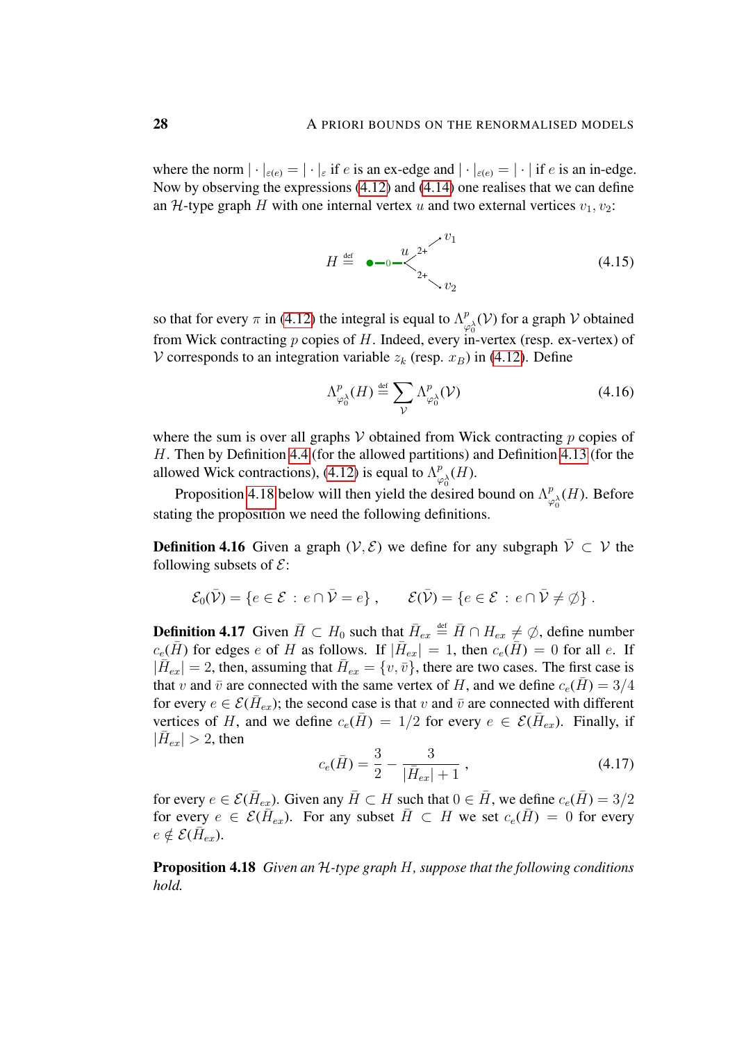where the norm $|\cdot|_{\varepsilon(e)} = |\cdot|_\varepsilon$ if $e$ is an ex-edge and $|\cdot|_{\varepsilon(e)} = |\cdot|$ if $e$ is an in-edge. Now by observing the expressions (4.12) and (4.14) one realises that we can define an $\mathcal{H}$-type graph $H$ with one internal vertex $u$ and two external vertices $v_1, v_2$:

$$H \stackrel{\text{def}}{=} \quad \bullet\!-\!0\!-\!\underset{u}{\cdot} \begin{array}{l} \stackrel{2+}{\nearrow} v_1 \\ \stackrel{2+}{\searrow} v_2 \end{array} \tag{4.15}$$

so that for every $\pi$ in (4.12) the integral is equal to $\Lambda^p_{\varphi_0^\lambda}(\mathcal{V})$ for a graph $\mathcal{V}$ obtained from Wick contracting $p$ copies of $H$. Indeed, every in-vertex (resp. ex-vertex) of $\mathcal{V}$ corresponds to an integration variable $z_k$ (resp. $x_B$) in (4.12). Define

$$\Lambda^p_{\varphi_0^\lambda}(H) \stackrel{\text{def}}{=} \sum_{\mathcal{V}} \Lambda^p_{\varphi_0^\lambda}(\mathcal{V}) \tag{4.16}$$

where the sum is over all graphs $\mathcal{V}$ obtained from Wick contracting $p$ copies of $H$. Then by Definition 4.4 (for the allowed partitions) and Definition 4.13 (for the allowed Wick contractions), (4.12) is equal to $\Lambda^p_{\varphi_0^\lambda}(H)$.

Proposition 4.18 below will then yield the desired bound on $\Lambda^p_{\varphi_0^\lambda}(H)$. Before stating the proposition we need the following definitions.

**Definition 4.16** Given a graph $(\mathcal{V}, \mathcal{E})$ we define for any subgraph $\bar{\mathcal{V}} \subset \mathcal{V}$ the following subsets of $\mathcal{E}$:

$$\mathcal{E}_0(\bar{\mathcal{V}}) = \{e \in \mathcal{E} \,:\, e \cap \bar{\mathcal{V}} = e\}\,, \qquad \mathcal{E}(\bar{\mathcal{V}}) = \{e \in \mathcal{E} \,:\, e \cap \bar{\mathcal{V}} \neq \emptyset\}\,.$$

**Definition 4.17** Given $\bar{H} \subset H_0$ such that $\bar{H}_{ex} \stackrel{\text{def}}{=} \bar{H} \cap H_{ex} \neq \emptyset$, define number $c_e(\bar{H})$ for edges $e$ of $H$ as follows. If $|\bar{H}_{ex}| = 1$, then $c_e(\bar{H}) = 0$ for all $e$. If $|\bar{H}_{ex}| = 2$, then, assuming that $\bar{H}_{ex} = \{v, \bar{v}\}$, there are two cases. The first case is that $v$ and $\bar{v}$ are connected with the same vertex of $H$, and we define $c_e(\bar{H}) = 3/4$ for every $e \in \mathcal{E}(\bar{H}_{ex})$; the second case is that $v$ and $\bar{v}$ are connected with different vertices of $H$, and we define $c_e(\bar{H}) = 1/2$ for every $e \in \mathcal{E}(\bar{H}_{ex})$. Finally, if $|\bar{H}_{ex}| > 2$, then

$$c_e(\bar{H}) = \frac{3}{2} - \frac{3}{|\bar{H}_{ex}| + 1}\,, \tag{4.17}$$

for every $e \in \mathcal{E}(\bar{H}_{ex})$. Given any $\bar{H} \subset H$ such that $0 \in \bar{H}$, we define $c_e(\bar{H}) = 3/2$ for every $e \in \mathcal{E}(\bar{H}_{ex})$. For any subset $\bar{H} \subset H$ we set $c_e(\bar{H}) = 0$ for every $e \notin \mathcal{E}(\bar{H}_{ex})$.

**Proposition 4.18** *Given an $\mathcal{H}$-type graph $H$, suppose that the following conditions hold.*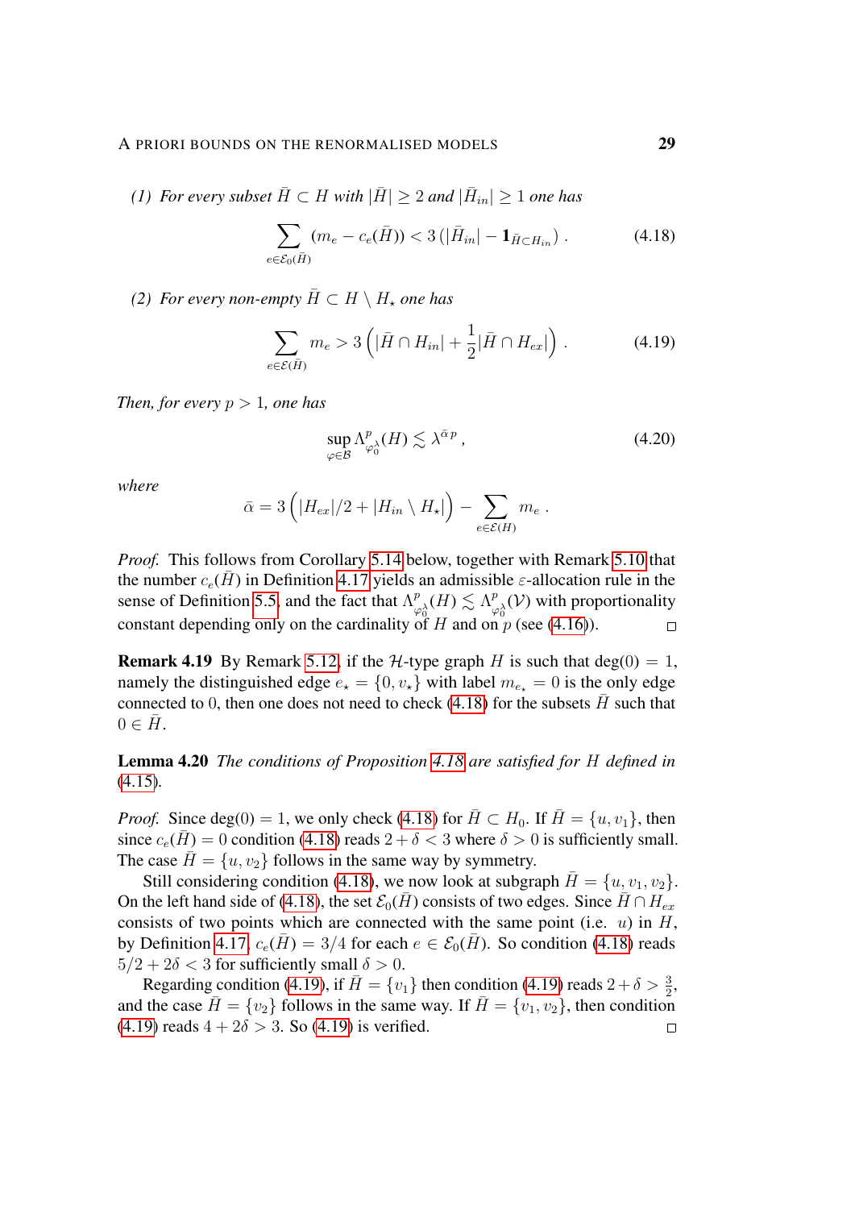*(1) For every subset $\bar{H} \subset H$ with $|\bar{H}| \geq 2$ and $|\bar{H}_{in}| \geq 1$ one has*

$$\sum_{e \in \mathcal{E}_0(\bar{H})} (m_e - c_e(\bar{H})) < 3\,(|\bar{H}_{in}| - \mathbf{1}_{\bar{H} \subset H_{in}})\,. \tag{4.18}$$

*(2) For every non-empty $\bar{H} \subset H \setminus H_\star$ one has*

$$\sum_{e \in \mathcal{E}(\bar{H})} m_e > 3\Big(|\bar{H} \cap H_{in}| + \frac{1}{2}|\bar{H} \cap H_{ex}|\Big)\,. \tag{4.19}$$

*Then, for every $p > 1$, one has*

$$\sup_{\varphi \in \mathcal{B}} \Lambda^p_{\varphi_0^\lambda}(H) \lesssim \lambda^{\bar{\alpha} p}\,, \tag{4.20}$$

*where*

$$\bar{\alpha} = 3\Big(|H_{ex}|/2 + |H_{in} \setminus H_\star|\Big) - \sum_{e \in \mathcal{E}(H)} m_e\,.$$

*Proof.* This follows from Corollary 5.14 below, together with Remark 5.10 that the number $c_e(\bar{H})$ in Definition 4.17 yields an admissible $\varepsilon$-allocation rule in the sense of Definition 5.5, and the fact that $\Lambda^p_{\varphi_0^\lambda}(H) \lesssim \Lambda^p_{\varphi_0^\lambda}(\mathcal{V})$ with proportionality constant depending only on the cardinality of $H$ and on $p$ (see (4.16)). □

**Remark 4.19** By Remark 5.12, if the $\mathcal{H}$-type graph $H$ is such that $\deg(0) = 1$, namely the distinguished edge $e_\star = \{0, v_\star\}$ with label $m_{e_\star} = 0$ is the only edge connected to 0, then one does not need to check (4.18) for the subsets $\bar{H}$ such that $0 \in \bar{H}$.

**Lemma 4.20** *The conditions of Proposition 4.18 are satisfied for $H$ defined in (4.15).*

*Proof.* Since $\deg(0) = 1$, we only check (4.18) for $\bar{H} \subset H_0$. If $\bar{H} = \{u, v_1\}$, then since $c_e(\bar{H}) = 0$ condition (4.18) reads $2 + \delta < 3$ where $\delta > 0$ is sufficiently small. The case $\bar{H} = \{u, v_2\}$ follows in the same way by symmetry.

Still considering condition (4.18), we now look at subgraph $\bar{H} = \{u, v_1, v_2\}$. On the left hand side of (4.18), the set $\mathcal{E}_0(\bar{H})$ consists of two edges. Since $\bar{H} \cap H_{ex}$ consists of two points which are connected with the same point (i.e. $u$) in $H$, by Definition 4.17, $c_e(\bar{H}) = 3/4$ for each $e \in \mathcal{E}_0(\bar{H})$. So condition (4.18) reads $5/2 + 2\delta < 3$ for sufficiently small $\delta > 0$.

Regarding condition (4.19), if $\bar{H} = \{v_1\}$ then condition (4.19) reads $2 + \delta > \frac{3}{2}$, and the case $\bar{H} = \{v_2\}$ follows in the same way. If $\bar{H} = \{v_1, v_2\}$, then condition (4.19) reads $4 + 2\delta > 3$. So (4.19) is verified. □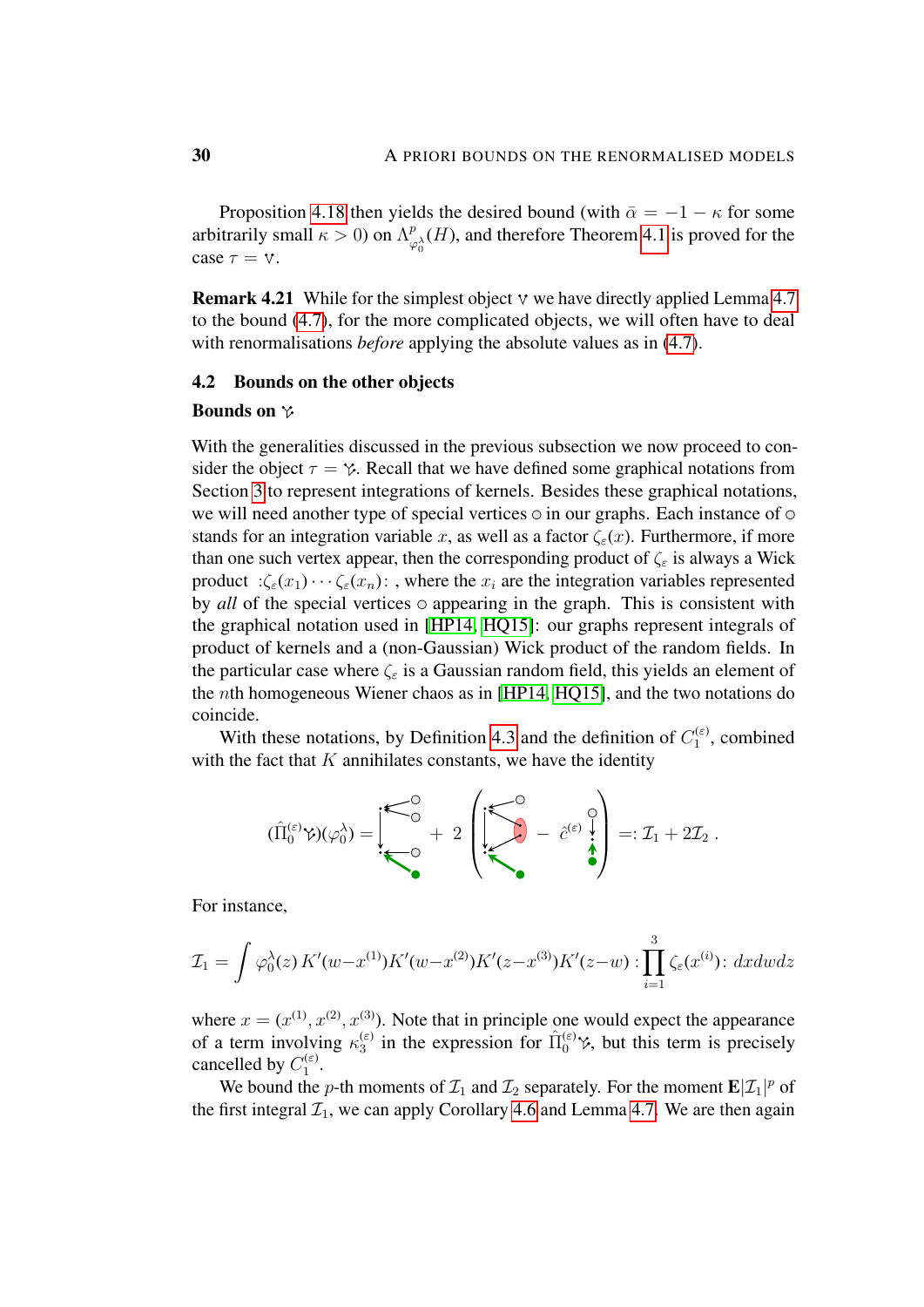Proposition 4.18 then yields the desired bound (with $\bar{\alpha} = -1 - \kappa$ for some arbitrarily small $\kappa > 0$) on $\Lambda^p_{\varphi_0^\lambda}(H)$, and therefore Theorem 4.1 is proved for the case $\tau = \vee$.

**Remark 4.21** While for the simplest object $\vee$ we have directly applied Lemma 4.7 to the bound (4.7), for the more complicated objects, we will often have to deal with renormalisations *before* applying the absolute values as in (4.7).

### 4.2 Bounds on the other objects

**Bounds on** $\Yup$

With the generalities discussed in the previous subsection we now proceed to consider the object $\tau = \Yup$. Recall that we have defined some graphical notations from Section 3 to represent integrations of kernels. Besides these graphical notations, we will need another type of special vertices $\circ$ in our graphs. Each instance of $\circ$ stands for an integration variable $x$, as well as a factor $\zeta_\varepsilon(x)$. Furthermore, if more than one such vertex appear, then the corresponding product of $\zeta_\varepsilon$ is always a Wick product $:\zeta_\varepsilon(x_1)\cdots\zeta_\varepsilon(x_n):$ , where the $x_i$ are the integration variables represented by *all* of the special vertices $\circ$ appearing in the graph. This is consistent with the graphical notation used in [HP14, HQ15]: our graphs represent integrals of product of kernels and a (non-Gaussian) Wick product of the random fields. In the particular case where $\zeta_\varepsilon$ is a Gaussian random field, this yields an element of the $n$th homogeneous Wiener chaos as in [HP14, HQ15], and the two notations do coincide.

With these notations, by Definition 4.3 and the definition of $C_1^{(\varepsilon)}$, combined with the fact that $K$ annihilates constants, we have the identity

$$(\hat{\Pi}_0^{(\varepsilon)}\Yup)(\varphi_0^\lambda) = [\text{graph}] + 2\left([\text{graph}] - \hat{c}^{(\varepsilon)}\,[\text{graph}]\right) =: \mathcal{I}_1 + 2\mathcal{I}_2\,.$$

For instance,

$$\mathcal{I}_1 = \int \varphi_0^\lambda(z)\, K'(w-x^{(1)})K'(w-x^{(2)})K'(z-x^{(3)})K'(z-w) :\prod_{i=1}^{3} \zeta_\varepsilon(x^{(i)}): \,dx\,dw\,dz$$

where $x = (x^{(1)}, x^{(2)}, x^{(3)})$. Note that in principle one would expect the appearance of a term involving $\kappa_3^{(\varepsilon)}$ in the expression for $\hat{\Pi}_0^{(\varepsilon)}\Yup$, but this term is precisely cancelled by $C_1^{(\varepsilon)}$.

We bound the $p$-th moments of $\mathcal{I}_1$ and $\mathcal{I}_2$ separately. For the moment $\mathbf{E}|\mathcal{I}_1|^p$ of the first integral $\mathcal{I}_1$, we can apply Corollary 4.6 and Lemma 4.7. We are then again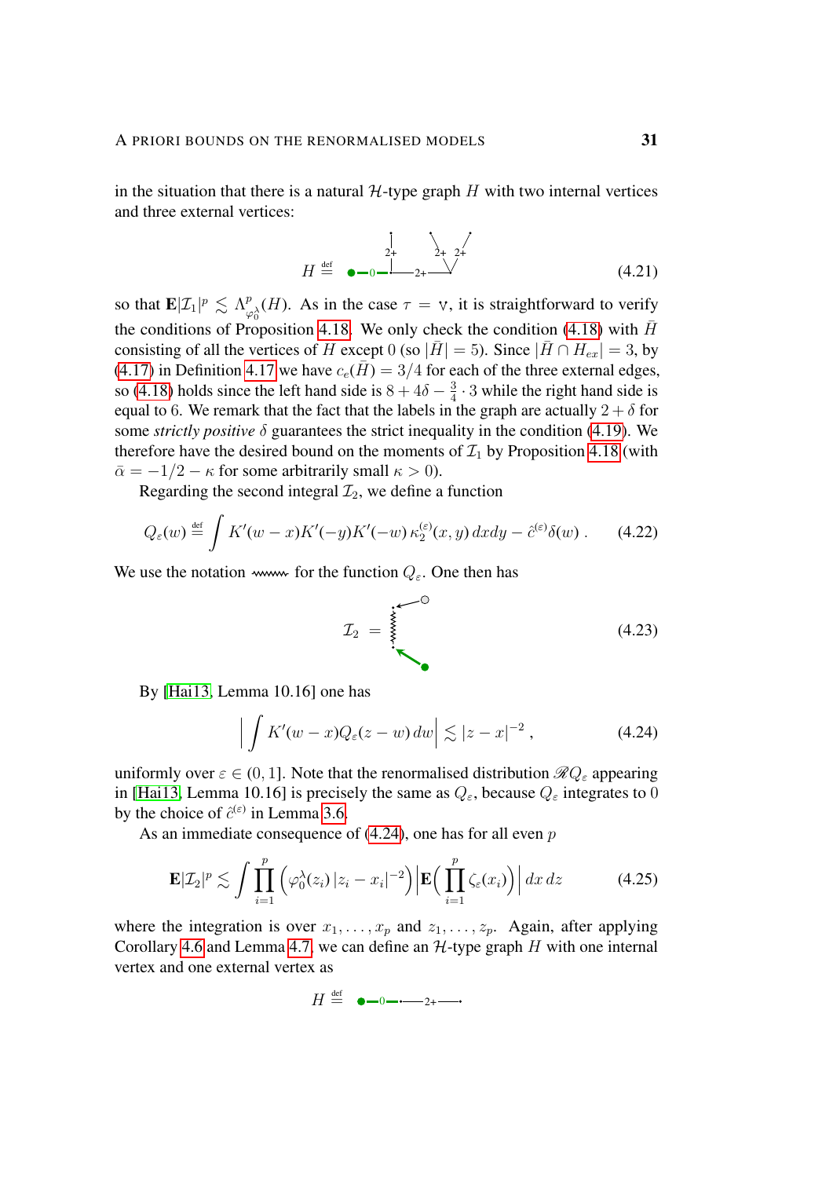in the situation that there is a natural $\mathcal{H}$-type graph $H$ with two internal vertices and three external vertices:

$$H \stackrel{\text{def}}{=} \quad (4.21)$$

so that $\mathbf{E}|\mathcal{I}_1|^p \lesssim \Lambda^p_{\varphi_0^\lambda}(H)$. As in the case $\tau = \mathsf{v}$, it is straightforward to verify the conditions of Proposition 4.18. We only check the condition (4.18) with $\bar{H}$ consisting of all the vertices of $H$ except 0 (so $|\bar{H}| = 5$). Since $|\bar{H} \cap H_{ex}| = 3$, by (4.17) in Definition 4.17 we have $c_e(\bar{H}) = 3/4$ for each of the three external edges, so (4.18) holds since the left hand side is $8 + 4\delta - \frac{3}{4} \cdot 3$ while the right hand side is equal to 6. We remark that the fact that the labels in the graph are actually $2 + \delta$ for some *strictly positive* $\delta$ guarantees the strict inequality in the condition (4.19). We therefore have the desired bound on the moments of $\mathcal{I}_1$ by Proposition 4.18 (with $\bar{\alpha} = -1/2 - \kappa$ for some arbitrarily small $\kappa > 0$).

Regarding the second integral $\mathcal{I}_2$, we define a function

$$Q_\varepsilon(w) \stackrel{\text{def}}{=} \int K'(w-x)K'(-y)K'(-w)\,\kappa_2^{(\varepsilon)}(x,y)\,dx dy - \hat{c}^{(\varepsilon)}\delta(w)\,. \quad (4.22)$$

We use the notation for the function $Q_\varepsilon$. One then has

$$\mathcal{I}_2 = \quad (4.23)$$

By [Hai13, Lemma 10.16] one has

$$\Big|\int K'(w-x)Q_\varepsilon(z-w)\,dw\Big| \lesssim |z-x|^{-2}\,, \quad (4.24)$$

uniformly over $\varepsilon \in (0,1]$. Note that the renormalised distribution $\mathscr{R}Q_\varepsilon$ appearing in [Hai13, Lemma 10.16] is precisely the same as $Q_\varepsilon$, because $Q_\varepsilon$ integrates to 0 by the choice of $\hat{c}^{(\varepsilon)}$ in Lemma 3.6.

As an immediate consequence of (4.24), one has for all even $p$

$$\mathbf{E}|\mathcal{I}_2|^p \lesssim \int \prod_{i=1}^p \Big(\varphi_0^\lambda(z_i)\,|z_i - x_i|^{-2}\Big)\Big|\mathbf{E}\Big(\prod_{i=1}^p \zeta_\varepsilon(x_i)\Big)\Big|\,dx\,dz \quad (4.25)$$

where the integration is over $x_1, \ldots, x_p$ and $z_1, \ldots, z_p$. Again, after applying Corollary 4.6 and Lemma 4.7, we can define an $\mathcal{H}$-type graph $H$ with one internal vertex and one external vertex as

$$H \stackrel{\text{def}}{=}$$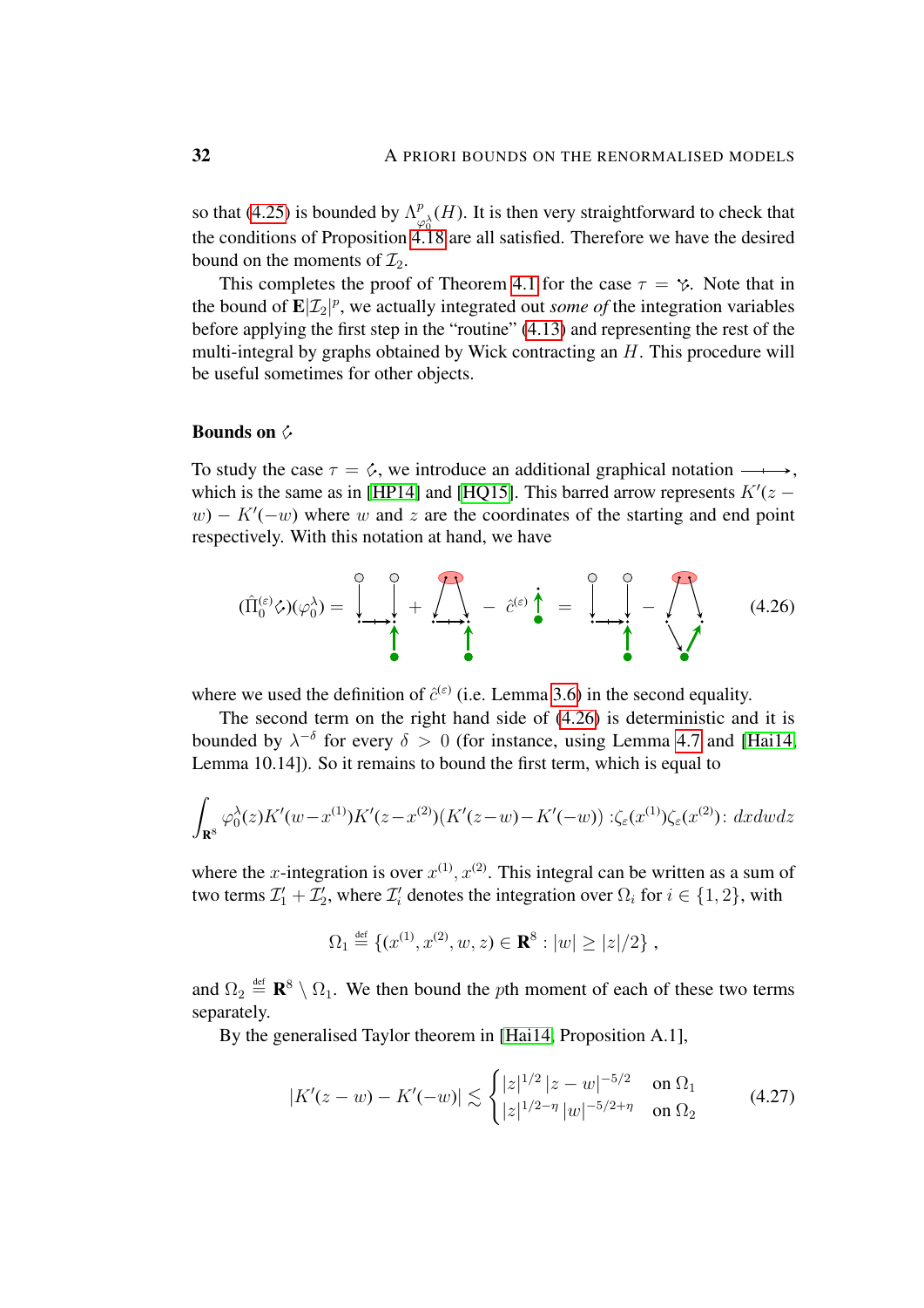so that (4.25) is bounded by $\Lambda^p_{\varphi_0^\lambda}(H)$. It is then very straightforward to check that the conditions of Proposition 4.18 are all satisfied. Therefore we have the desired bound on the moments of $\mathcal{I}_2$.

This completes the proof of Theorem 4.1 for the case $\tau = ⅋$. Note that in the bound of $\mathbf{E}|\mathcal{I}_2|^p$, we actually integrated out *some of* the integration variables before applying the first step in the "routine" (4.13) and representing the rest of the multi-integral by graphs obtained by Wick contracting an $H$. This procedure will be useful sometimes for other objects.

**Bounds on** $⅋$

To study the case $\tau = ⅋$, we introduce an additional graphical notation $\longrightarrow$, which is the same as in [HP14] and [HQ15]. This barred arrow represents $K'(z-w) - K'(-w)$ where $w$ and $z$ are the coordinates of the starting and end point respectively. With this notation at hand, we have

$$(\hat{\Pi}_0^{(\varepsilon)} ⅋)(\varphi_0^\lambda) = [\text{graph}] + [\text{graph}] - \hat{c}^{(\varepsilon)} [\text{graph}] = [\text{graph}] - [\text{graph}] \tag{4.26}$$

where we used the definition of $\hat{c}^{(\varepsilon)}$ (i.e. Lemma 3.6) in the second equality.

The second term on the right hand side of (4.26) is deterministic and it is bounded by $\lambda^{-\delta}$ for every $\delta > 0$ (for instance, using Lemma 4.7 and [Hai14, Lemma 10.14]). So it remains to bound the first term, which is equal to

$$\int_{\mathbf{R}^8} \varphi_0^\lambda(z) K'(w-x^{(1)}) K'(z-x^{(2)}) (K'(z-w) - K'(-w)) :\zeta_\varepsilon(x^{(1)})\zeta_\varepsilon(x^{(2)}): \, dx\, dw\, dz$$

where the $x$-integration is over $x^{(1)}, x^{(2)}$. This integral can be written as a sum of two terms $\mathcal{I}_1' + \mathcal{I}_2'$, where $\mathcal{I}_i'$ denotes the integration over $\Omega_i$ for $i \in \{1, 2\}$, with

$$\Omega_1 \stackrel{\text{def}}{=} \{(x^{(1)}, x^{(2)}, w, z) \in \mathbf{R}^8 : |w| \geq |z|/2\} \,,$$

and $\Omega_2 \stackrel{\text{def}}{=} \mathbf{R}^8 \setminus \Omega_1$. We then bound the $p$th moment of each of these two terms separately.

By the generalised Taylor theorem in [Hai14, Proposition A.1],

$$|K'(z-w) - K'(-w)| \lesssim \begin{cases} |z|^{1/2} |z-w|^{-5/2} & \text{on } \Omega_1 \\ |z|^{1/2-\eta} |w|^{-5/2+\eta} & \text{on } \Omega_2 \end{cases} \tag{4.27}$$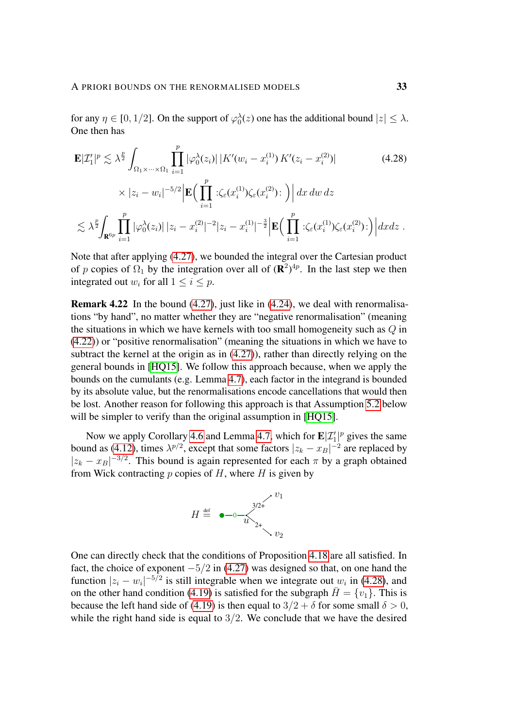for any $\eta \in [0, 1/2]$. On the support of $\varphi_0^\lambda(z)$ one has the additional bound $|z| \leq \lambda$. One then has

$$
\begin{aligned}
\mathbf{E}|\mathcal{I}_1'|^p &\lesssim \lambda^{\frac{p}{2}} \int_{\Omega_1 \times \cdots \times \Omega_1} \prod_{i=1}^p |\varphi_0^\lambda(z_i)|\, |K'(w_i - x_i^{(1)})\, K'(z_i - x_i^{(2)})| \qquad (4.28)\\
&\qquad \times |z_i - w_i|^{-5/2} \Big| \mathbf{E}\Big( \prod_{i=1}^p {:}\zeta_\varepsilon(x_i^{(1)})\zeta_\varepsilon(x_i^{(2)}){:} \Big) \Big|\, dx\, dw\, dz \\
&\lesssim \lambda^{\frac{p}{2}} \int_{\mathbf{R}^{6p}} \prod_{i=1}^p |\varphi_0^\lambda(z_i)|\, |z_i - x_i^{(2)}|^{-2} |z_i - x_i^{(1)}|^{-\frac{3}{2}} \Big| \mathbf{E}\Big( \prod_{i=1}^p {:}\zeta_\varepsilon(x_i^{(1)})\zeta_\varepsilon(x_i^{(2)}){:} \Big) \Big| dx dz\;.
\end{aligned}
$$

Note that after applying (4.27), we bounded the integral over the Cartesian product of $p$ copies of $\Omega_1$ by the integration over all of $(\mathbf{R}^2)^{4p}$. In the last step we then integrated out $w_i$ for all $1 \leq i \leq p$.

**Remark 4.22** In the bound (4.27), just like in (4.24), we deal with renormalisations "by hand", no matter whether they are "negative renormalisation" (meaning the situations in which we have kernels with too small homogeneity such as $Q$ in (4.22)) or "positive renormalisation" (meaning the situations in which we have to subtract the kernel at the origin as in (4.27)), rather than directly relying on the general bounds in [HQ15]. We follow this approach because, when we apply the bounds on the cumulants (e.g. Lemma 4.7), each factor in the integrand is bounded by its absolute value, but the renormalisations encode cancellations that would then be lost. Another reason for following this approach is that Assumption 5.2 below will be simpler to verify than the original assumption in [HQ15].

Now we apply Corollary 4.6 and Lemma 4.7, which for $\mathbf{E}|\mathcal{I}_1'|^p$ gives the same bound as (4.12), times $\lambda^{p/2}$, except that some factors $|z_k - x_B|^{-2}$ are replaced by $|z_k - x_B|^{-3/2}$. This bound is again represented for each $\pi$ by a graph obtained from Wick contracting $p$ copies of $H$, where $H$ is given by

$$
H \stackrel{\text{def}}{=} \bullet\!\!-\!0\!-\!u \quad \begin{array}{l} \nearrow^{3/2+}\, v_1 \\ \searrow_{2+}\, v_2 \end{array}
$$

One can directly check that the conditions of Proposition 4.18 are all satisfied. In fact, the choice of exponent $-5/2$ in (4.27) was designed so that, on one hand the function $|z_i - w_i|^{-5/2}$ is still integrable when we integrate out $w_i$ in (4.28), and on the other hand condition (4.19) is satisfied for the subgraph $\bar{H} = \{v_1\}$. This is because the left hand side of (4.19) is then equal to $3/2 + \delta$ for some small $\delta > 0$, while the right hand side is equal to $3/2$. We conclude that we have the desired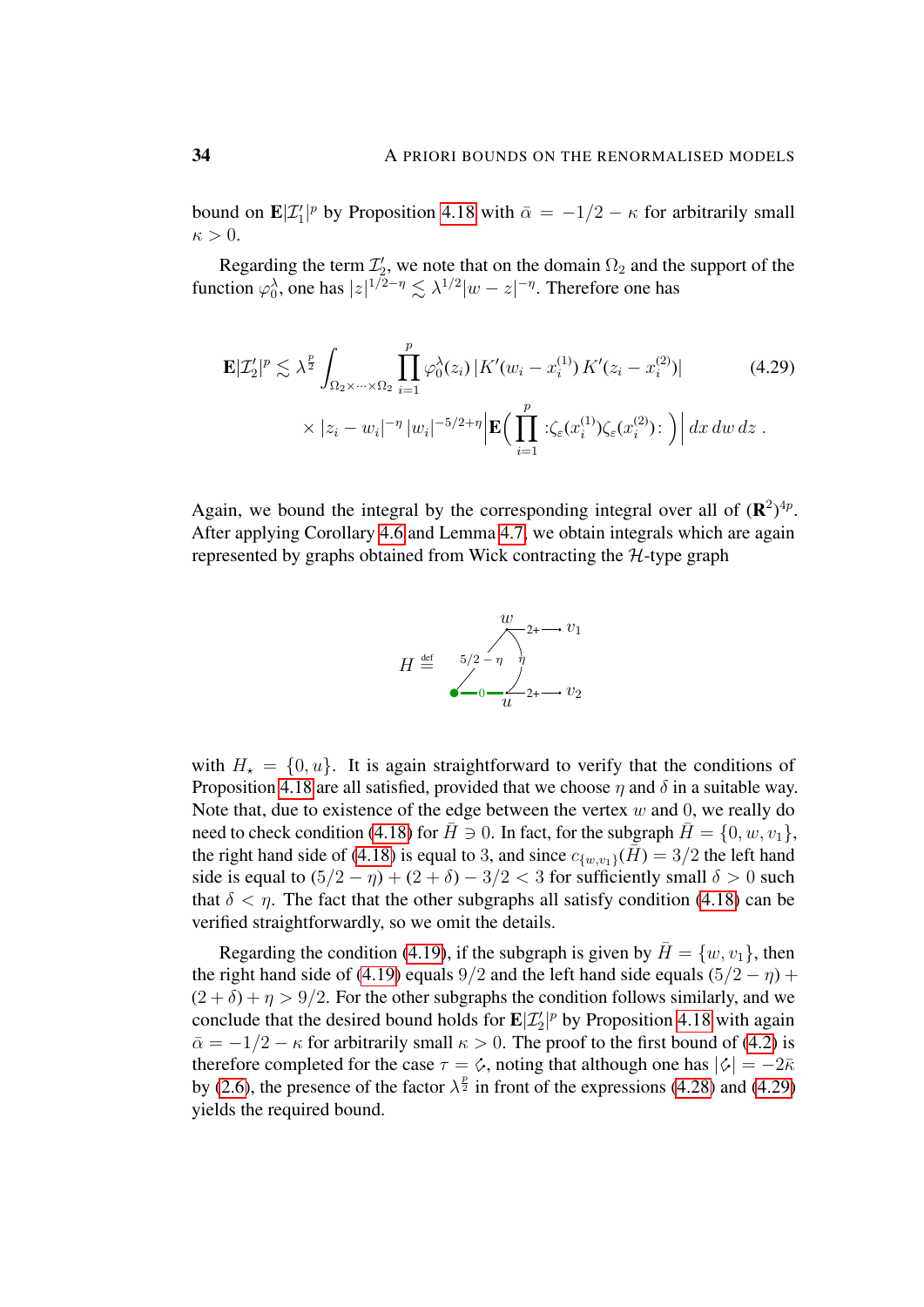bound on $\mathbf{E}|\mathcal{I}_1'|^p$ by Proposition 4.18 with $\bar\alpha = -1/2 - \kappa$ for arbitrarily small $\kappa > 0$.

Regarding the term $\mathcal{I}_2'$, we note that on the domain $\Omega_2$ and the support of the function $\varphi_0^\lambda$, one has $|z|^{1/2-\eta} \lesssim \lambda^{1/2}|w-z|^{-\eta}$. Therefore one has

$$\mathbf{E}|\mathcal{I}_2'|^p \lesssim \lambda^{\frac{p}{2}} \int_{\Omega_2\times\cdots\times\Omega_2} \prod_{i=1}^p \varphi_0^\lambda(z_i)\, |K'(w_i - x_i^{(1)})\, K'(z_i - x_i^{(2)})| \tag{4.29}$$
$$\times\, |z_i - w_i|^{-\eta}\, |w_i|^{-5/2+\eta} \Big| \mathbf{E}\Big( \prod_{i=1}^p {:}\zeta_\varepsilon(x_i^{(1)})\zeta_\varepsilon(x_i^{(2)}){:} \Big)\Big|\, dx\, dw\, dz\;.$$

Again, we bound the integral by the corresponding integral over all of $(\mathbf{R}^2)^{4p}$. After applying Corollary 4.6 and Lemma 4.7, we obtain integrals which are again represented by graphs obtained from Wick contracting the $\mathcal{H}$-type graph

$$H \stackrel{\text{def}}{=} \quad [\text{graph with vertices } 0, u, w \text{ and edges } 0 \xrightarrow{0} u,\ 0 \text{–} w\ (5/2-\eta),\ w \text{–} u\ (\eta),\ w \xrightarrow{2+} v_1,\ u \xrightarrow{2+} v_2]$$

with $H_\star = \{0, u\}$. It is again straightforward to verify that the conditions of Proposition 4.18 are all satisfied, provided that we choose $\eta$ and $\delta$ in a suitable way. Note that, due to existence of the edge between the vertex $w$ and $0$, we really do need to check condition (4.18) for $\bar H \ni 0$. In fact, for the subgraph $\bar H = \{0, w, v_1\}$, the right hand side of (4.18) is equal to $3$, and since $c_{\{w,v_1\}}(\bar H) = 3/2$ the left hand side is equal to $(5/2-\eta) + (2+\delta) - 3/2 < 3$ for sufficiently small $\delta > 0$ such that $\delta < \eta$. The fact that the other subgraphs all satisfy condition (4.18) can be verified straightforwardly, so we omit the details.

Regarding the condition (4.19), if the subgraph is given by $\bar H = \{w, v_1\}$, then the right hand side of (4.19) equals $9/2$ and the left hand side equals $(5/2-\eta) + (2+\delta) + \eta > 9/2$. For the other subgraphs the condition follows similarly, and we conclude that the desired bound holds for $\mathbf{E}|\mathcal{I}_2'|^p$ by Proposition 4.18 with again $\bar\alpha = -1/2 - \kappa$ for arbitrarily small $\kappa > 0$. The proof to the first bound of (4.2) is therefore completed for the case $\tau = \diamondsuit$, noting that although one has $|\diamondsuit| = -2\bar\kappa$ by (2.6), the presence of the factor $\lambda^{\frac{p}{2}}$ in front of the expressions (4.28) and (4.29) yields the required bound.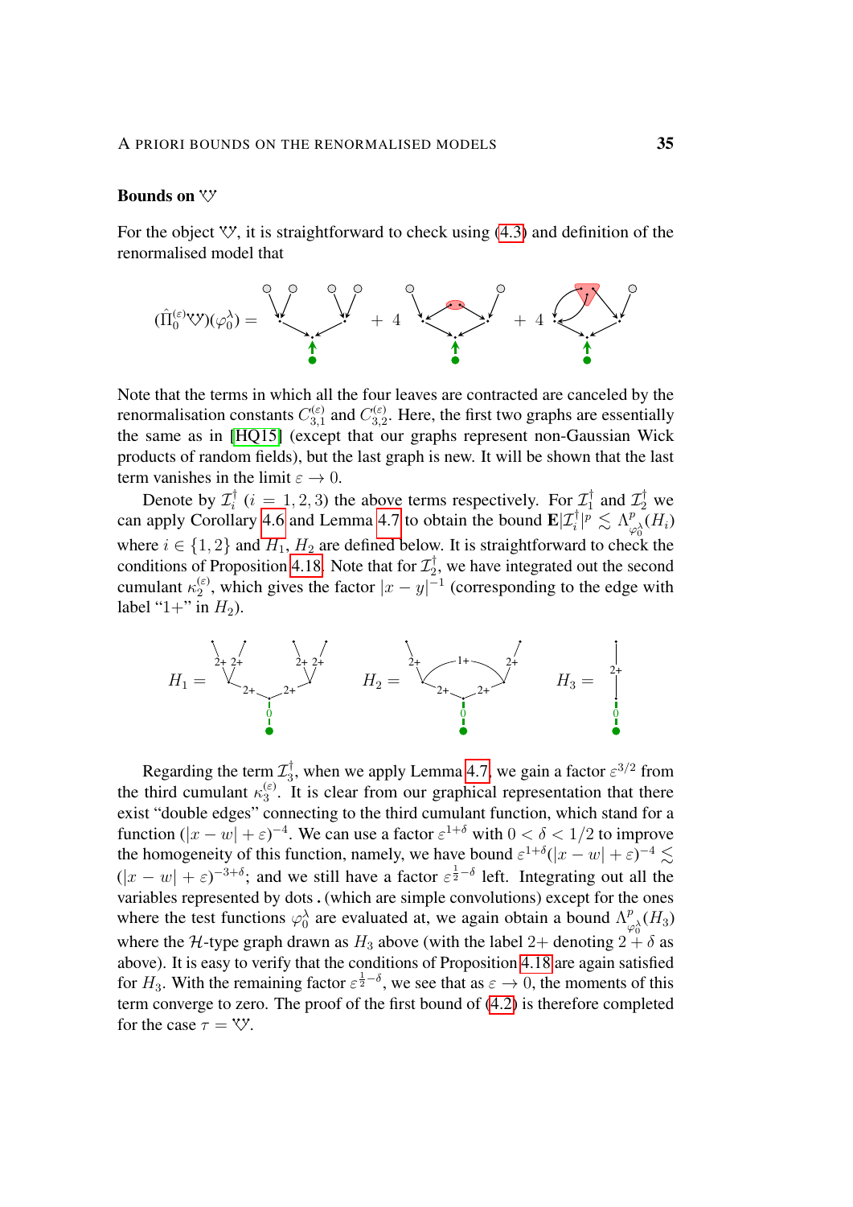**Bounds on** $\mathbin{\rotatebox[origin=c]{180}{$\heartsuit$}}$

For the object $\mathbin{\rotatebox[origin=c]{180}{$\heartsuit$}}$, it is straightforward to check using (4.3) and definition of the renormalised model that

$$(\hat{\Pi}_0^{(\varepsilon)} \mathbin{\rotatebox[origin=c]{180}{$\heartsuit$}})(\varphi_0^\lambda) = \quad + \ 4 \quad + \ 4$$

Note that the terms in which all the four leaves are contracted are canceled by the renormalisation constants $C_{3,1}^{(\varepsilon)}$ and $C_{3,2}^{(\varepsilon)}$. Here, the first two graphs are essentially the same as in [HQ15] (except that our graphs represent non-Gaussian Wick products of random fields), but the last graph is new. It will be shown that the last term vanishes in the limit $\varepsilon \to 0$.

Denote by $\mathcal{I}_i^\dagger$ ($i = 1, 2, 3$) the above terms respectively. For $\mathcal{I}_1^\dagger$ and $\mathcal{I}_2^\dagger$ we can apply Corollary 4.6 and Lemma 4.7 to obtain the bound $\mathbf{E}|\mathcal{I}_i^\dagger|^p \lesssim \Lambda_{\varphi_0^\lambda}^p(H_i)$ where $i \in \{1, 2\}$ and $H_1$, $H_2$ are defined below. It is straightforward to check the conditions of Proposition 4.18. Note that for $\mathcal{I}_2^\dagger$, we have integrated out the second cumulant $\kappa_2^{(\varepsilon)}$, which gives the factor $|x - y|^{-1}$ (corresponding to the edge with label "1+" in $H_2$).

$$H_1 = \qquad H_2 = \qquad H_3 =$$

Regarding the term $\mathcal{I}_3^\dagger$, when we apply Lemma 4.7, we gain a factor $\varepsilon^{3/2}$ from the third cumulant $\kappa_3^{(\varepsilon)}$. It is clear from our graphical representation that there exist "double edges" connecting to the third cumulant function, which stand for a function $(|x - w| + \varepsilon)^{-4}$. We can use a factor $\varepsilon^{1+\delta}$ with $0 < \delta < 1/2$ to improve the homogeneity of this function, namely, we have bound $\varepsilon^{1+\delta}(|x - w| + \varepsilon)^{-4} \lesssim (|x - w| + \varepsilon)^{-3+\delta}$; and we still have a factor $\varepsilon^{\frac{1}{2}-\delta}$ left. Integrating out all the variables represented by dots . (which are simple convolutions) except for the ones where the test functions $\varphi_0^\lambda$ are evaluated at, we again obtain a bound $\Lambda_{\varphi_0^\lambda}^p(H_3)$ where the $\mathcal{H}$-type graph drawn as $H_3$ above (with the label $2+$ denoting $2 + \delta$ as above). It is easy to verify that the conditions of Proposition 4.18 are again satisfied for $H_3$. With the remaining factor $\varepsilon^{\frac{1}{2}-\delta}$, we see that as $\varepsilon \to 0$, the moments of this term converge to zero. The proof of the first bound of (4.2) is therefore completed for the case $\tau = \mathbin{\rotatebox[origin=c]{180}{$\heartsuit$}}$.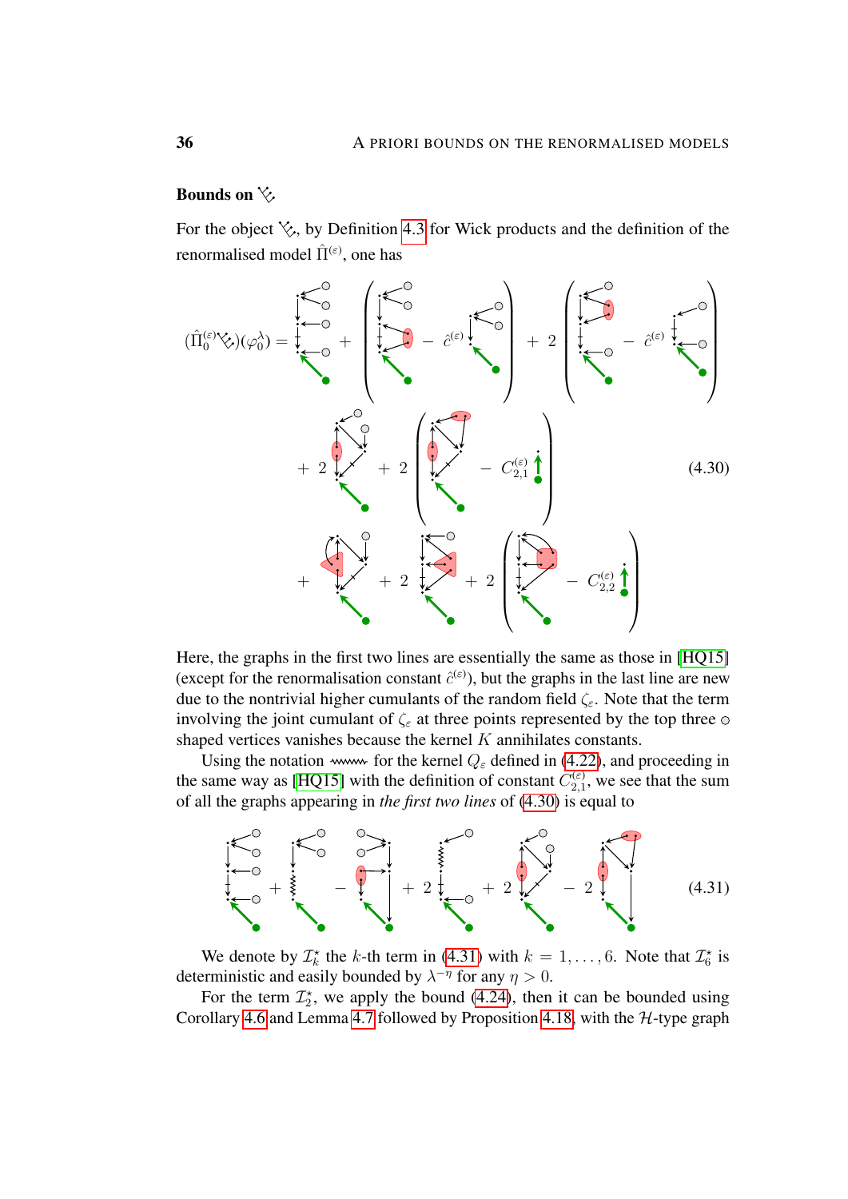**Bounds on** ⋱

For the object ⋱, by Definition 4.3 for Wick products and the definition of the renormalised model $\hat{\Pi}^{(\varepsilon)}$, one has

$$(\hat{\Pi}_0^{(\varepsilon)} \cdot)(\varphi_0^\lambda) = [\text{graph}] + \Big([\text{graph}] - \hat{c}^{(\varepsilon)} [\text{graph}]\Big) + 2\Big([\text{graph}] - \hat{c}^{(\varepsilon)} [\text{graph}]\Big)$$
$$+ 2 [\text{graph}] + 2\Big([\text{graph}] - C_{2,1}^{(\varepsilon)} [\text{graph}]\Big) \tag{4.30}$$
$$+ [\text{graph}] + 2 [\text{graph}] + 2\Big([\text{graph}] - C_{2,2}^{(\varepsilon)} [\text{graph}]\Big)$$

Here, the graphs in the first two lines are essentially the same as those in [HQ15] (except for the renormalisation constant $\hat{c}^{(\varepsilon)}$), but the graphs in the last line are new due to the nontrivial higher cumulants of the random field $\zeta_\varepsilon$. Note that the term involving the joint cumulant of $\zeta_\varepsilon$ at three points represented by the top three ○ shaped vertices vanishes because the kernel $K$ annihilates constants.

Using the notation ⌇⌇⌇ for the kernel $Q_\varepsilon$ defined in (4.22), and proceeding in the same way as [HQ15] with the definition of constant $C_{2,1}^{(\varepsilon)}$, we see that the sum of all the graphs appearing in *the first two lines* of (4.30) is equal to

$$[\text{graph}] + [\text{graph}] - [\text{graph}] + 2 [\text{graph}] + 2 [\text{graph}] - 2 [\text{graph}] \tag{4.31}$$

We denote by $\mathcal{I}_k^\star$ the $k$-th term in (4.31) with $k = 1, \dots, 6$. Note that $\mathcal{I}_6^\star$ is deterministic and easily bounded by $\lambda^{-\eta}$ for any $\eta > 0$.

For the term $\mathcal{I}_2^\star$, we apply the bound (4.24), then it can be bounded using Corollary 4.6 and Lemma 4.7 followed by Proposition 4.18, with the $\mathcal{H}$-type graph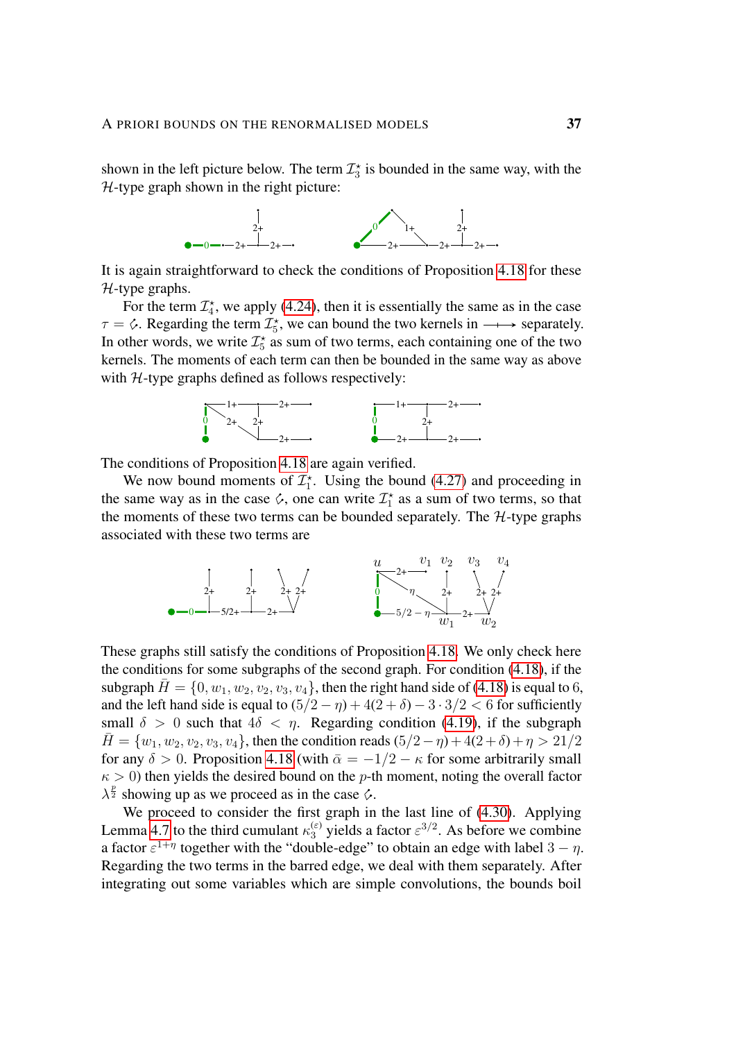shown in the left picture below. The term $\mathcal{I}_3^\star$ is bounded in the same way, with the $\mathcal{H}$-type graph shown in the right picture:

It is again straightforward to check the conditions of Proposition 4.18 for these $\mathcal{H}$-type graphs.

For the term $\mathcal{I}_4^\star$, we apply (4.24), then it is essentially the same as in the case $\tau = $ ✧. Regarding the term $\mathcal{I}_5^\star$, we can bound the two kernels in $\longrightarrow$ separately. In other words, we write $\mathcal{I}_5^\star$ as sum of two terms, each containing one of the two kernels. The moments of each term can then be bounded in the same way as above with $\mathcal{H}$-type graphs defined as follows respectively:

The conditions of Proposition 4.18 are again verified.

We now bound moments of $\mathcal{I}_1^\star$. Using the bound (4.27) and proceeding in the same way as in the case ✧, one can write $\mathcal{I}_1^\star$ as a sum of two terms, so that the moments of these two terms can be bounded separately. The $\mathcal{H}$-type graphs associated with these two terms are

These graphs still satisfy the conditions of Proposition 4.18. We only check here the conditions for some subgraphs of the second graph. For condition (4.18), if the subgraph $\bar{H} = \{0, w_1, w_2, v_2, v_3, v_4\}$, then the right hand side of (4.18) is equal to $6$, and the left hand side is equal to $(5/2 - \eta) + 4(2 + \delta) - 3 \cdot 3/2 < 6$ for sufficiently small $\delta > 0$ such that $4\delta < \eta$. Regarding condition (4.19), if the subgraph $\bar{H} = \{w_1, w_2, v_2, v_3, v_4\}$, then the condition reads $(5/2 - \eta) + 4(2 + \delta) + \eta > 21/2$ for any $\delta > 0$. Proposition 4.18 (with $\bar{\alpha} = -1/2 - \kappa$ for some arbitrarily small $\kappa > 0$) then yields the desired bound on the $p$-th moment, noting the overall factor $\lambda^{\frac{p}{2}}$ showing up as we proceed as in the case ✧.

We proceed to consider the first graph in the last line of (4.30). Applying Lemma 4.7 to the third cumulant $\kappa_3^{(\varepsilon)}$ yields a factor $\varepsilon^{3/2}$. As before we combine a factor $\varepsilon^{1+\eta}$ together with the "double-edge" to obtain an edge with label $3 - \eta$. Regarding the two terms in the barred edge, we deal with them separately. After integrating out some variables which are simple convolutions, the bounds boil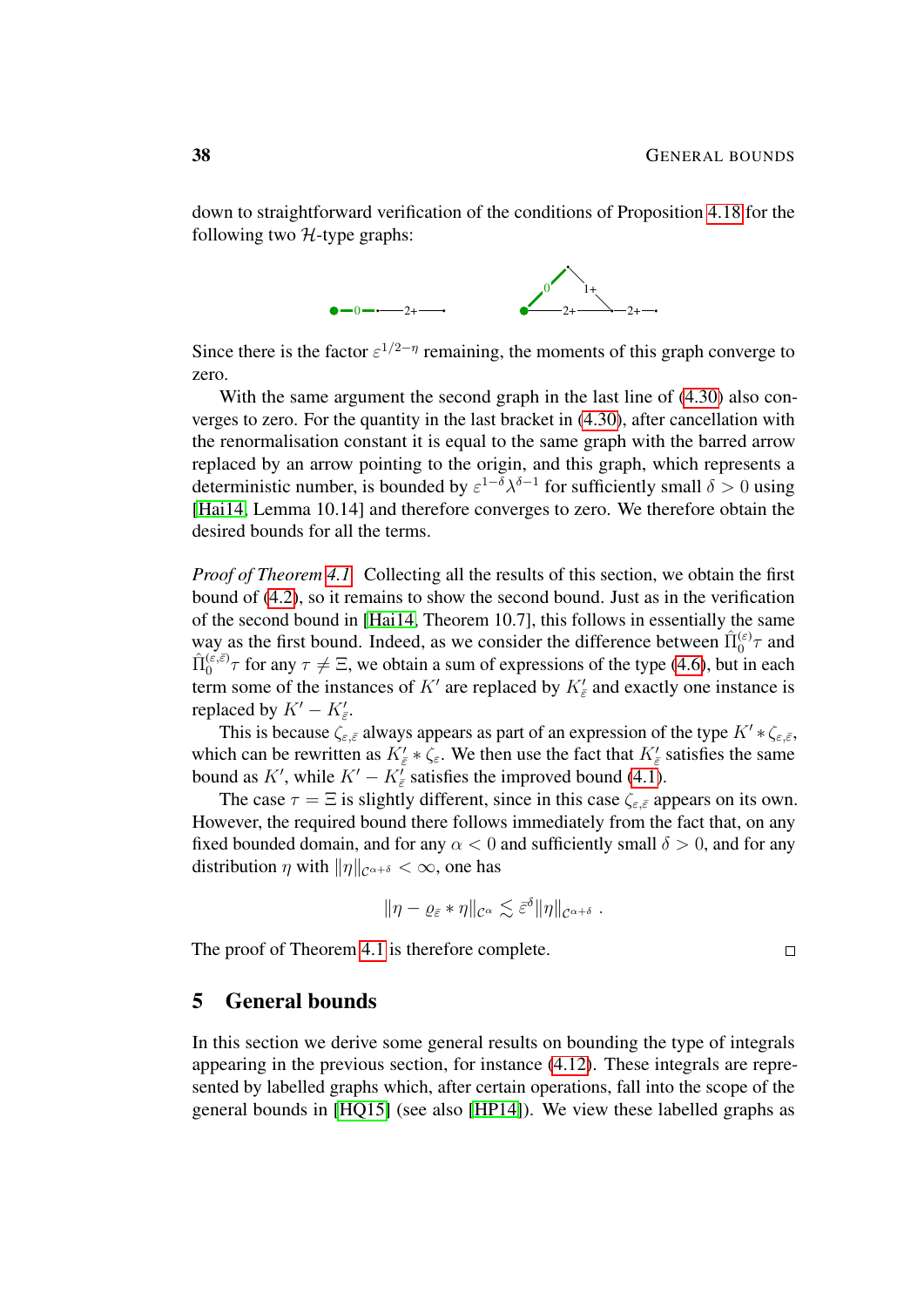down to straightforward verification of the conditions of Proposition 4.18 for the following two $\mathcal{H}$-type graphs:

Since there is the factor $\varepsilon^{1/2-\eta}$ remaining, the moments of this graph converge to zero.

With the same argument the second graph in the last line of (4.30) also converges to zero. For the quantity in the last bracket in (4.30), after cancellation with the renormalisation constant it is equal to the same graph with the barred arrow replaced by an arrow pointing to the origin, and this graph, which represents a deterministic number, is bounded by $\varepsilon^{1-\delta}\lambda^{\delta-1}$ for sufficiently small $\delta > 0$ using [Hai14, Lemma 10.14] and therefore converges to zero. We therefore obtain the desired bounds for all the terms.

*Proof of Theorem 4.1.* Collecting all the results of this section, we obtain the first bound of (4.2), so it remains to show the second bound. Just as in the verification of the second bound in [Hai14, Theorem 10.7], this follows in essentially the same way as the first bound. Indeed, as we consider the difference between $\hat{\Pi}_0^{(\varepsilon)}\tau$ and $\hat{\Pi}_0^{(\varepsilon,\bar{\varepsilon})}\tau$ for any $\tau \neq \Xi$, we obtain a sum of expressions of the type (4.6), but in each term some of the instances of $K'$ are replaced by $K'_{\bar{\varepsilon}}$ and exactly one instance is replaced by $K' - K'_{\bar{\varepsilon}}$.

This is because $\zeta_{\varepsilon,\bar{\varepsilon}}$ always appears as part of an expression of the type $K' * \zeta_{\varepsilon,\bar{\varepsilon}}$, which can be rewritten as $K'_{\bar{\varepsilon}} * \zeta_\varepsilon$. We then use the fact that $K'_{\bar{\varepsilon}}$ satisfies the same bound as $K'$, while $K' - K'_{\bar{\varepsilon}}$ satisfies the improved bound (4.1).

The case $\tau = \Xi$ is slightly different, since in this case $\zeta_{\varepsilon,\bar{\varepsilon}}$ appears on its own. However, the required bound there follows immediately from the fact that, on any fixed bounded domain, and for any $\alpha < 0$ and sufficiently small $\delta > 0$, and for any distribution $\eta$ with $\|\eta\|_{\mathcal{C}^{\alpha+\delta}} < \infty$, one has

$$\|\eta - \varrho_{\bar{\varepsilon}} * \eta\|_{\mathcal{C}^\alpha} \lesssim \bar{\varepsilon}^\delta \|\eta\|_{\mathcal{C}^{\alpha+\delta}} \;.$$

The proof of Theorem 4.1 is therefore complete. □

## 5 General bounds

In this section we derive some general results on bounding the type of integrals appearing in the previous section, for instance (4.12). These integrals are represented by labelled graphs which, after certain operations, fall into the scope of the general bounds in [HQ15] (see also [HP14]). We view these labelled graphs as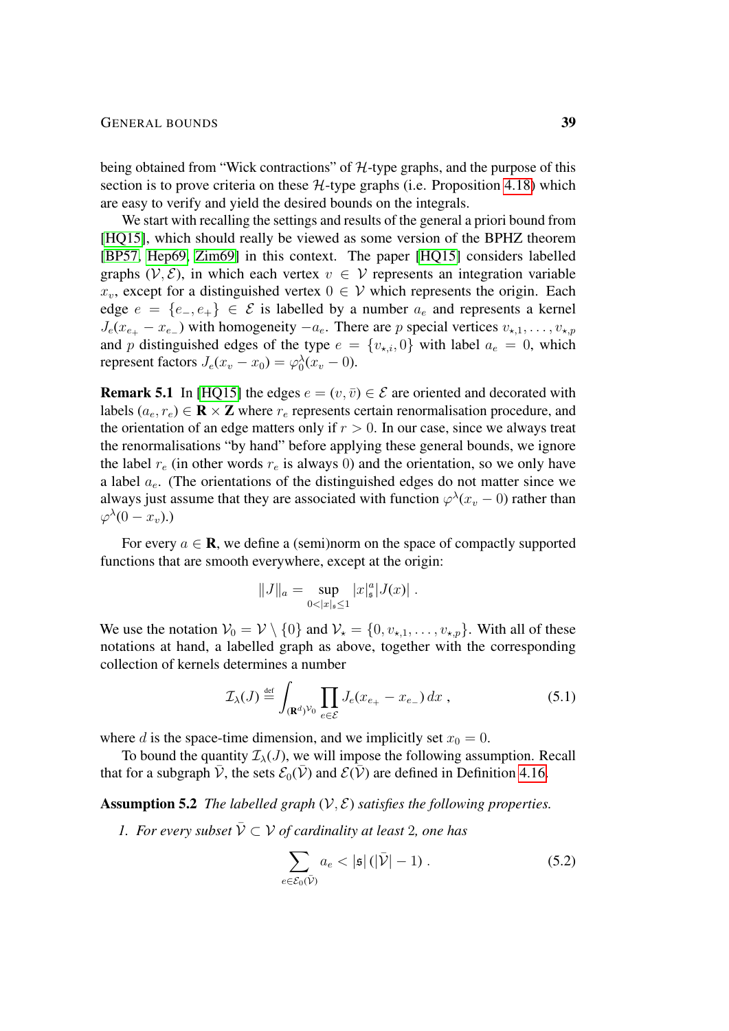being obtained from "Wick contractions" of $\mathcal{H}$-type graphs, and the purpose of this section is to prove criteria on these $\mathcal{H}$-type graphs (i.e. Proposition 4.18) which are easy to verify and yield the desired bounds on the integrals.

We start with recalling the settings and results of the general a priori bound from [HQ15], which should really be viewed as some version of the BPHZ theorem [BP57, Hep69, Zim69] in this context. The paper [HQ15] considers labelled graphs $(\mathcal{V},\mathcal{E})$, in which each vertex $v\in\mathcal{V}$ represents an integration variable $x_v$, except for a distinguished vertex $0\in\mathcal{V}$ which represents the origin. Each edge $e=\{e_-,e_+\}\in\mathcal{E}$ is labelled by a number $a_e$ and represents a kernel $J_e(x_{e_+}-x_{e_-})$ with homogeneity $-a_e$. There are $p$ special vertices $v_{\star,1},\dots,v_{\star,p}$ and $p$ distinguished edges of the type $e=\{v_{\star,i},0\}$ with label $a_e=0$, which represent factors $J_e(x_v-x_0)=\varphi_0^\lambda(x_v-0)$.

**Remark 5.1** In [HQ15] the edges $e=(v,\bar v)\in\mathcal{E}$ are oriented and decorated with labels $(a_e,r_e)\in\mathbf{R}\times\mathbf{Z}$ where $r_e$ represents certain renormalisation procedure, and the orientation of an edge matters only if $r>0$. In our case, since we always treat the renormalisations "by hand" before applying these general bounds, we ignore the label $r_e$ (in other words $r_e$ is always 0) and the orientation, so we only have a label $a_e$. (The orientations of the distinguished edges do not matter since we always just assume that they are associated with function $\varphi^\lambda(x_v-0)$ rather than $\varphi^\lambda(0-x_v)$.)

For every $a\in\mathbf{R}$, we define a (semi)norm on the space of compactly supported functions that are smooth everywhere, except at the origin:

$$\|J\|_a=\sup_{0<|x|_\mathfrak{s}\le 1}|x|_\mathfrak{s}^a|J(x)|\;.$$

We use the notation $\mathcal{V}_0=\mathcal{V}\setminus\{0\}$ and $\mathcal{V}_\star=\{0,v_{\star,1},\dots,v_{\star,p}\}$. With all of these notations at hand, a labelled graph as above, together with the corresponding collection of kernels determines a number

$$\mathcal{I}_\lambda(J)\stackrel{\text{def}}{=}\int_{(\mathbf{R}^d)^{\mathcal{V}_0}}\prod_{e\in\mathcal{E}}J_e(x_{e_+}-x_{e_-})\,dx\;,\tag{5.1}$$

where $d$ is the space-time dimension, and we implicitly set $x_0=0$.

To bound the quantity $\mathcal{I}_\lambda(J)$, we will impose the following assumption. Recall that for a subgraph $\bar{\mathcal{V}}$, the sets $\mathcal{E}_0(\bar{\mathcal{V}})$ and $\mathcal{E}(\bar{\mathcal{V}})$ are defined in Definition 4.16.

**Assumption 5.2** *The labelled graph $(\mathcal{V},\mathcal{E})$ satisfies the following properties.*

1. *For every subset $\bar{\mathcal{V}}\subset\mathcal{V}$ of cardinality at least 2, one has*

$$\sum_{e\in\mathcal{E}_0(\bar{\mathcal{V}})}a_e<|\mathfrak{s}|\,(|\bar{\mathcal{V}}|-1)\;.\tag{5.2}$$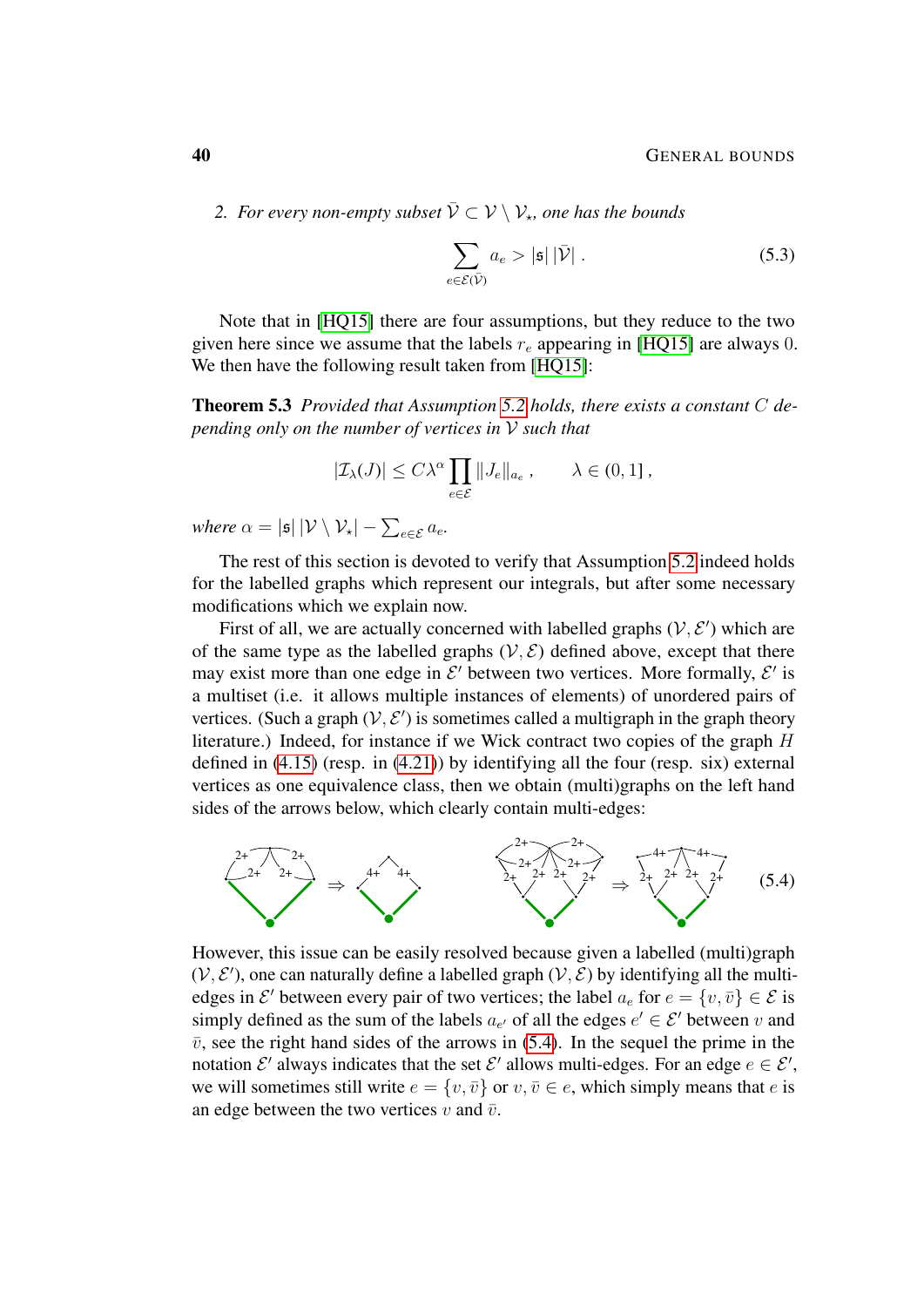2. *For every non-empty subset $\bar{\mathcal{V}} \subset \mathcal{V} \setminus \mathcal{V}_\star$, one has the bounds*

$$\sum_{e \in \mathcal{E}(\bar{\mathcal{V}})} a_e > |\mathfrak{s}|\, |\bar{\mathcal{V}}| \,. \tag{5.3}$$

Note that in [HQ15] there are four assumptions, but they reduce to the two given here since we assume that the labels $r_e$ appearing in [HQ15] are always $0$. We then have the following result taken from [HQ15]:

**Theorem 5.3** *Provided that Assumption 5.2 holds, there exists a constant $C$ depending only on the number of vertices in $\mathcal{V}$ such that*

$$|\mathcal{I}_\lambda(J)| \le C \lambda^\alpha \prod_{e \in \mathcal{E}} \|J_e\|_{a_e} \,, \qquad \lambda \in (0,1] \,,$$

*where $\alpha = |\mathfrak{s}|\, |\mathcal{V} \setminus \mathcal{V}_\star| - \sum_{e \in \mathcal{E}} a_e$.*

The rest of this section is devoted to verify that Assumption 5.2 indeed holds for the labelled graphs which represent our integrals, but after some necessary modifications which we explain now.

First of all, we are actually concerned with labelled graphs $(\mathcal{V}, \mathcal{E}')$ which are of the same type as the labelled graphs $(\mathcal{V}, \mathcal{E})$ defined above, except that there may exist more than one edge in $\mathcal{E}'$ between two vertices. More formally, $\mathcal{E}'$ is a multiset (i.e. it allows multiple instances of elements) of unordered pairs of vertices. (Such a graph $(\mathcal{V}, \mathcal{E}')$ is sometimes called a multigraph in the graph theory literature.) Indeed, for instance if we Wick contract two copies of the graph $H$ defined in (4.15) (resp. in (4.21)) by identifying all the four (resp. six) external vertices as one equivalence class, then we obtain (multi)graphs on the left hand sides of the arrows below, which clearly contain multi-edges:

$$\text{[diagram]} \Rightarrow \text{[diagram]} \qquad \text{[diagram]} \Rightarrow \text{[diagram]} \tag{5.4}$$

However, this issue can be easily resolved because given a labelled (multi)graph $(\mathcal{V}, \mathcal{E}')$, one can naturally define a labelled graph $(\mathcal{V}, \mathcal{E})$ by identifying all the multi-edges in $\mathcal{E}'$ between every pair of two vertices; the label $a_e$ for $e = \{v, \bar{v}\} \in \mathcal{E}$ is simply defined as the sum of the labels $a_{e'}$ of all the edges $e' \in \mathcal{E}'$ between $v$ and $\bar{v}$, see the right hand sides of the arrows in (5.4). In the sequel the prime in the notation $\mathcal{E}'$ always indicates that the set $\mathcal{E}'$ allows multi-edges. For an edge $e \in \mathcal{E}'$, we will sometimes still write $e = \{v, \bar{v}\}$ or $v, \bar{v} \in e$, which simply means that $e$ is an edge between the two vertices $v$ and $\bar{v}$.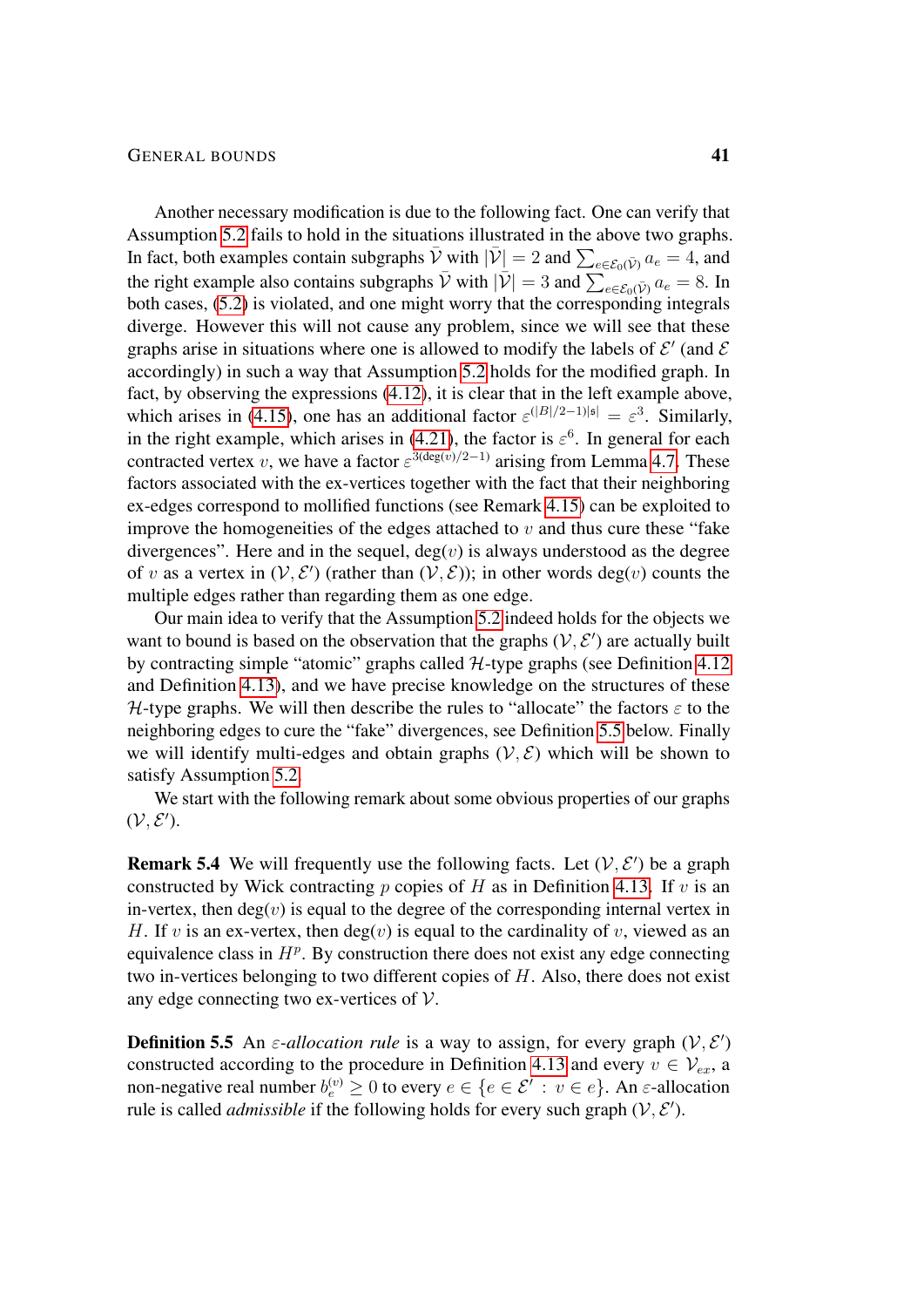Another necessary modification is due to the following fact. One can verify that Assumption 5.2 fails to hold in the situations illustrated in the above two graphs. In fact, both examples contain subgraphs $\bar{\mathcal{V}}$ with $|\bar{\mathcal{V}}| = 2$ and $\sum_{e\in\mathcal{E}_0(\bar{\mathcal{V}})} a_e = 4$, and the right example also contains subgraphs $\bar{\mathcal{V}}$ with $|\bar{\mathcal{V}}| = 3$ and $\sum_{e\in\mathcal{E}_0(\bar{\mathcal{V}})} a_e = 8$. In both cases, (5.2) is violated, and one might worry that the corresponding integrals diverge. However this will not cause any problem, since we will see that these graphs arise in situations where one is allowed to modify the labels of $\mathcal{E}'$ (and $\mathcal{E}$ accordingly) in such a way that Assumption 5.2 holds for the modified graph. In fact, by observing the expressions (4.12), it is clear that in the left example above, which arises in (4.15), one has an additional factor $\varepsilon^{(|B|/2-1)|\mathfrak{s}|} = \varepsilon^3$. Similarly, in the right example, which arises in (4.21), the factor is $\varepsilon^6$. In general for each contracted vertex $v$, we have a factor $\varepsilon^{3(\deg(v)/2-1)}$ arising from Lemma 4.7. These factors associated with the ex-vertices together with the fact that their neighboring ex-edges correspond to mollified functions (see Remark 4.15) can be exploited to improve the homogeneities of the edges attached to $v$ and thus cure these "fake divergences". Here and in the sequel, $\deg(v)$ is always understood as the degree of $v$ as a vertex in $(\mathcal{V},\mathcal{E}')$ (rather than $(\mathcal{V},\mathcal{E})$); in other words $\deg(v)$ counts the multiple edges rather than regarding them as one edge.

Our main idea to verify that the Assumption 5.2 indeed holds for the objects we want to bound is based on the observation that the graphs $(\mathcal{V},\mathcal{E}')$ are actually built by contracting simple "atomic" graphs called $\mathcal{H}$-type graphs (see Definition 4.12 and Definition 4.13), and we have precise knowledge on the structures of these $\mathcal{H}$-type graphs. We will then describe the rules to "allocate" the factors $\varepsilon$ to the neighboring edges to cure the "fake" divergences, see Definition 5.5 below. Finally we will identify multi-edges and obtain graphs $(\mathcal{V},\mathcal{E})$ which will be shown to satisfy Assumption 5.2.

We start with the following remark about some obvious properties of our graphs $(\mathcal{V},\mathcal{E}')$.

**Remark 5.4** We will frequently use the following facts. Let $(\mathcal{V},\mathcal{E}')$ be a graph constructed by Wick contracting $p$ copies of $H$ as in Definition 4.13. If $v$ is an in-vertex, then $\deg(v)$ is equal to the degree of the corresponding internal vertex in $H$. If $v$ is an ex-vertex, then $\deg(v)$ is equal to the cardinality of $v$, viewed as an equivalence class in $H^p$. By construction there does not exist any edge connecting two in-vertices belonging to two different copies of $H$. Also, there does not exist any edge connecting two ex-vertices of $\mathcal{V}$.

**Definition 5.5** An *$\varepsilon$-allocation rule* is a way to assign, for every graph $(\mathcal{V},\mathcal{E}')$ constructed according to the procedure in Definition 4.13 and every $v \in \mathcal{V}_{ex}$, a non-negative real number $b_e^{(v)} \geq 0$ to every $e \in \{e \in \mathcal{E}' : v \in e\}$. An $\varepsilon$-allocation rule is called *admissible* if the following holds for every such graph $(\mathcal{V},\mathcal{E}')$.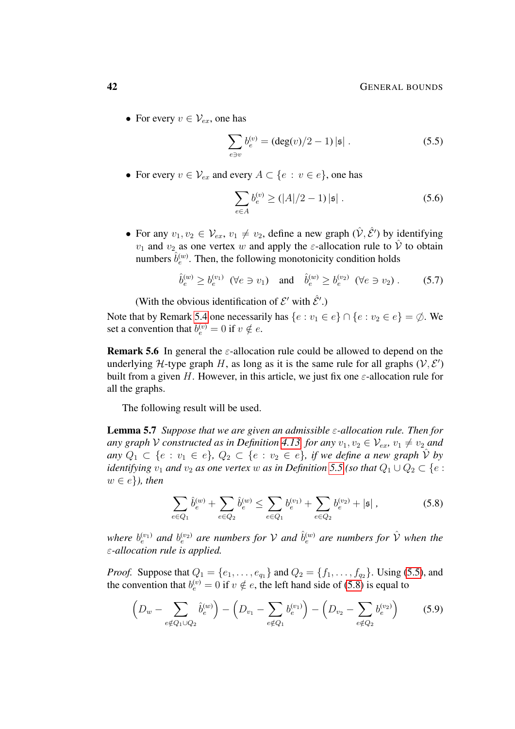- For every $v \in \mathcal{V}_{ex}$, one has

$$\sum_{e \ni v} b_e^{(v)} = (\deg(v)/2 - 1)\,|\mathfrak{s}|\ . \tag{5.5}$$

- For every $v \in \mathcal{V}_{ex}$ and every $A \subset \{e : v \in e\}$, one has

$$\sum_{e \in A} b_e^{(v)} \geq (|A|/2 - 1)\,|\mathfrak{s}|\ . \tag{5.6}$$

- For any $v_1, v_2 \in \mathcal{V}_{ex}$, $v_1 \neq v_2$, define a new graph $(\hat{\mathcal{V}}, \hat{\mathcal{E}}')$ by identifying $v_1$ and $v_2$ as one vertex $w$ and apply the $\varepsilon$-allocation rule to $\hat{\mathcal{V}}$ to obtain numbers $\hat{b}_e^{(w)}$. Then, the following monotonicity condition holds

$$\hat{b}_e^{(w)} \geq b_e^{(v_1)}\ \ (\forall e \ni v_1) \quad \text{and} \quad \hat{b}_e^{(w)} \geq b_e^{(v_2)}\ \ (\forall e \ni v_2)\ . \tag{5.7}$$

  (With the obvious identification of $\mathcal{E}'$ with $\hat{\mathcal{E}}'$.)

Note that by Remark 5.4 one necessarily has $\{e : v_1 \in e\} \cap \{e : v_2 \in e\} = \emptyset$. We set a convention that $b_e^{(v)} = 0$ if $v \notin e$.

**Remark 5.6** In general the $\varepsilon$-allocation rule could be allowed to depend on the underlying $\mathcal{H}$-type graph $H$, as long as it is the same rule for all graphs $(\mathcal{V}, \mathcal{E}')$ built from a given $H$. However, in this article, we just fix one $\varepsilon$-allocation rule for all the graphs.

The following result will be used.

**Lemma 5.7** *Suppose that we are given an admissible $\varepsilon$-allocation rule. Then for any graph $\mathcal{V}$ constructed as in Definition 4.13 for any $v_1, v_2 \in \mathcal{V}_{ex}$, $v_1 \neq v_2$ and any $Q_1 \subset \{e : v_1 \in e\}$, $Q_2 \subset \{e : v_2 \in e\}$, if we define a new graph $\hat{\mathcal{V}}$ by identifying $v_1$ and $v_2$ as one vertex $w$ as in Definition 5.5 (so that $Q_1 \cup Q_2 \subset \{e : w \in e\}$), then*

$$\sum_{e \in Q_1} \hat{b}_e^{(w)} + \sum_{e \in Q_2} \hat{b}_e^{(w)} \leq \sum_{e \in Q_1} b_e^{(v_1)} + \sum_{e \in Q_2} b_e^{(v_2)} + |\mathfrak{s}|\ , \tag{5.8}$$

*where $b_e^{(v_1)}$ and $b_e^{(v_2)}$ are numbers for $\mathcal{V}$ and $\hat{b}_e^{(w)}$ are numbers for $\hat{\mathcal{V}}$ when the $\varepsilon$-allocation rule is applied.*

*Proof.* Suppose that $Q_1 = \{e_1, \ldots, e_{q_1}\}$ and $Q_2 = \{f_1, \ldots, f_{q_2}\}$. Using (5.5), and the convention that $b_e^{(v)} = 0$ if $v \notin e$, the left hand side of (5.8) is equal to

$$\Big(D_w - \sum_{e \notin Q_1 \cup Q_2} \hat{b}_e^{(w)}\Big) - \Big(D_{v_1} - \sum_{e \notin Q_1} b_e^{(v_1)}\Big) - \Big(D_{v_2} - \sum_{e \notin Q_2} b_e^{(v_2)}\Big) \tag{5.9}$$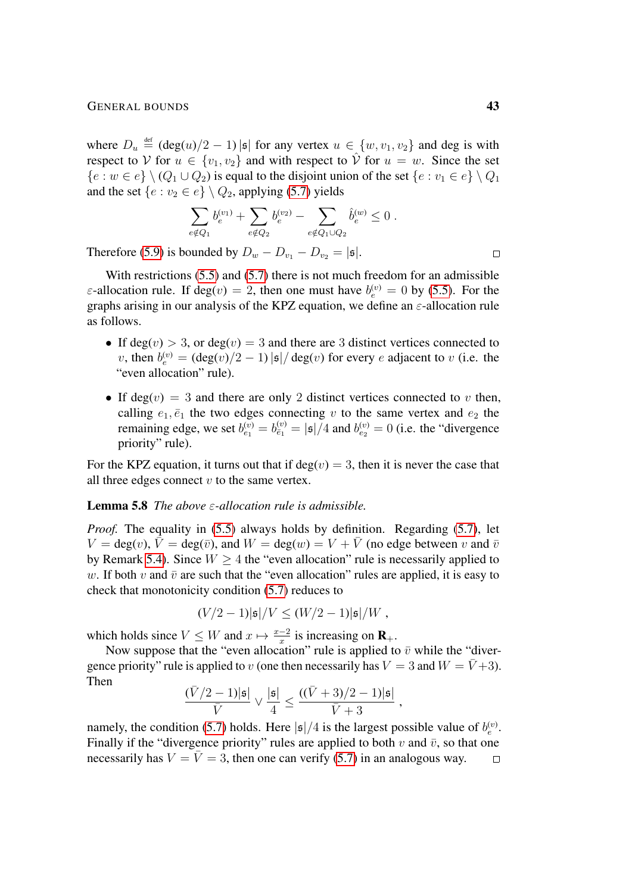where $D_u \stackrel{\text{def}}{=} (\deg(u)/2 - 1)\,|\mathfrak{s}|$ for any vertex $u \in \{w, v_1, v_2\}$ and deg is with respect to $\mathcal{V}$ for $u \in \{v_1, v_2\}$ and with respect to $\hat{\mathcal{V}}$ for $u = w$. Since the set $\{e : w \in e\} \setminus (Q_1 \cup Q_2)$ is equal to the disjoint union of the set $\{e : v_1 \in e\} \setminus Q_1$ and the set $\{e : v_2 \in e\} \setminus Q_2$, applying (5.7) yields

$$\sum_{e \notin Q_1} b_e^{(v_1)} + \sum_{e \notin Q_2} b_e^{(v_2)} - \sum_{e \notin Q_1 \cup Q_2} \hat{b}_e^{(w)} \le 0 \,.$$

Therefore (5.9) is bounded by $D_w - D_{v_1} - D_{v_2} = |\mathfrak{s}|$. $\square$

With restrictions (5.5) and (5.7) there is not much freedom for an admissible $\varepsilon$-allocation rule. If $\deg(v) = 2$, then one must have $b_e^{(v)} = 0$ by (5.5). For the graphs arising in our analysis of the KPZ equation, we define an $\varepsilon$-allocation rule as follows.

- If $\deg(v) > 3$, or $\deg(v) = 3$ and there are 3 distinct vertices connected to $v$, then $b_e^{(v)} = (\deg(v)/2 - 1)\,|\mathfrak{s}|/\deg(v)$ for every $e$ adjacent to $v$ (i.e. the "even allocation" rule).
- If $\deg(v) = 3$ and there are only 2 distinct vertices connected to $v$ then, calling $e_1, \bar{e}_1$ the two edges connecting $v$ to the same vertex and $e_2$ the remaining edge, we set $b_{e_1}^{(v)} = b_{\bar{e}_1}^{(v)} = |\mathfrak{s}|/4$ and $b_{e_2}^{(v)} = 0$ (i.e. the "divergence priority" rule).

For the KPZ equation, it turns out that if $\deg(v) = 3$, then it is never the case that all three edges connect $v$ to the same vertex.

**Lemma 5.8** *The above $\varepsilon$-allocation rule is admissible.*

*Proof.* The equality in (5.5) always holds by definition. Regarding (5.7), let $V = \deg(v)$, $\bar{V} = \deg(\bar{v})$, and $W = \deg(w) = V + \bar{V}$ (no edge between $v$ and $\bar{v}$ by Remark 5.4). Since $W \ge 4$ the "even allocation" rule is necessarily applied to $w$. If both $v$ and $\bar{v}$ are such that the "even allocation" rules are applied, it is easy to check that monotonicity condition (5.7) reduces to

$$(V/2 - 1)|\mathfrak{s}|/V \le (W/2 - 1)|\mathfrak{s}|/W \,,$$

which holds since $V \le W$ and $x \mapsto \frac{x-2}{x}$ is increasing on $\mathbf{R}_+$.

Now suppose that the "even allocation" rule is applied to $\bar{v}$ while the "divergence priority" rule is applied to $v$ (one then necessarily has $V = 3$ and $W = \bar{V} + 3$). Then

$$\frac{(\bar{V}/2 - 1)|\mathfrak{s}|}{\bar{V}} \vee \frac{|\mathfrak{s}|}{4} \le \frac{((\bar{V}+3)/2 - 1)|\mathfrak{s}|}{\bar{V} + 3} \,,$$

namely, the condition (5.7) holds. Here $|\mathfrak{s}|/4$ is the largest possible value of $b_e^{(v)}$. Finally if the "divergence priority" rules are applied to both $v$ and $\bar{v}$, so that one necessarily has $V = \bar{V} = 3$, then one can verify (5.7) in an analogous way. $\square$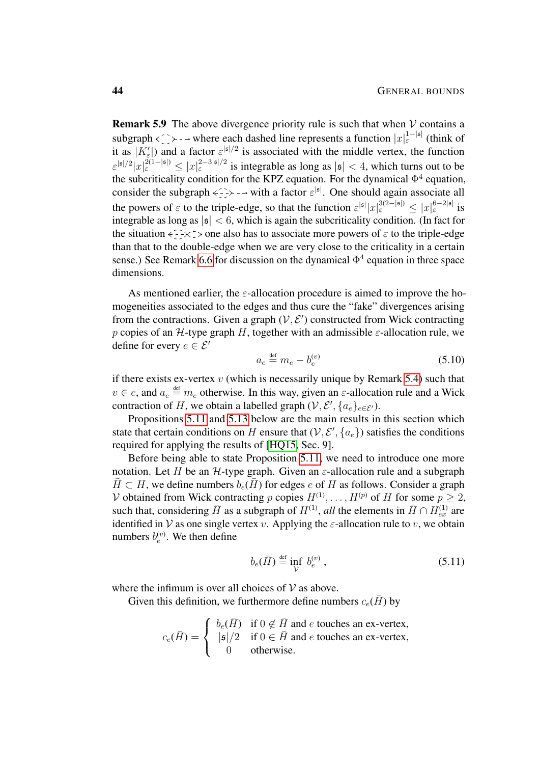**Remark 5.9** The above divergence priority rule is such that when $\mathcal{V}$ contains a subgraph ⋖⋯⋗- - → where each dashed line represents a function $|x|_\varepsilon^{1-|\mathfrak{s}|}$ (think of it as $|K'_\varepsilon|$) and a factor $\varepsilon^{|\mathfrak{s}|/2}$ is associated with the middle vertex, the function $\varepsilon^{|\mathfrak{s}|/2}|x|_\varepsilon^{2(1-|\mathfrak{s}|)} \le |x|_\varepsilon^{2-3|\mathfrak{s}|/2}$ is integrable as long as $|\mathfrak{s}| < 4$, which turns out to be the subcriticality condition for the KPZ equation. For the dynamical $\Phi^4$ equation, consider the subgraph ⋖⋯⋗- - → with a factor $\varepsilon^{|\mathfrak{s}|}$. One should again associate all the powers of $\varepsilon$ to the triple-edge, so that the function $\varepsilon^{|\mathfrak{s}|}|x|_\varepsilon^{3(2-|\mathfrak{s}|)} \le |x|_\varepsilon^{6-2|\mathfrak{s}|}$ is integrable as long as $|\mathfrak{s}| < 6$, which is again the subcriticality condition. (In fact for the situation ⋖⋯×⋯⋗ one also has to associate more powers of $\varepsilon$ to the triple-edge than that to the double-edge when we are very close to the criticality in a certain sense.) See Remark 6.6 for discussion on the dynamical $\Phi^4$ equation in three space dimensions.

As mentioned earlier, the $\varepsilon$-allocation procedure is aimed to improve the homogeneities associated to the edges and thus cure the "fake" divergences arising from the contractions. Given a graph $(\mathcal{V}, \mathcal{E}')$ constructed from Wick contracting $p$ copies of an $\mathcal{H}$-type graph $H$, together with an admissible $\varepsilon$-allocation rule, we define for every $e \in \mathcal{E}'$

$$a_e \stackrel{\text{def}}{=} m_e - b_e^{(v)} \tag{5.10}$$

if there exists ex-vertex $v$ (which is necessarily unique by Remark 5.4) such that $v \in e$, and $a_e \stackrel{\text{def}}{=} m_e$ otherwise. In this way, given an $\varepsilon$-allocation rule and a Wick contraction of $H$, we obtain a labelled graph $(\mathcal{V}, \mathcal{E}', \{a_e\}_{e\in\mathcal{E}'})$.

Propositions 5.11 and 5.13 below are the main results in this section which state that certain conditions on $H$ ensure that $(\mathcal{V}, \mathcal{E}', \{a_e\})$ satisfies the conditions required for applying the results of [HQ15, Sec. 9].

Before being able to state Proposition 5.11, we need to introduce one more notation. Let $H$ be an $\mathcal{H}$-type graph. Given an $\varepsilon$-allocation rule and a subgraph $\bar{H} \subset H$, we define numbers $b_e(\bar{H})$ for edges $e$ of $H$ as follows. Consider a graph $\mathcal{V}$ obtained from Wick contracting $p$ copies $H^{(1)}, \ldots, H^{(p)}$ of $H$ for some $p \ge 2$, such that, considering $\bar{H}$ as a subgraph of $H^{(1)}$, *all* the elements in $\bar{H} \cap H_{ex}^{(1)}$ are identified in $\mathcal{V}$ as one single vertex $v$. Applying the $\varepsilon$-allocation rule to $v$, we obtain numbers $b_e^{(v)}$. We then define

$$b_e(\bar{H}) \stackrel{\text{def}}{=} \inf_{\mathcal{V}} b_e^{(v)}\;, \tag{5.11}$$

where the infimum is over all choices of $\mathcal{V}$ as above.

Given this definition, we furthermore define numbers $c_e(\bar{H})$ by

$$c_e(\bar{H}) = \begin{cases} b_e(\bar{H}) & \text{if } 0 \notin \bar{H} \text{ and } e \text{ touches an ex-vertex,} \\ |\mathfrak{s}|/2 & \text{if } 0 \in \bar{H} \text{ and } e \text{ touches an ex-vertex,} \\ 0 & \text{otherwise.} \end{cases}$$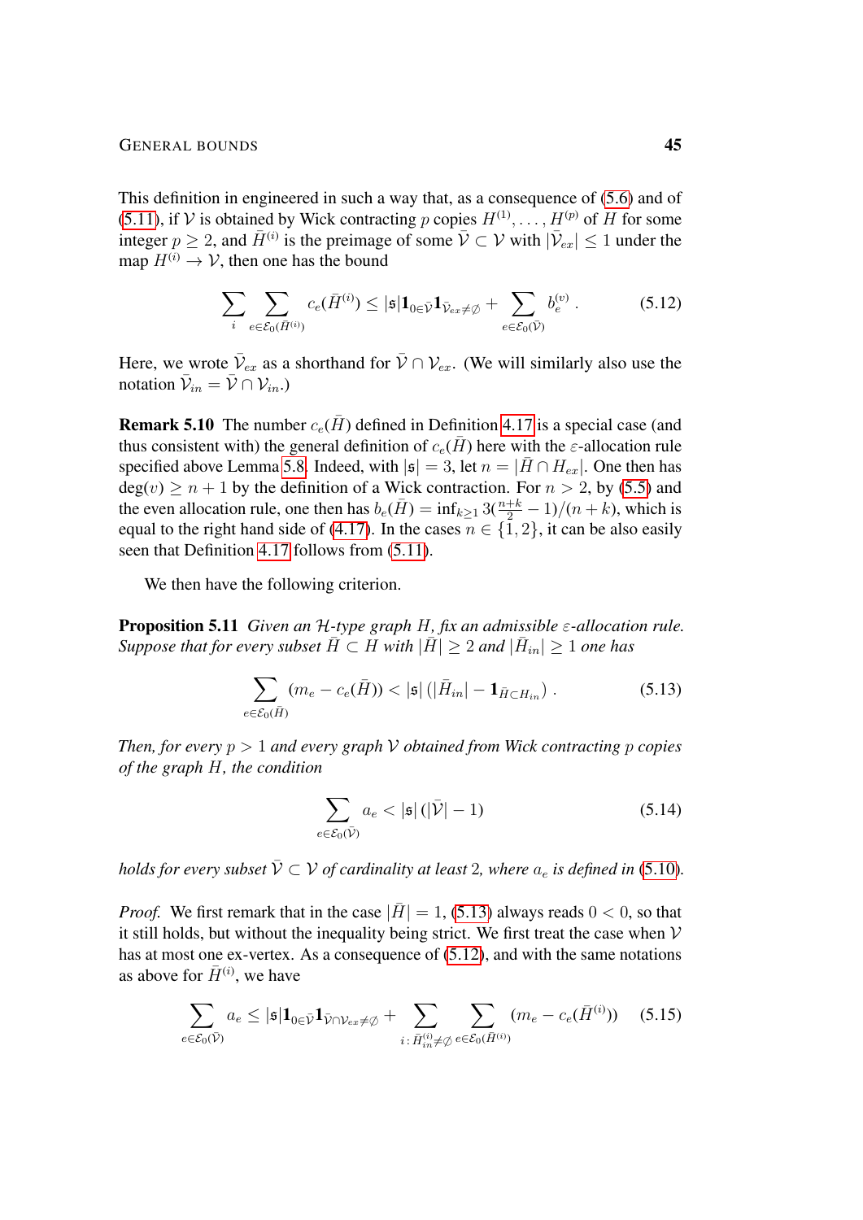This definition in engineered in such a way that, as a consequence of (5.6) and of (5.11), if $\mathcal{V}$ is obtained by Wick contracting $p$ copies $H^{(1)}, \ldots, H^{(p)}$ of $H$ for some integer $p \geq 2$, and $\bar{H}^{(i)}$ is the preimage of some $\bar{\mathcal{V}} \subset \mathcal{V}$ with $|\bar{\mathcal{V}}_{ex}| \leq 1$ under the map $H^{(i)} \to \mathcal{V}$, then one has the bound

$$\sum_i \sum_{e \in \mathcal{E}_0(\bar{H}^{(i)})} c_e(\bar{H}^{(i)}) \leq |\mathfrak{s}| \mathbf{1}_{0 \in \bar{\mathcal{V}}} \mathbf{1}_{\bar{\mathcal{V}}_{ex} \neq \emptyset} + \sum_{e \in \mathcal{E}_0(\bar{\mathcal{V}})} b_e^{(v)} . \tag{5.12}$$

Here, we wrote $\bar{\mathcal{V}}_{ex}$ as a shorthand for $\bar{\mathcal{V}} \cap \mathcal{V}_{ex}$. (We will similarly also use the notation $\bar{\mathcal{V}}_{in} = \bar{\mathcal{V}} \cap \mathcal{V}_{in}$.)

**Remark 5.10** The number $c_e(\bar{H})$ defined in Definition 4.17 is a special case (and thus consistent with) the general definition of $c_e(\bar{H})$ here with the $\varepsilon$-allocation rule specified above Lemma 5.8. Indeed, with $|\mathfrak{s}| = 3$, let $n = |\bar{H} \cap H_{ex}|$. One then has $\deg(v) \geq n + 1$ by the definition of a Wick contraction. For $n > 2$, by (5.5) and the even allocation rule, one then has $b_e(\bar{H}) = \inf_{k \geq 1} 3(\frac{n+k}{2} - 1)/(n + k)$, which is equal to the right hand side of (4.17). In the cases $n \in \{1, 2\}$, it can be also easily seen that Definition 4.17 follows from (5.11).

We then have the following criterion.

**Proposition 5.11** *Given an $\mathcal{H}$-type graph $H$, fix an admissible $\varepsilon$-allocation rule. Suppose that for every subset $\bar{H} \subset H$ with $|\bar{H}| \geq 2$ and $|\bar{H}_{in}| \geq 1$ one has*

$$\sum_{e \in \mathcal{E}_0(\bar{H})} (m_e - c_e(\bar{H})) < |\mathfrak{s}| \left( |\bar{H}_{in}| - \mathbf{1}_{\bar{H} \subset H_{in}} \right) . \tag{5.13}$$

*Then, for every $p > 1$ and every graph $\mathcal{V}$ obtained from Wick contracting $p$ copies of the graph $H$, the condition*

$$\sum_{e \in \mathcal{E}_0(\bar{\mathcal{V}})} a_e < |\mathfrak{s}| \left( |\bar{\mathcal{V}}| - 1 \right) \tag{5.14}$$

*holds for every subset $\bar{\mathcal{V}} \subset \mathcal{V}$ of cardinality at least $2$, where $a_e$ is defined in (5.10).*

*Proof.* We first remark that in the case $|\bar{H}| = 1$, (5.13) always reads $0 < 0$, so that it still holds, but without the inequality being strict. We first treat the case when $\mathcal{V}$ has at most one ex-vertex. As a consequence of (5.12), and with the same notations as above for $\bar{H}^{(i)}$, we have

$$\sum_{e \in \mathcal{E}_0(\bar{\mathcal{V}})} a_e \leq |\mathfrak{s}| \mathbf{1}_{0 \in \bar{\mathcal{V}}} \mathbf{1}_{\bar{\mathcal{V}} \cap \mathcal{V}_{ex} \neq \emptyset} + \sum_{i \,:\, \bar{H}^{(i)}_{in} \neq \emptyset} \sum_{e \in \mathcal{E}_0(\bar{H}^{(i)})} (m_e - c_e(\bar{H}^{(i)})) \tag{5.15}$$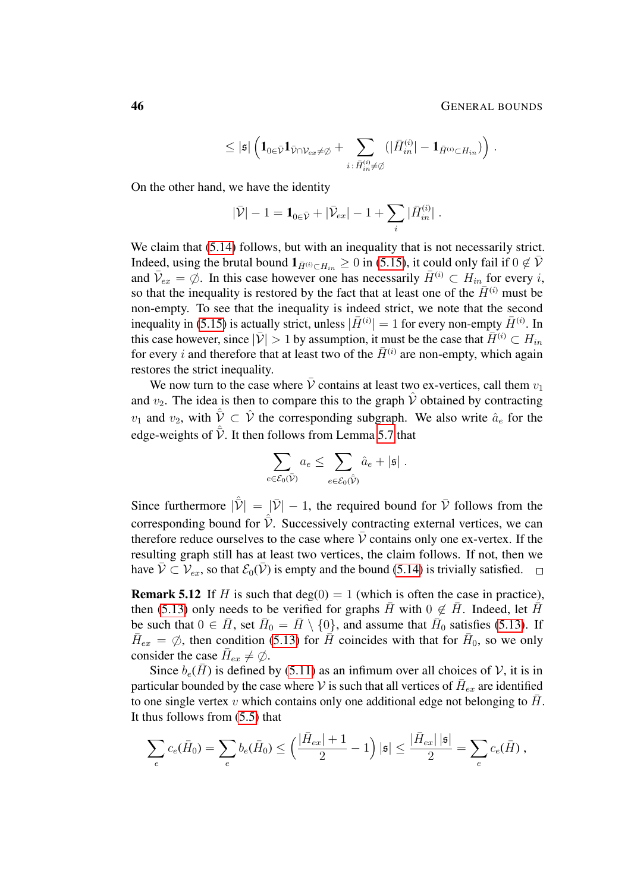$$\leq |\mathfrak{s}| \Big( \mathbf{1}_{0\in\bar{\mathcal{V}}} \mathbf{1}_{\bar{\mathcal{V}}\cap\mathcal{V}_{ex}\neq\emptyset} + \sum_{i\,:\,\bar{H}_{in}^{(i)}\neq\emptyset} \big(|\bar{H}_{in}^{(i)}| - \mathbf{1}_{\bar{H}^{(i)}\subset H_{in}}\big) \Big) .$$

On the other hand, we have the identity

$$|\bar{\mathcal{V}}| - 1 = \mathbf{1}_{0\in\bar{\mathcal{V}}} + |\bar{\mathcal{V}}_{ex}| - 1 + \sum_i |\bar{H}_{in}^{(i)}| .$$

We claim that (5.14) follows, but with an inequality that is not necessarily strict. Indeed, using the brutal bound $\mathbf{1}_{\bar{H}^{(i)}\subset H_{in}} \geq 0$ in (5.15), it could only fail if $0 \notin \bar{\mathcal{V}}$ and $\bar{\mathcal{V}}_{ex} = \emptyset$. In this case however one has necessarily $\bar{H}^{(i)} \subset H_{in}$ for every $i$, so that the inequality is restored by the fact that at least one of the $\bar{H}^{(i)}$ must be non-empty. To see that the inequality is indeed strict, we note that the second inequality in (5.15) is actually strict, unless $|\bar{H}^{(i)}| = 1$ for every non-empty $\bar{H}^{(i)}$. In this case however, since $|\bar{\mathcal{V}}| > 1$ by assumption, it must be the case that $\bar{H}^{(i)} \subset H_{in}$ for every $i$ and therefore that at least two of the $\bar{H}^{(i)}$ are non-empty, which again restores the strict inequality.

We now turn to the case where $\bar{\mathcal{V}}$ contains at least two ex-vertices, call them $v_1$ and $v_2$. The idea is then to compare this to the graph $\hat{\mathcal{V}}$ obtained by contracting $v_1$ and $v_2$, with $\hat{\bar{\mathcal{V}}} \subset \hat{\mathcal{V}}$ the corresponding subgraph. We also write $\hat{a}_e$ for the edge-weights of $\hat{\bar{\mathcal{V}}}$. It then follows from Lemma 5.7 that

$$\sum_{e\in\mathcal{E}_0(\bar{\mathcal{V}})} a_e \leq \sum_{e\in\mathcal{E}_0(\hat{\bar{\mathcal{V}}})} \hat{a}_e + |\mathfrak{s}| .$$

Since furthermore $|\hat{\bar{\mathcal{V}}}| = |\bar{\mathcal{V}}| - 1$, the required bound for $\bar{\mathcal{V}}$ follows from the corresponding bound for $\hat{\bar{\mathcal{V}}}$. Successively contracting external vertices, we can therefore reduce ourselves to the case where $\bar{\mathcal{V}}$ contains only one ex-vertex. If the resulting graph still has at least two vertices, the claim follows. If not, then we have $\bar{\mathcal{V}} \subset \mathcal{V}_{ex}$, so that $\mathcal{E}_0(\bar{\mathcal{V}})$ is empty and the bound (5.14) is trivially satisfied. □

**Remark 5.12** If $H$ is such that $\deg(0) = 1$ (which is often the case in practice), then (5.13) only needs to be verified for graphs $\bar{H}$ with $0 \notin \bar{H}$. Indeed, let $\bar{H}$ be such that $0 \in \bar{H}$, set $\bar{H}_0 = \bar{H} \setminus \{0\}$, and assume that $\bar{H}_0$ satisfies (5.13). If $\bar{H}_{ex} = \emptyset$, then condition (5.13) for $\bar{H}$ coincides with that for $\bar{H}_0$, so we only consider the case $\bar{H}_{ex} \neq \emptyset$.

Since $b_e(\bar{H})$ is defined by (5.11) as an infimum over all choices of $\mathcal{V}$, it is in particular bounded by the case where $\mathcal{V}$ is such that all vertices of $\bar{H}_{ex}$ are identified to one single vertex $v$ which contains only one additional edge not belonging to $\bar{H}$. It thus follows from (5.5) that

$$\sum_e c_e(\bar{H}_0) = \sum_e b_e(\bar{H}_0) \leq \Big( \frac{|\bar{H}_{ex}| + 1}{2} - 1 \Big) |\mathfrak{s}| \leq \frac{|\bar{H}_{ex}|\,|\mathfrak{s}|}{2} = \sum_e c_e(\bar{H}) ,$$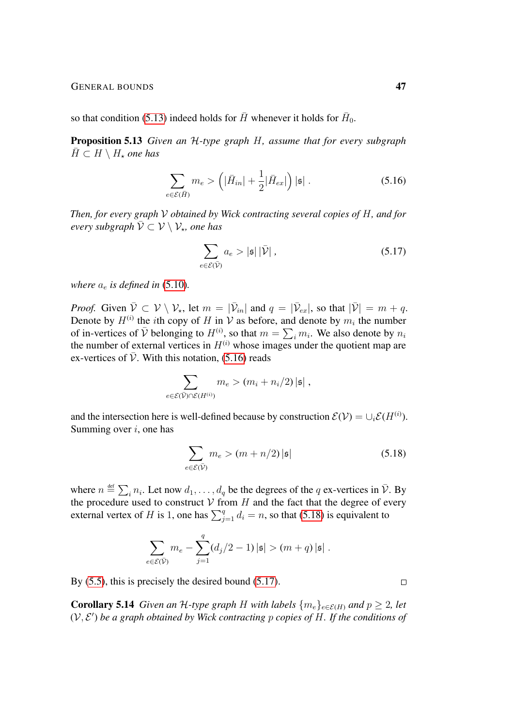so that condition (5.13) indeed holds for $\bar{H}$ whenever it holds for $\bar{H}_0$.

**Proposition 5.13** *Given an $\mathcal{H}$-type graph $H$, assume that for every subgraph $\bar{H} \subset H \setminus H_\star$ one has*

$$\sum_{e \in \mathcal{E}(\bar{H})} m_e > \Big( |\bar{H}_{in}| + \frac{1}{2} |\bar{H}_{ex}| \Big) |\mathfrak{s}| \; . \tag{5.16}$$

*Then, for every graph $\mathcal{V}$ obtained by Wick contracting several copies of $H$, and for every subgraph $\bar{\mathcal{V}} \subset \mathcal{V} \setminus \mathcal{V}_\star$, one has*

$$\sum_{e \in \mathcal{E}(\bar{\mathcal{V}})} a_e > |\mathfrak{s}| \, |\bar{\mathcal{V}}| \; , \tag{5.17}$$

*where $a_e$ is defined in (5.10).*

*Proof.* Given $\bar{\mathcal{V}} \subset \mathcal{V} \setminus \mathcal{V}_\star$, let $m = |\bar{\mathcal{V}}_{in}|$ and $q = |\bar{\mathcal{V}}_{ex}|$, so that $|\bar{\mathcal{V}}| = m + q$. Denote by $H^{(i)}$ the $i$th copy of $H$ in $\mathcal{V}$ as before, and denote by $m_i$ the number of in-vertices of $\bar{\mathcal{V}}$ belonging to $H^{(i)}$, so that $m = \sum_i m_i$. We also denote by $n_i$ the number of external vertices in $H^{(i)}$ whose images under the quotient map are ex-vertices of $\bar{\mathcal{V}}$. With this notation, (5.16) reads

$$\sum_{e \in \mathcal{E}(\bar{\mathcal{V}}) \cap \mathcal{E}(H^{(i)})} m_e > (m_i + n_i/2) \, |\mathfrak{s}| \; ,$$

and the intersection here is well-defined because by construction $\mathcal{E}(\mathcal{V}) = \cup_i \mathcal{E}(H^{(i)})$. Summing over $i$, one has

$$\sum_{e \in \mathcal{E}(\bar{\mathcal{V}})} m_e > (m + n/2) \, |\mathfrak{s}| \tag{5.18}$$

where $n \stackrel{\text{def}}{=} \sum_i n_i$. Let now $d_1, \ldots, d_q$ be the degrees of the $q$ ex-vertices in $\bar{\mathcal{V}}$. By the procedure used to construct $\mathcal{V}$ from $H$ and the fact that the degree of every external vertex of $H$ is 1, one has $\sum_{j=1}^q d_i = n$, so that (5.18) is equivalent to

$$\sum_{e \in \mathcal{E}(\bar{\mathcal{V}})} m_e - \sum_{j=1}^{q} (d_j/2 - 1) \, |\mathfrak{s}| > (m + q) \, |\mathfrak{s}| \; .$$

By (5.5), this is precisely the desired bound (5.17). □

**Corollary 5.14** *Given an $\mathcal{H}$-type graph $H$ with labels $\{m_e\}_{e \in \mathcal{E}(H)}$ and $p \geq 2$, let $(\mathcal{V}, \mathcal{E}')$ be a graph obtained by Wick contracting $p$ copies of $H$. If the conditions of*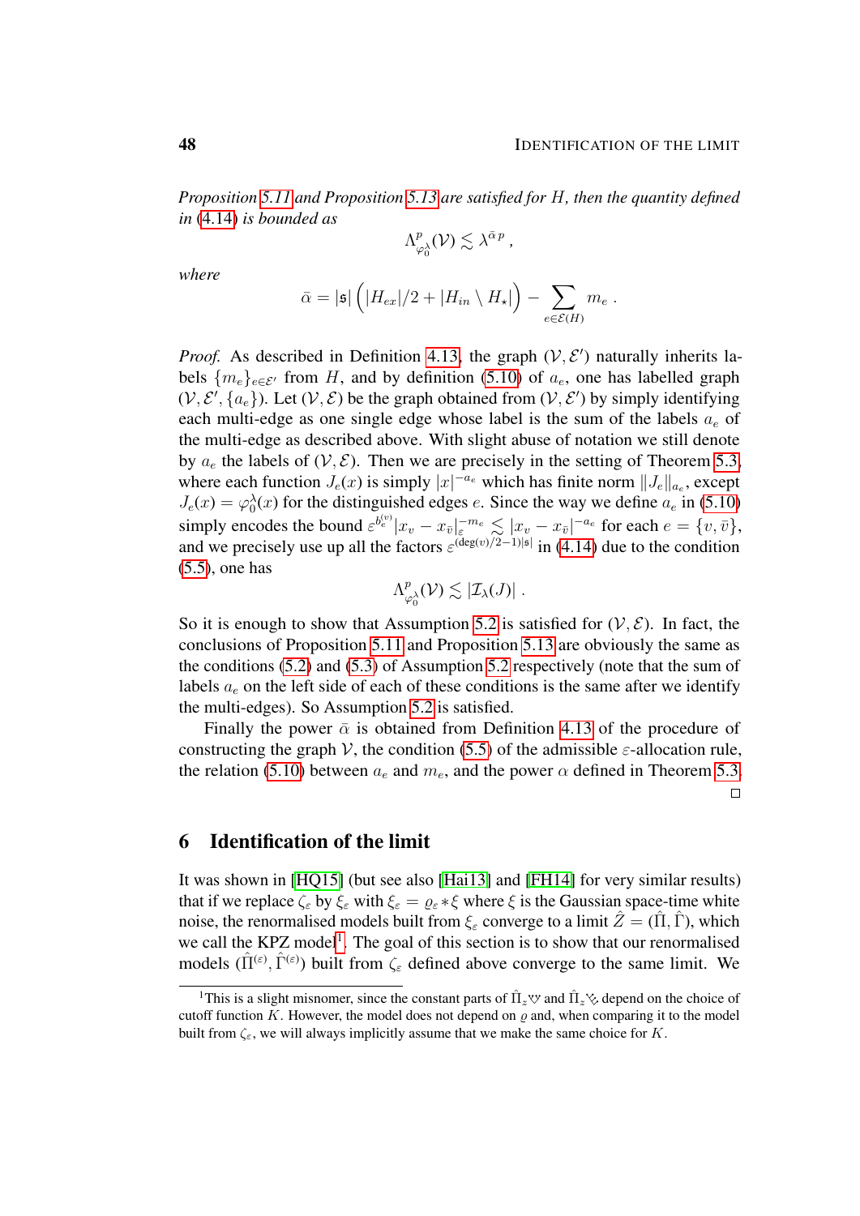*Proposition 5.11 and Proposition 5.13 are satisfied for $H$, then the quantity defined in (4.14) is bounded as*

$$\Lambda^p_{\varphi_0^\lambda}(\mathcal{V}) \lesssim \lambda^{\bar{\alpha}\, p}\;,$$

*where*

$$\bar{\alpha} = |\mathfrak{s}| \Big( |H_{ex}|/2 + |H_{in} \setminus H_\star| \Big) - \sum_{e\in\mathcal{E}(H)} m_e\;.$$

*Proof.* As described in Definition 4.13, the graph $(\mathcal{V}, \mathcal{E}')$ naturally inherits labels $\{m_e\}_{e\in\mathcal{E}'}$ from $H$, and by definition (5.10) of $a_e$, one has labelled graph $(\mathcal{V}, \mathcal{E}', \{a_e\})$. Let $(\mathcal{V}, \mathcal{E})$ be the graph obtained from $(\mathcal{V}, \mathcal{E}')$ by simply identifying each multi-edge as one single edge whose label is the sum of the labels $a_e$ of the multi-edge as described above. With slight abuse of notation we still denote by $a_e$ the labels of $(\mathcal{V}, \mathcal{E})$. Then we are precisely in the setting of Theorem 5.3, where each function $J_e(x)$ is simply $|x|^{-a_e}$ which has finite norm $\|J_e\|_{a_e}$, except $J_e(x) = \varphi_0^\lambda(x)$ for the distinguished edges $e$. Since the way we define $a_e$ in (5.10) simply encodes the bound $\varepsilon^{b_e^{(v)}} |x_v - x_{\bar{v}}|_\varepsilon^{-m_e} \lesssim |x_v - x_{\bar{v}}|^{-a_e}$ for each $e = \{v, \bar{v}\}$, and we precisely use up all the factors $\varepsilon^{(\deg(v)/2-1)|\mathfrak{s}|}$ in (4.14) due to the condition (5.5), one has

$$\Lambda^p_{\varphi_0^\lambda}(\mathcal{V}) \lesssim |\mathcal{I}_\lambda(J)|\;.$$

So it is enough to show that Assumption 5.2 is satisfied for $(\mathcal{V}, \mathcal{E})$. In fact, the conclusions of Proposition 5.11 and Proposition 5.13 are obviously the same as the conditions (5.2) and (5.3) of Assumption 5.2 respectively (note that the sum of labels $a_e$ on the left side of each of these conditions is the same after we identify the multi-edges). So Assumption 5.2 is satisfied.

Finally the power $\bar{\alpha}$ is obtained from Definition 4.13 of the procedure of constructing the graph $\mathcal{V}$, the condition (5.5) of the admissible $\varepsilon$-allocation rule, the relation (5.10) between $a_e$ and $m_e$, and the power $\alpha$ defined in Theorem 5.3. □

## 6 Identification of the limit

It was shown in [HQ15] (but see also [Hai13] and [FH14] for very similar results) that if we replace $\zeta_\varepsilon$ by $\xi_\varepsilon$ with $\xi_\varepsilon = \varrho_\varepsilon * \xi$ where $\xi$ is the Gaussian space-time white noise, the renormalised models built from $\xi_\varepsilon$ converge to a limit $\hat{Z} = (\hat{\Pi}, \hat{\Gamma})$, which we call the KPZ model[1]. The goal of this section is to show that our renormalised models $(\hat{\Pi}^{(\varepsilon)}, \hat{\Gamma}^{(\varepsilon)})$ built from $\zeta_\varepsilon$ defined above converge to the same limit. We

[1] This is a slight misnomer, since the constant parts of $\hat{\Pi}_z$ and $\hat{\Pi}_z$ depend on the choice of cutoff function $K$. However, the model does not depend on $\varrho$ and, when comparing it to the model built from $\zeta_\varepsilon$, we will always implicitly assume that we make the same choice for $K$.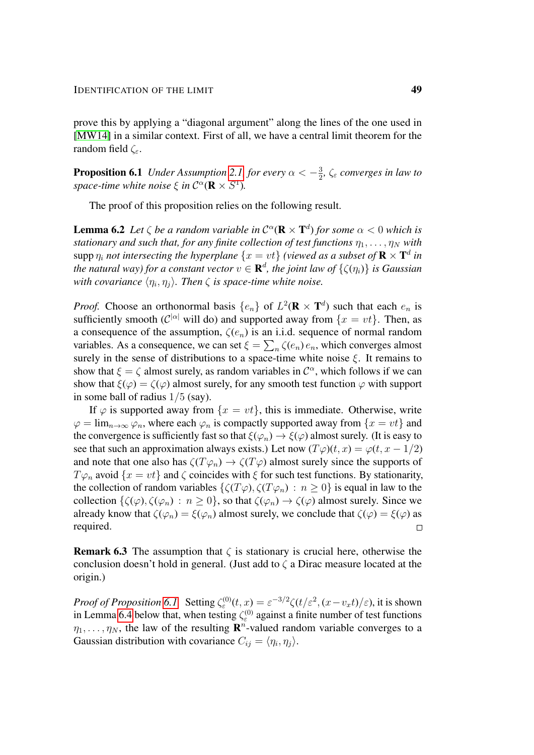prove this by applying a "diagonal argument" along the lines of the one used in [MW14] in a similar context. First of all, we have a central limit theorem for the random field $\zeta_\varepsilon$.

**Proposition 6.1** *Under Assumption 2.1, for every $\alpha < -\frac{3}{2}$, $\zeta_\varepsilon$ converges in law to space-time white noise $\xi$ in $\mathcal{C}^\alpha(\mathbf{R} \times S^1)$.*

The proof of this proposition relies on the following result.

**Lemma 6.2** *Let $\zeta$ be a random variable in $\mathcal{C}^\alpha(\mathbf{R} \times \mathbf{T}^d)$ for some $\alpha < 0$ which is stationary and such that, for any finite collection of test functions $\eta_1, \ldots, \eta_N$ with $\operatorname{supp} \eta_i$ not intersecting the hyperplane $\{x = vt\}$ (viewed as a subset of $\mathbf{R} \times \mathbf{T}^d$ in the natural way) for a constant vector $v \in \mathbf{R}^d$, the joint law of $\{\zeta(\eta_i)\}$ is Gaussian with covariance $\langle \eta_i, \eta_j \rangle$. Then $\zeta$ is space-time white noise.*

*Proof.* Choose an orthonormal basis $\{e_n\}$ of $L^2(\mathbf{R} \times \mathbf{T}^d)$ such that each $e_n$ is sufficiently smooth ($\mathcal{C}^{|\alpha|}$ will do) and supported away from $\{x = vt\}$. Then, as a consequence of the assumption, $\zeta(e_n)$ is an i.i.d. sequence of normal random variables. As a consequence, we can set $\xi = \sum_n \zeta(e_n)\, e_n$, which converges almost surely in the sense of distributions to a space-time white noise $\xi$. It remains to show that $\xi = \zeta$ almost surely, as random variables in $\mathcal{C}^\alpha$, which follows if we can show that $\xi(\varphi) = \zeta(\varphi)$ almost surely, for any smooth test function $\varphi$ with support in some ball of radius $1/5$ (say).

If $\varphi$ is supported away from $\{x = vt\}$, this is immediate. Otherwise, write $\varphi = \lim_{n\to\infty} \varphi_n$, where each $\varphi_n$ is compactly supported away from $\{x = vt\}$ and the convergence is sufficiently fast so that $\xi(\varphi_n) \to \xi(\varphi)$ almost surely. (It is easy to see that such an approximation always exists.) Let now $(T\varphi)(t, x) = \varphi(t, x - 1/2)$ and note that one also has $\zeta(T\varphi_n) \to \zeta(T\varphi)$ almost surely since the supports of $T\varphi_n$ avoid $\{x = vt\}$ and $\zeta$ coincides with $\xi$ for such test functions. By stationarity, the collection of random variables $\{\zeta(T\varphi), \zeta(T\varphi_n) : n \ge 0\}$ is equal in law to the collection $\{\zeta(\varphi), \zeta(\varphi_n) : n \ge 0\}$, so that $\zeta(\varphi_n) \to \zeta(\varphi)$ almost surely. Since we already know that $\zeta(\varphi_n) = \xi(\varphi_n)$ almost surely, we conclude that $\zeta(\varphi) = \xi(\varphi)$ as required. □

**Remark 6.3** The assumption that $\zeta$ is stationary is crucial here, otherwise the conclusion doesn't hold in general. (Just add to $\zeta$ a Dirac measure located at the origin.)

*Proof of Proposition 6.1.* Setting $\zeta_\varepsilon^{(0)}(t, x) = \varepsilon^{-3/2}\zeta(t/\varepsilon^2, (x - v_x t)/\varepsilon)$, it is shown in Lemma 6.4 below that, when testing $\zeta_\varepsilon^{(0)}$ against a finite number of test functions $\eta_1, \ldots, \eta_N$, the law of the resulting $\mathbf{R}^n$-valued random variable converges to a Gaussian distribution with covariance $C_{ij} = \langle \eta_i, \eta_j \rangle$.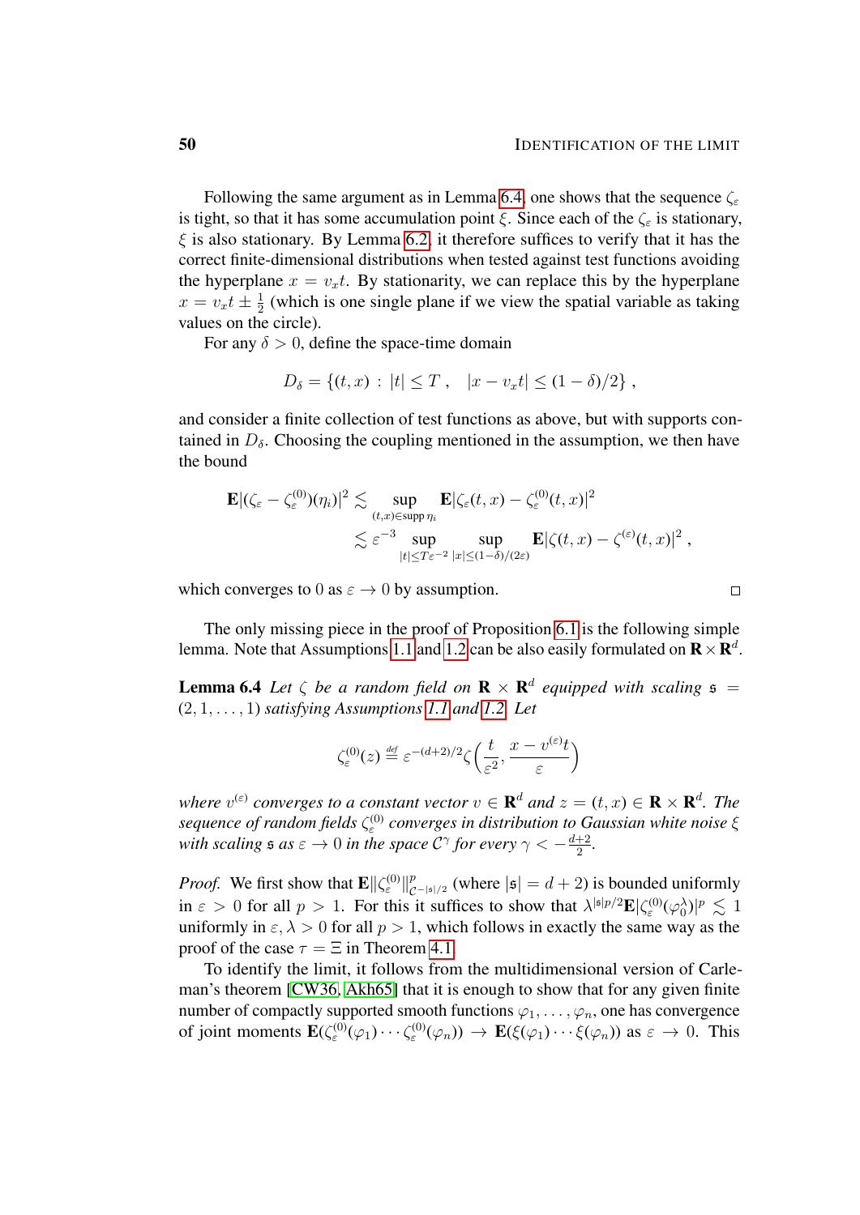Following the same argument as in Lemma 6.4, one shows that the sequence $\zeta_\varepsilon$ is tight, so that it has some accumulation point $\xi$. Since each of the $\zeta_\varepsilon$ is stationary, $\xi$ is also stationary. By Lemma 6.2, it therefore suffices to verify that it has the correct finite-dimensional distributions when tested against test functions avoiding the hyperplane $x = v_x t$. By stationarity, we can replace this by the hyperplane $x = v_x t \pm \frac{1}{2}$ (which is one single plane if we view the spatial variable as taking values on the circle).

For any $\delta > 0$, define the space-time domain

$$D_\delta = \{(t,x) : |t| \le T\,, \quad |x - v_x t| \le (1-\delta)/2\}\,,$$

and consider a finite collection of test functions as above, but with supports contained in $D_\delta$. Choosing the coupling mentioned in the assumption, we then have the bound

$$\begin{aligned}\mathbf{E}|(\zeta_\varepsilon - \zeta_\varepsilon^{(0)})(\eta_i)|^2 &\lesssim \sup_{(t,x)\in \operatorname{supp}\eta_i} \mathbf{E}|\zeta_\varepsilon(t,x) - \zeta_\varepsilon^{(0)}(t,x)|^2 \\ &\lesssim \varepsilon^{-3} \sup_{|t|\le T\varepsilon^{-2}} \sup_{|x|\le(1-\delta)/(2\varepsilon)} \mathbf{E}|\zeta(t,x) - \zeta^{(\varepsilon)}(t,x)|^2\,,\end{aligned}$$

which converges to $0$ as $\varepsilon \to 0$ by assumption. $\square$

The only missing piece in the proof of Proposition 6.1 is the following simple lemma. Note that Assumptions 1.1 and 1.2 can be also easily formulated on $\mathbf{R}\times\mathbf{R}^d$.

**Lemma 6.4** *Let $\zeta$ be a random field on $\mathbf{R}\times\mathbf{R}^d$ equipped with scaling $\mathfrak{s} = (2,1,\ldots,1)$ satisfying Assumptions 1.1 and 1.2. Let*

$$\zeta_\varepsilon^{(0)}(z) \stackrel{\text{def}}{=} \varepsilon^{-(d+2)/2}\zeta\Big(\frac{t}{\varepsilon^2}, \frac{x - v^{(\varepsilon)}t}{\varepsilon}\Big)$$

*where $v^{(\varepsilon)}$ converges to a constant vector $v \in \mathbf{R}^d$ and $z = (t,x) \in \mathbf{R}\times\mathbf{R}^d$. The sequence of random fields $\zeta_\varepsilon^{(0)}$ converges in distribution to Gaussian white noise $\xi$ with scaling $\mathfrak{s}$ as $\varepsilon \to 0$ in the space $\mathcal{C}^\gamma$ for every $\gamma < -\frac{d+2}{2}$.*

*Proof.* We first show that $\mathbf{E}\|\zeta_\varepsilon^{(0)}\|^p_{\mathcal{C}^{-|\mathfrak{s}|/2}}$ (where $|\mathfrak{s}| = d+2$) is bounded uniformly in $\varepsilon > 0$ for all $p > 1$. For this it suffices to show that $\lambda^{|\mathfrak{s}|p/2}\mathbf{E}|\zeta_\varepsilon^{(0)}(\varphi_0^\lambda)|^p \lesssim 1$ uniformly in $\varepsilon, \lambda > 0$ for all $p > 1$, which follows in exactly the same way as the proof of the case $\tau = \Xi$ in Theorem 4.1.

To identify the limit, it follows from the multidimensional version of Carleman's theorem [CW36, Akh65] that it is enough to show that for any given finite number of compactly supported smooth functions $\varphi_1, \ldots, \varphi_n$, one has convergence of joint moments $\mathbf{E}(\zeta_\varepsilon^{(0)}(\varphi_1)\cdots\zeta_\varepsilon^{(0)}(\varphi_n)) \to \mathbf{E}(\xi(\varphi_1)\cdots\xi(\varphi_n))$ as $\varepsilon \to 0$. This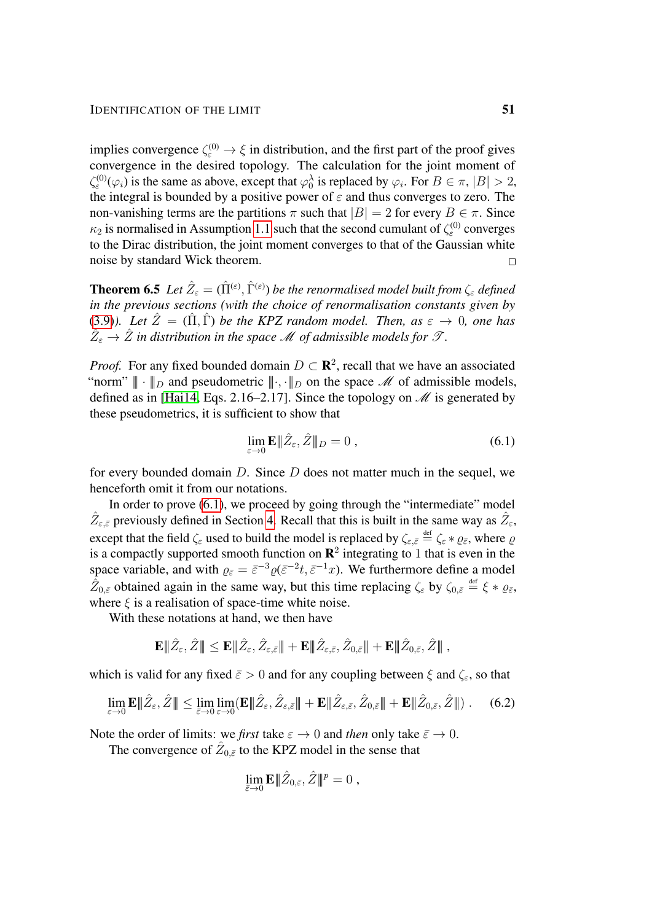implies convergence $\zeta_\varepsilon^{(0)} \to \xi$ in distribution, and the first part of the proof gives convergence in the desired topology. The calculation for the joint moment of $\zeta_\varepsilon^{(0)}(\varphi_i)$ is the same as above, except that $\varphi_0^\lambda$ is replaced by $\varphi_i$. For $B \in \pi$, $|B| > 2$, the integral is bounded by a positive power of $\varepsilon$ and thus converges to zero. The non-vanishing terms are the partitions $\pi$ such that $|B| = 2$ for every $B \in \pi$. Since $\kappa_2$ is normalised in Assumption 1.1 such that the second cumulant of $\zeta_\varepsilon^{(0)}$ converges to the Dirac distribution, the joint moment converges to that of the Gaussian white noise by standard Wick theorem. □

**Theorem 6.5** *Let $\hat Z_\varepsilon = (\hat\Pi^{(\varepsilon)}, \hat\Gamma^{(\varepsilon)})$ be the renormalised model built from $\zeta_\varepsilon$ defined in the previous sections (with the choice of renormalisation constants given by (3.9)). Let $\hat Z = (\hat\Pi, \hat\Gamma)$ be the KPZ random model. Then, as $\varepsilon \to 0$, one has $\hat Z_\varepsilon \to \hat Z$ in distribution in the space $\mathscr{M}$ of admissible models for $\mathscr{T}$.*

*Proof.* For any fixed bounded domain $D \subset \mathbf{R}^2$, recall that we have an associated "norm" $\|\cdot\|_D$ and pseudometric $\|\cdot,\cdot\|_D$ on the space $\mathscr{M}$ of admissible models, defined as in [Hai14, Eqs. 2.16–2.17]. Since the topology on $\mathscr{M}$ is generated by these pseudometrics, it is sufficient to show that

$$\lim_{\varepsilon\to 0} \mathbf{E}\|\hat Z_\varepsilon, \hat Z\|_D = 0\;, \tag{6.1}$$

for every bounded domain $D$. Since $D$ does not matter much in the sequel, we henceforth omit it from our notations.

In order to prove (6.1), we proceed by going through the "intermediate" model $\hat Z_{\varepsilon,\bar\varepsilon}$ previously defined in Section 4. Recall that this is built in the same way as $\hat Z_\varepsilon$, except that the field $\zeta_\varepsilon$ used to build the model is replaced by $\zeta_{\varepsilon,\bar\varepsilon} \stackrel{\text{def}}{=} \zeta_\varepsilon * \varrho_{\bar\varepsilon}$, where $\varrho$ is a compactly supported smooth function on $\mathbf{R}^2$ integrating to $1$ that is even in the space variable, and with $\varrho_{\bar\varepsilon} = \bar\varepsilon^{-3}\varrho(\bar\varepsilon^{-2}t, \bar\varepsilon^{-1}x)$. We furthermore define a model $\hat Z_{0,\bar\varepsilon}$ obtained again in the same way, but this time replacing $\zeta_\varepsilon$ by $\zeta_{0,\bar\varepsilon} \stackrel{\text{def}}{=} \xi * \varrho_{\bar\varepsilon}$, where $\xi$ is a realisation of space-time white noise.

With these notations at hand, we then have

$$\mathbf{E}\|\hat Z_\varepsilon, \hat Z\| \le \mathbf{E}\|\hat Z_\varepsilon, \hat Z_{\varepsilon,\bar\varepsilon}\| + \mathbf{E}\|\hat Z_{\varepsilon,\bar\varepsilon}, \hat Z_{0,\bar\varepsilon}\| + \mathbf{E}\|\hat Z_{0,\bar\varepsilon}, \hat Z\|\;,$$

which is valid for any fixed $\bar\varepsilon > 0$ and for any coupling between $\xi$ and $\zeta_\varepsilon$, so that

$$\lim_{\varepsilon\to 0}\mathbf{E}\|\hat Z_\varepsilon, \hat Z\| \le \lim_{\bar\varepsilon\to 0}\lim_{\varepsilon\to 0}\big(\mathbf{E}\|\hat Z_\varepsilon, \hat Z_{\varepsilon,\bar\varepsilon}\| + \mathbf{E}\|\hat Z_{\varepsilon,\bar\varepsilon}, \hat Z_{0,\bar\varepsilon}\| + \mathbf{E}\|\hat Z_{0,\bar\varepsilon}, \hat Z\|\big)\;. \tag{6.2}$$

Note the order of limits: we *first* take $\varepsilon \to 0$ and *then* only take $\bar\varepsilon \to 0$.

The convergence of $\hat Z_{0,\bar\varepsilon}$ to the KPZ model in the sense that

$$\lim_{\bar\varepsilon\to 0}\mathbf{E}\|\hat Z_{0,\bar\varepsilon}, \hat Z\|^p = 0\;,$$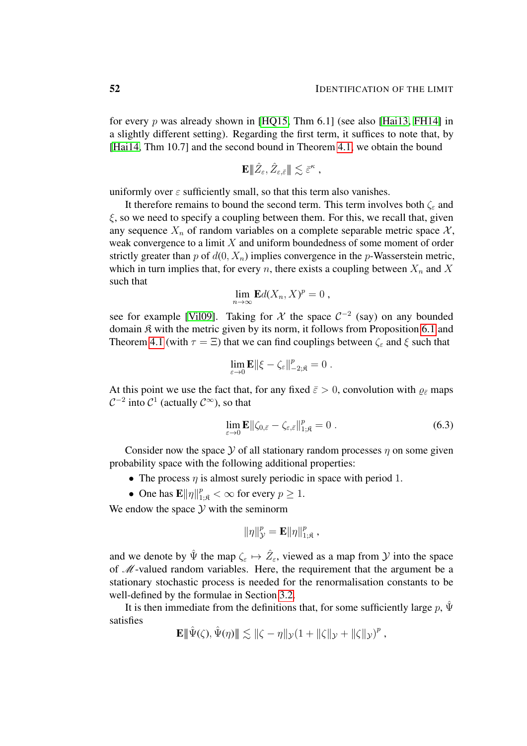for every $p$ was already shown in [HQ15, Thm 6.1] (see also [Hai13, FH14] in a slightly different setting). Regarding the first term, it suffices to note that, by [Hai14, Thm 10.7] and the second bound in Theorem 4.1, we obtain the bound

$$\mathbf{E}|\!|\!| \hat{Z}_\varepsilon, \hat{Z}_{\varepsilon,\bar\varepsilon} |\!|\!| \lesssim \bar\varepsilon^\kappa ,$$

uniformly over $\varepsilon$ sufficiently small, so that this term also vanishes.

It therefore remains to bound the second term. This term involves both $\zeta_\varepsilon$ and $\xi$, so we need to specify a coupling between them. For this, we recall that, given any sequence $X_n$ of random variables on a complete separable metric space $\mathcal{X}$, weak convergence to a limit $X$ and uniform boundedness of some moment of order strictly greater than $p$ of $d(0, X_n)$ implies convergence in the $p$-Wasserstein metric, which in turn implies that, for every $n$, there exists a coupling between $X_n$ and $X$ such that

$$\lim_{n\to\infty} \mathbf{E} d(X_n, X)^p = 0 ,$$

see for example [Vil09]. Taking for $\mathcal{X}$ the space $\mathcal{C}^{-2}$ (say) on any bounded domain $\mathfrak{K}$ with the metric given by its norm, it follows from Proposition 6.1 and Theorem 4.1 (with $\tau = \Xi$) that we can find couplings between $\zeta_\varepsilon$ and $\xi$ such that

$$\lim_{\varepsilon\to 0} \mathbf{E}\|\xi - \zeta_\varepsilon\|_{-2;\mathfrak{K}}^p = 0 .$$

At this point we use the fact that, for any fixed $\bar\varepsilon > 0$, convolution with $\varrho_{\bar\varepsilon}$ maps $\mathcal{C}^{-2}$ into $\mathcal{C}^1$ (actually $\mathcal{C}^\infty$), so that

$$\lim_{\varepsilon\to 0} \mathbf{E}\|\zeta_{0,\bar\varepsilon} - \zeta_{\varepsilon,\bar\varepsilon}\|_{1;\mathfrak{K}}^p = 0 . \tag{6.3}$$

Consider now the space $\mathcal{Y}$ of all stationary random processes $\eta$ on some given probability space with the following additional properties:

- The process $\eta$ is almost surely periodic in space with period 1.
- One has $\mathbf{E}\|\eta\|_{1;\mathfrak{K}}^p < \infty$ for every $p \ge 1$.

We endow the space $\mathcal{Y}$ with the seminorm

$$\|\eta\|_{\mathcal{Y}}^p = \mathbf{E}\|\eta\|_{1;\mathfrak{K}}^p ,$$

and we denote by $\hat\Psi$ the map $\zeta_\varepsilon \mapsto \hat{Z}_\varepsilon$, viewed as a map from $\mathcal{Y}$ into the space of $\mathscr{M}$-valued random variables. Here, the requirement that the argument be a stationary stochastic process is needed for the renormalisation constants to be well-defined by the formulae in Section 3.2.

It is then immediate from the definitions that, for some sufficiently large $p$, $\hat\Psi$ satisfies

$$\mathbf{E}|\!|\!| \hat\Psi(\zeta), \hat\Psi(\eta) |\!|\!| \lesssim \|\zeta - \eta\|_{\mathcal{Y}} (1 + \|\zeta\|_{\mathcal{Y}} + \|\zeta\|_{\mathcal{Y}})^p ,$$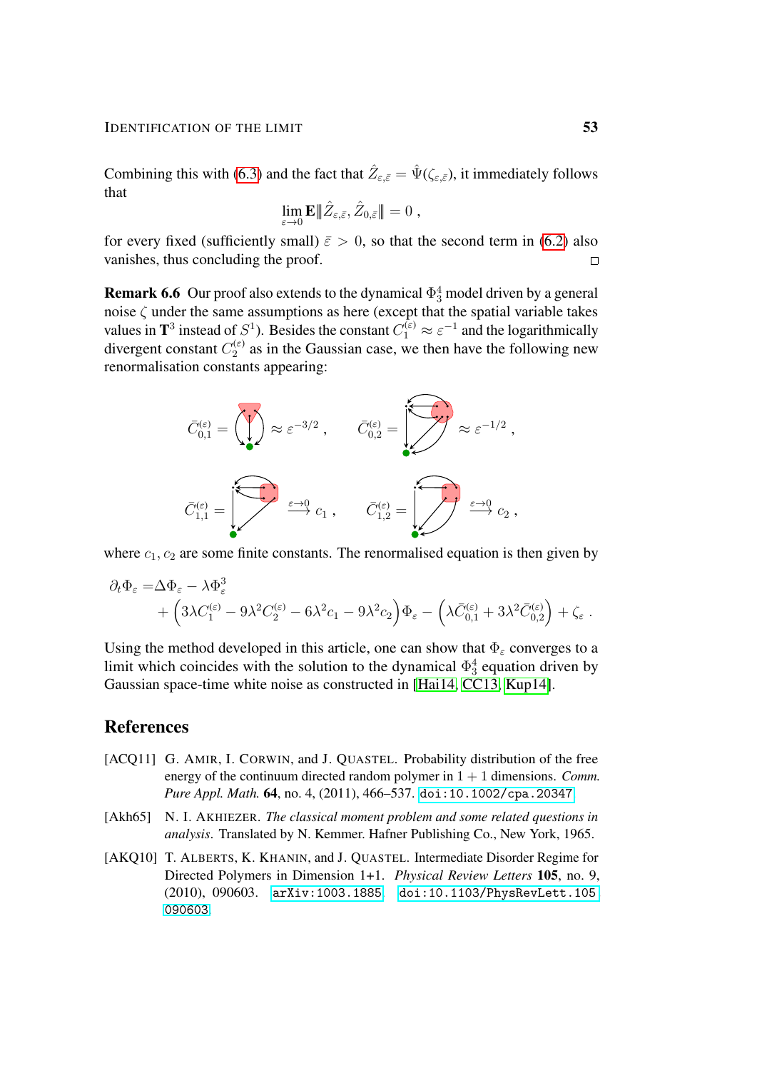Combining this with (6.3) and the fact that $\hat{Z}_{\varepsilon,\bar{\varepsilon}} = \hat{\Psi}(\zeta_{\varepsilon,\bar{\varepsilon}})$, it immediately follows that

$$\lim_{\varepsilon \to 0} \mathbf{E} \|\hat{Z}_{\varepsilon,\bar{\varepsilon}}, \hat{Z}_{0,\bar{\varepsilon}}\| = 0 ,$$

for every fixed (sufficiently small) $\bar{\varepsilon} > 0$, so that the second term in (6.2) also vanishes, thus concluding the proof. □

**Remark 6.6** Our proof also extends to the dynamical $\Phi^4_3$ model driven by a general noise $\zeta$ under the same assumptions as here (except that the spatial variable takes values in $\mathbf{T}^3$ instead of $S^1$). Besides the constant $C_1^{(\varepsilon)} \approx \varepsilon^{-1}$ and the logarithmically divergent constant $C_2^{(\varepsilon)}$ as in the Gaussian case, we then have the following new renormalisation constants appearing:

$$\bar{C}_{0,1}^{(\varepsilon)} = [\text{diagram}] \approx \varepsilon^{-3/2} , \qquad \bar{C}_{0,2}^{(\varepsilon)} = [\text{diagram}] \approx \varepsilon^{-1/2} ,$$

$$\bar{C}_{1,1}^{(\varepsilon)} = [\text{diagram}] \xrightarrow{\varepsilon \to 0} c_1 , \qquad \bar{C}_{1,2}^{(\varepsilon)} = [\text{diagram}] \xrightarrow{\varepsilon \to 0} c_2 ,$$

where $c_1, c_2$ are some finite constants. The renormalised equation is then given by

$$\begin{aligned}\partial_t \Phi_\varepsilon =& \Delta \Phi_\varepsilon - \lambda \Phi_\varepsilon^3 \\ &+ \Big(3\lambda C_1^{(\varepsilon)} - 9\lambda^2 C_2^{(\varepsilon)} - 6\lambda^2 c_1 - 9\lambda^2 c_2\Big)\Phi_\varepsilon - \Big(\lambda \bar{C}_{0,1}^{(\varepsilon)} + 3\lambda^2 \bar{C}_{0,2}^{(\varepsilon)}\Big) + \zeta_\varepsilon .\end{aligned}$$

Using the method developed in this article, one can show that $\Phi_\varepsilon$ converges to a limit which coincides with the solution to the dynamical $\Phi^4_3$ equation driven by Gaussian space-time white noise as constructed in [Hai14, CC13, Kup14].

## References

[ACQ11] G. Amir, I. Corwin, and J. Quastel. Probability distribution of the free energy of the continuum directed random polymer in $1 + 1$ dimensions. *Comm. Pure Appl. Math.* **64**, no. 4, (2011), 466–537. doi:10.1002/cpa.20347.

[Akh65] N. I. Akhiezer. *The classical moment problem and some related questions in analysis*. Translated by N. Kemmer. Hafner Publishing Co., New York, 1965.

[AKQ10] T. Alberts, K. Khanin, and J. Quastel. Intermediate Disorder Regime for Directed Polymers in Dimension 1+1. *Physical Review Letters* **105**, no. 9, (2010), 090603. arXiv:1003.1885. doi:10.1103/PhysRevLett.105.090603.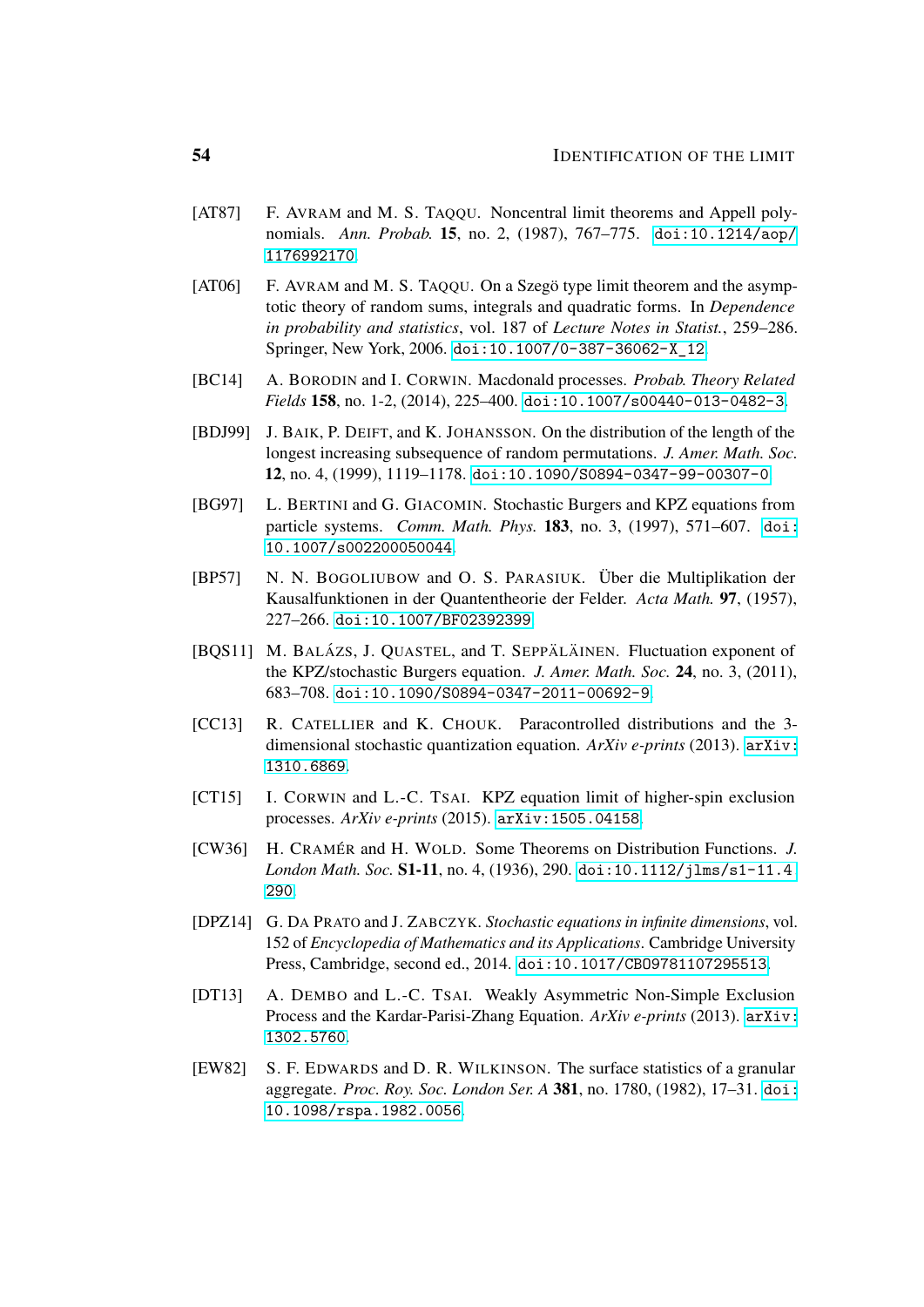[AT87] F. Avram and M. S. Taqqu. Noncentral limit theorems and Appell polynomials. *Ann. Probab.* **15**, no. 2, (1987), 767–775. doi:10.1214/aop/1176992170.

[AT06] F. Avram and M. S. Taqqu. On a Szegö type limit theorem and the asymptotic theory of random sums, integrals and quadratic forms. In *Dependence in probability and statistics*, vol. 187 of *Lecture Notes in Statist.*, 259–286. Springer, New York, 2006. doi:10.1007/0-387-36062-X_12.

[BC14] A. Borodin and I. Corwin. Macdonald processes. *Probab. Theory Related Fields* **158**, no. 1-2, (2014), 225–400. doi:10.1007/s00440-013-0482-3.

[BDJ99] J. Baik, P. Deift, and K. Johansson. On the distribution of the length of the longest increasing subsequence of random permutations. *J. Amer. Math. Soc.* **12**, no. 4, (1999), 1119–1178. doi:10.1090/S0894-0347-99-00307-0.

[BG97] L. Bertini and G. Giacomin. Stochastic Burgers and KPZ equations from particle systems. *Comm. Math. Phys.* **183**, no. 3, (1997), 571–607. doi:10.1007/s002200050044.

[BP57] N. N. Bogoliubow and O. S. Parasiuk. Über die Multiplikation der Kausalfunktionen in der Quantentheorie der Felder. *Acta Math.* **97**, (1957), 227–266. doi:10.1007/BF02392399.

[BQS11] M. Balázs, J. Quastel, and T. Seppäläinen. Fluctuation exponent of the KPZ/stochastic Burgers equation. *J. Amer. Math. Soc.* **24**, no. 3, (2011), 683–708. doi:10.1090/S0894-0347-2011-00692-9.

[CC13] R. Catellier and K. Chouk. Paracontrolled distributions and the 3-dimensional stochastic quantization equation. *ArXiv e-prints* (2013). arXiv:1310.6869.

[CT15] I. Corwin and L.-C. Tsai. KPZ equation limit of higher-spin exclusion processes. *ArXiv e-prints* (2015). arXiv:1505.04158.

[CW36] H. Cramér and H. Wold. Some Theorems on Distribution Functions. *J. London Math. Soc.* **S1-11**, no. 4, (1936), 290. doi:10.1112/jlms/s1-11.4.290.

[DPZ14] G. Da Prato and J. Zabczyk. *Stochastic equations in infinite dimensions*, vol. 152 of *Encyclopedia of Mathematics and its Applications*. Cambridge University Press, Cambridge, second ed., 2014. doi:10.1017/CBO9781107295513.

[DT13] A. Dembo and L.-C. Tsai. Weakly Asymmetric Non-Simple Exclusion Process and the Kardar-Parisi-Zhang Equation. *ArXiv e-prints* (2013). arXiv:1302.5760.

[EW82] S. F. Edwards and D. R. Wilkinson. The surface statistics of a granular aggregate. *Proc. Roy. Soc. London Ser. A* **381**, no. 1780, (1982), 17–31. doi:10.1098/rspa.1982.0056.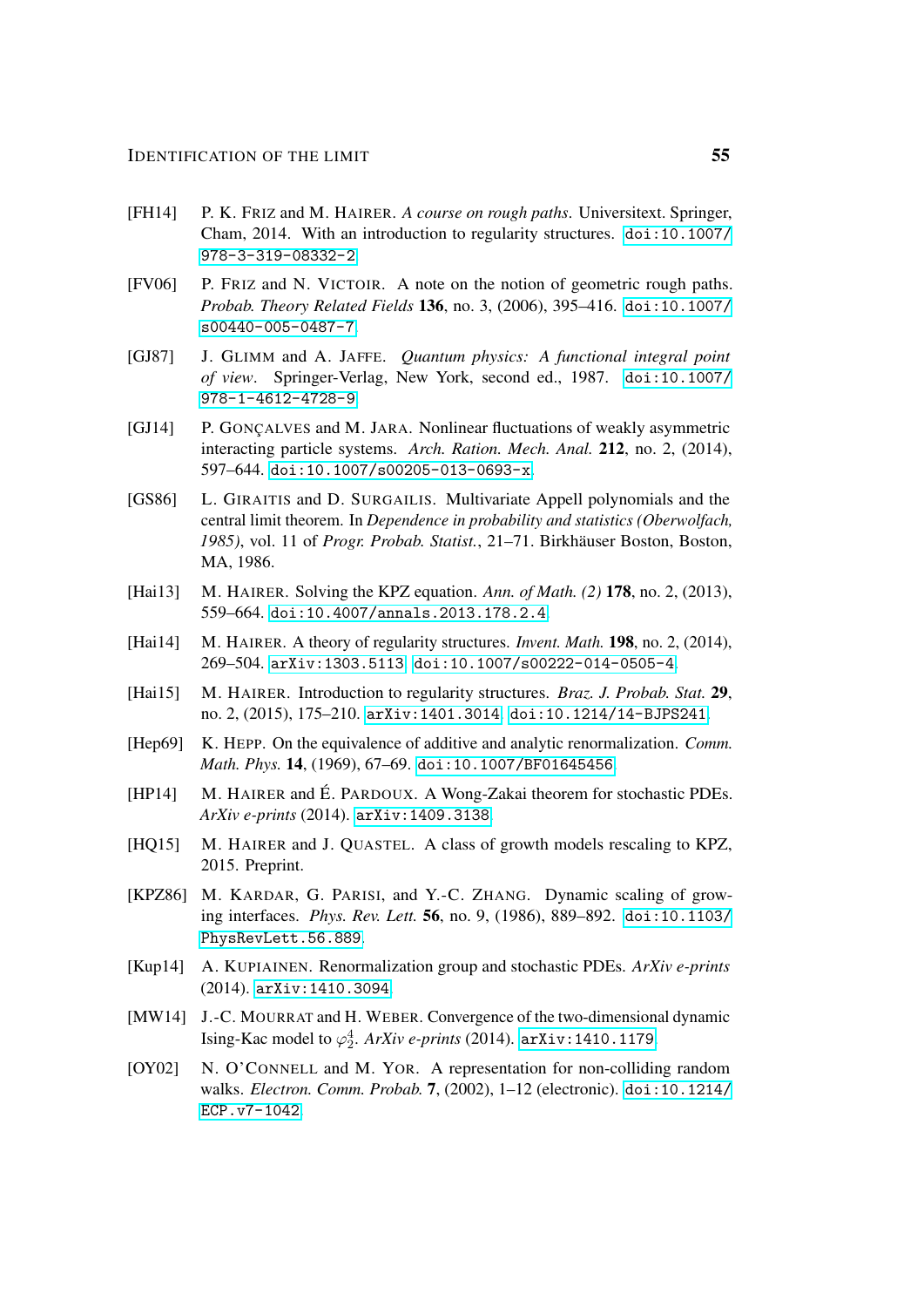[FH14] P. K. Friz and M. Hairer. *A course on rough paths*. Universitext. Springer, Cham, 2014. With an introduction to regularity structures. doi:10.1007/978-3-319-08332-2.

[FV06] P. Friz and N. Victoir. A note on the notion of geometric rough paths. *Probab. Theory Related Fields* **136**, no. 3, (2006), 395–416. doi:10.1007/s00440-005-0487-7.

[GJ87] J. Glimm and A. Jaffe. *Quantum physics: A functional integral point of view*. Springer-Verlag, New York, second ed., 1987. doi:10.1007/978-1-4612-4728-9.

[GJ14] P. Gonçalves and M. Jara. Nonlinear fluctuations of weakly asymmetric interacting particle systems. *Arch. Ration. Mech. Anal.* **212**, no. 2, (2014), 597–644. doi:10.1007/s00205-013-0693-x.

[GS86] L. Giraitis and D. Surgailis. Multivariate Appell polynomials and the central limit theorem. In *Dependence in probability and statistics (Oberwolfach, 1985)*, vol. 11 of *Progr. Probab. Statist.*, 21–71. Birkhäuser Boston, Boston, MA, 1986.

[Hai13] M. Hairer. Solving the KPZ equation. *Ann. of Math. (2)* **178**, no. 2, (2013), 559–664. doi:10.4007/annals.2013.178.2.4.

[Hai14] M. Hairer. A theory of regularity structures. *Invent. Math.* **198**, no. 2, (2014), 269–504. arXiv:1303.5113. doi:10.1007/s00222-014-0505-4.

[Hai15] M. Hairer. Introduction to regularity structures. *Braz. J. Probab. Stat.* **29**, no. 2, (2015), 175–210. arXiv:1401.3014. doi:10.1214/14-BJPS241.

[Hep69] K. Hepp. On the equivalence of additive and analytic renormalization. *Comm. Math. Phys.* **14**, (1969), 67–69. doi:10.1007/BF01645456.

[HP14] M. Hairer and É. Pardoux. A Wong-Zakai theorem for stochastic PDEs. *ArXiv e-prints* (2014). arXiv:1409.3138.

[HQ15] M. Hairer and J. Quastel. A class of growth models rescaling to KPZ, 2015. Preprint.

[KPZ86] M. Kardar, G. Parisi, and Y.-C. Zhang. Dynamic scaling of growing interfaces. *Phys. Rev. Lett.* **56**, no. 9, (1986), 889–892. doi:10.1103/PhysRevLett.56.889.

[Kup14] A. Kupiainen. Renormalization group and stochastic PDEs. *ArXiv e-prints* (2014). arXiv:1410.3094.

[MW14] J.-C. Mourrat and H. Weber. Convergence of the two-dimensional dynamic Ising-Kac model to $\varphi^4_2$. *ArXiv e-prints* (2014). arXiv:1410.1179.

[OY02] N. O'Connell and M. Yor. A representation for non-colliding random walks. *Electron. Comm. Probab.* **7**, (2002), 1–12 (electronic). doi:10.1214/ECP.v7-1042.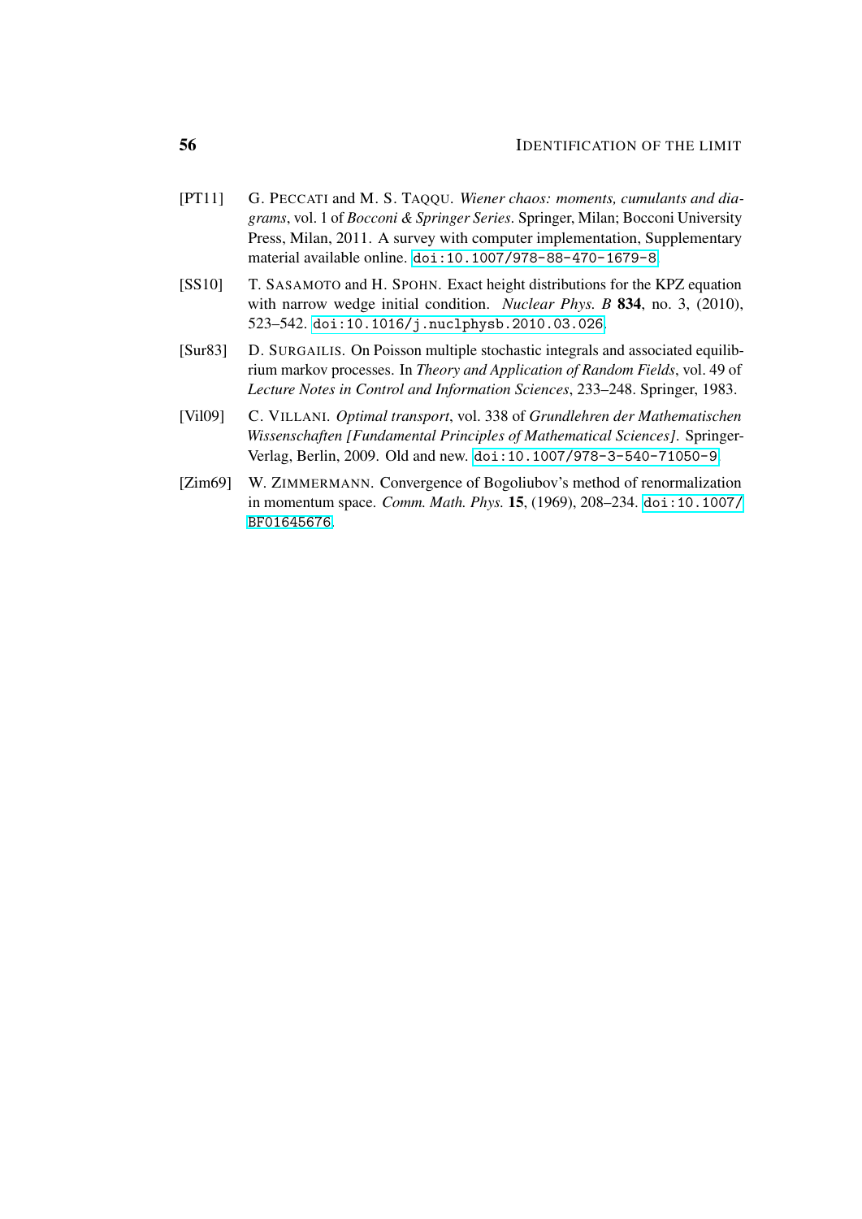[PT11] G. PECCATI and M. S. TAQQU. *Wiener chaos: moments, cumulants and diagrams*, vol. 1 of *Bocconi & Springer Series*. Springer, Milan; Bocconi University Press, Milan, 2011. A survey with computer implementation, Supplementary material available online. doi:10.1007/978-88-470-1679-8.

[SS10] T. SASAMOTO and H. SPOHN. Exact height distributions for the KPZ equation with narrow wedge initial condition. *Nuclear Phys. B* **834**, no. 3, (2010), 523–542. doi:10.1016/j.nuclphysb.2010.03.026.

[Sur83] D. SURGAILIS. On Poisson multiple stochastic integrals and associated equilibrium markov processes. In *Theory and Application of Random Fields*, vol. 49 of *Lecture Notes in Control and Information Sciences*, 233–248. Springer, 1983.

[Vil09] C. VILLANI. *Optimal transport*, vol. 338 of *Grundlehren der Mathematischen Wissenschaften [Fundamental Principles of Mathematical Sciences]*. Springer-Verlag, Berlin, 2009. Old and new. doi:10.1007/978-3-540-71050-9.

[Zim69] W. ZIMMERMANN. Convergence of Bogoliubov's method of renormalization in momentum space. *Comm. Math. Phys.* **15**, (1969), 208–234. doi:10.1007/BF01645676.